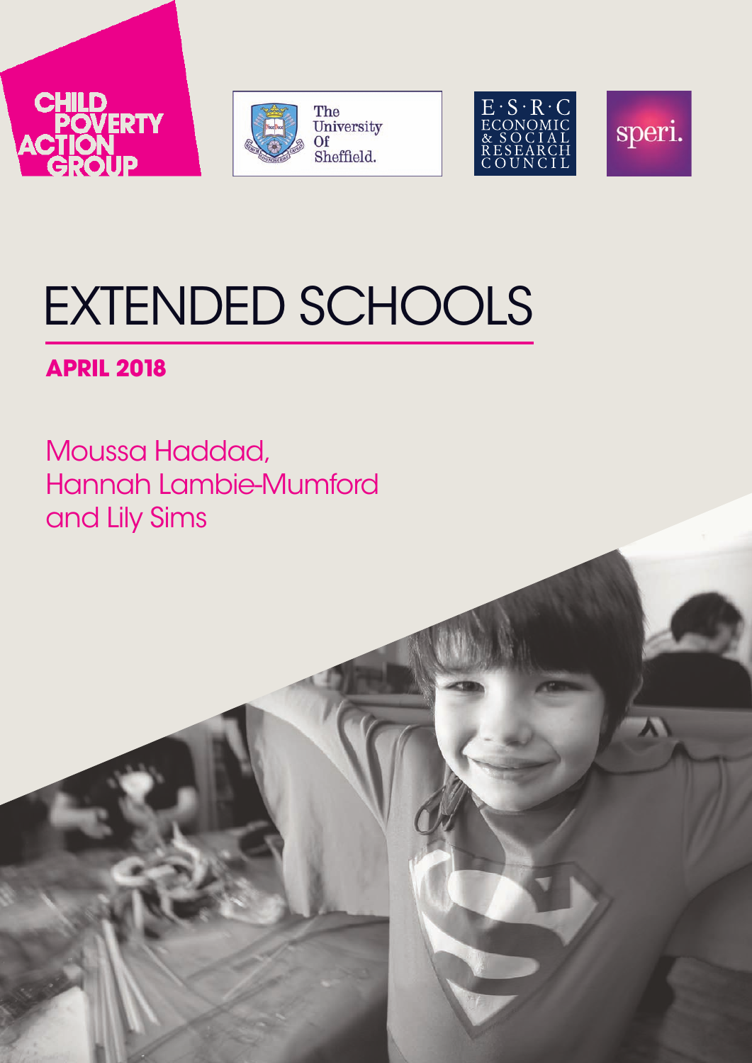CHILD POVERTY ACTION GROUP

The University Of Sheffield.

E·S·R·C ECONOMIC & SOCIAL RESEARCH COUNCIL

speri.

# EXTENDED SCHOOLS

**APRIL 2018**

Moussa Haddad, Hannah Lambie-Mumford and Lily Sims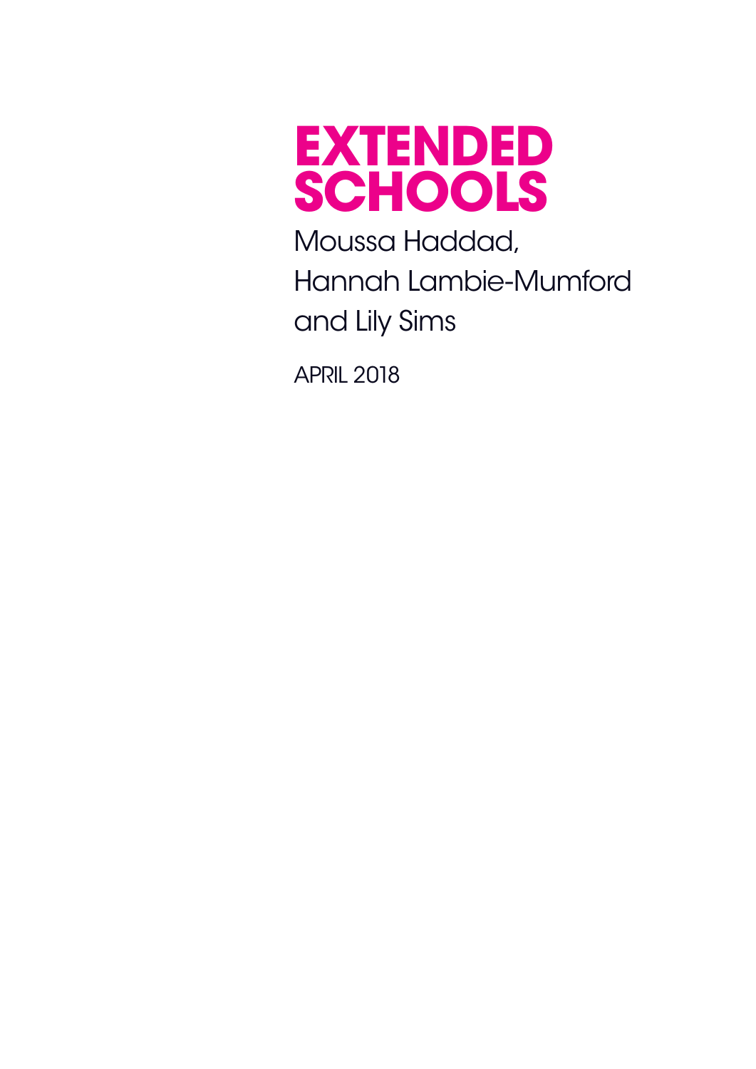# EXTENDED SCHOOLS

Moussa Haddad,
Hannah Lambie-Mumford
and Lily Sims

APRIL 2018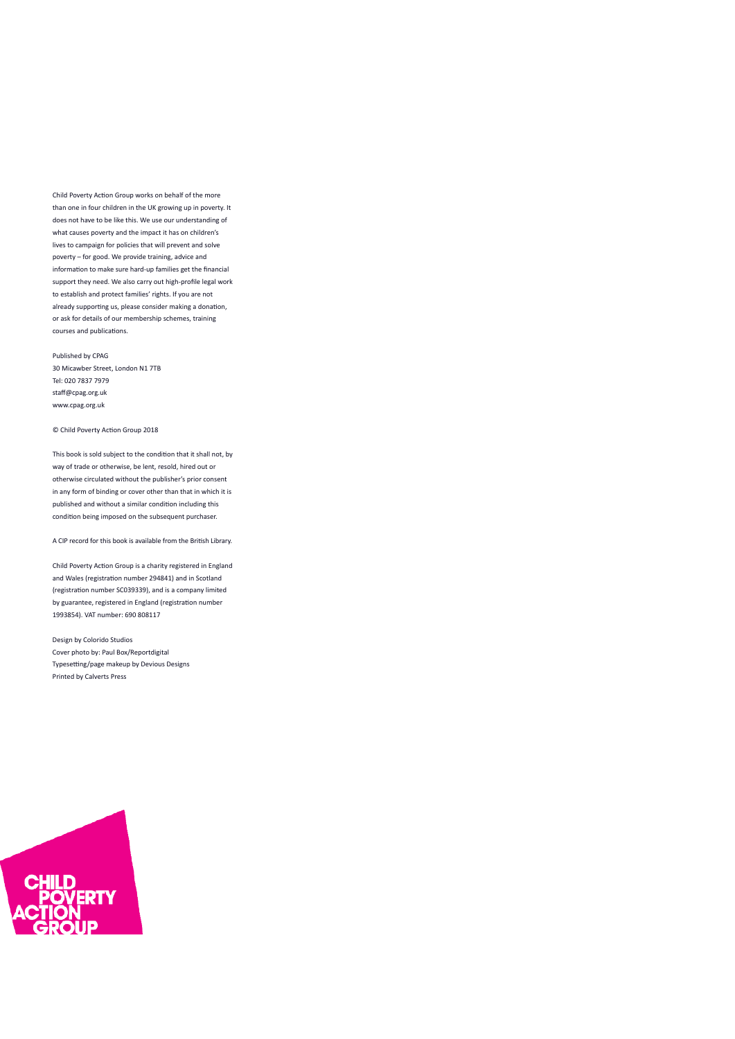Child Poverty Action Group works on behalf of the more than one in four children in the UK growing up in poverty. It does not have to be like this. We use our understanding of what causes poverty and the impact it has on children's lives to campaign for policies that will prevent and solve poverty – for good. We provide training, advice and information to make sure hard-up families get the financial support they need. We also carry out high-profile legal work to establish and protect families' rights. If you are not already supporting us, please consider making a donation, or ask for details of our membership schemes, training courses and publications.

Published by CPAG
30 Micawber Street, London N1 7TB
Tel: 020 7837 7979
staff@cpag.org.uk
www.cpag.org.uk

© Child Poverty Action Group 2018

This book is sold subject to the condition that it shall not, by way of trade or otherwise, be lent, resold, hired out or otherwise circulated without the publisher's prior consent in any form of binding or cover other than that in which it is published and without a similar condition including this condition being imposed on the subsequent purchaser.

A CIP record for this book is available from the British Library.

Child Poverty Action Group is a charity registered in England and Wales (registration number 294841) and in Scotland (registration number SC039339), and is a company limited by guarantee, registered in England (registration number 1993854). VAT number: 690 808117

Design by Colorido Studios
Cover photo by: Paul Box/Reportdigital
Typesetting/page makeup by Devious Designs
Printed by Calverts Press

CHILD POVERTY ACTION GROUP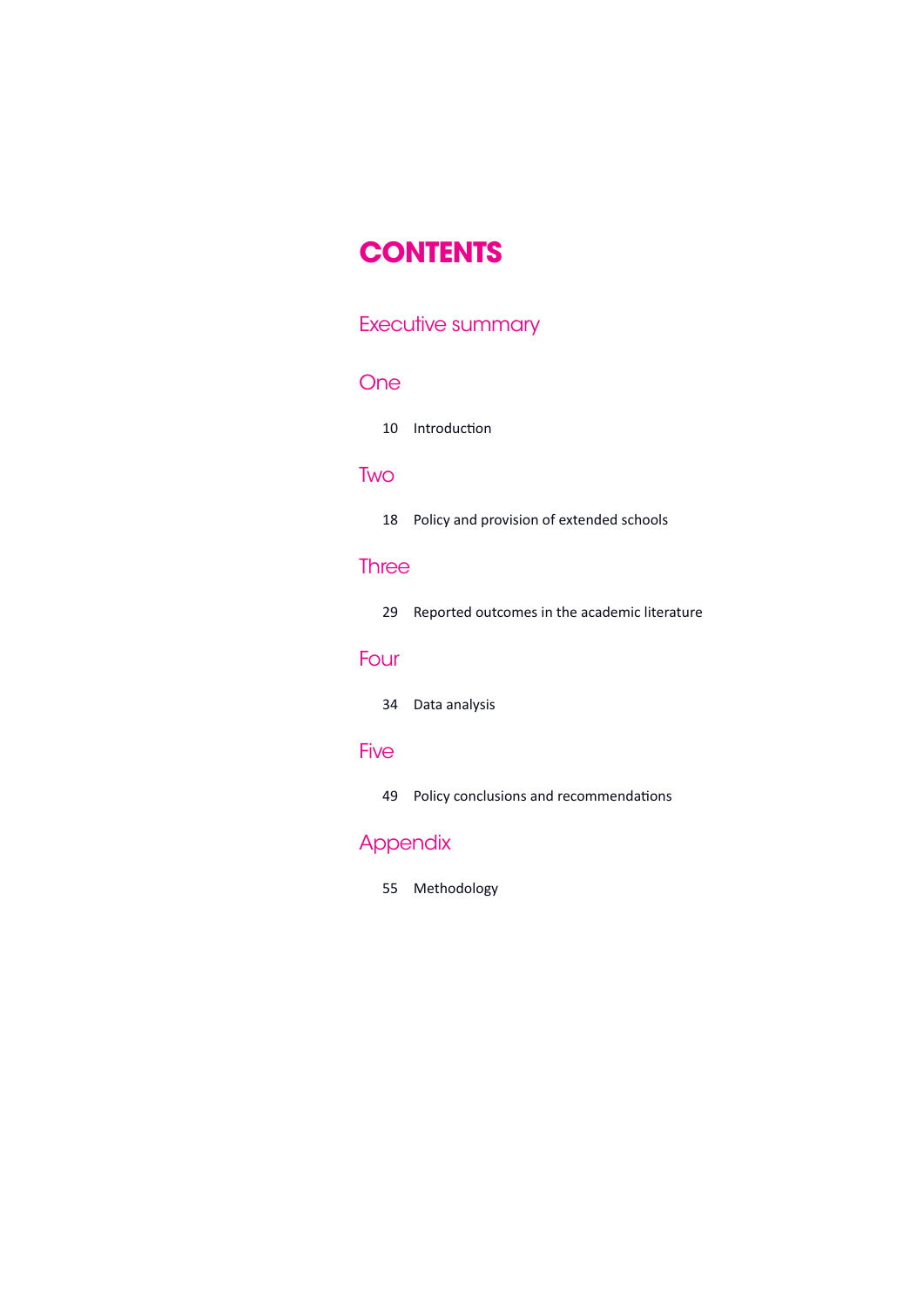# CONTENTS

## Executive summary

## One

10 Introduction

## Two

18 Policy and provision of extended schools

## Three

29 Reported outcomes in the academic literature

## Four

34 Data analysis

## Five

49 Policy conclusions and recommendations

## Appendix

55 Methodology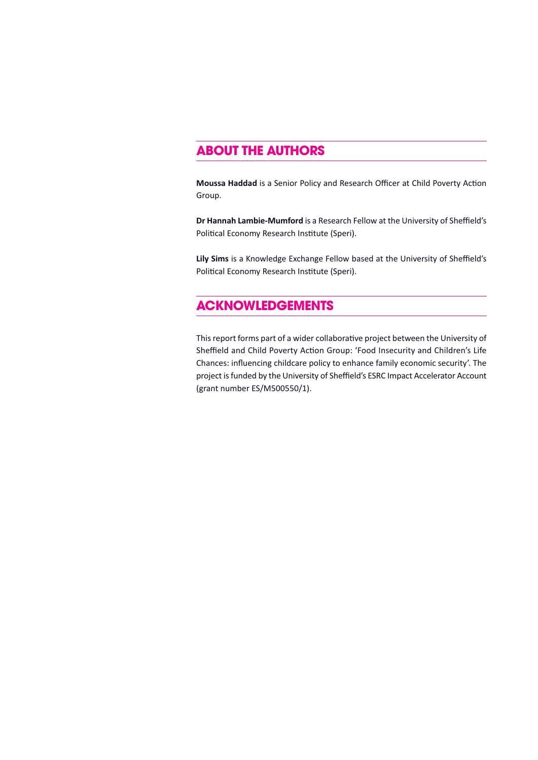## ABOUT THE AUTHORS

**Moussa Haddad** is a Senior Policy and Research Officer at Child Poverty Action Group.

**Dr Hannah Lambie-Mumford** is a Research Fellow at the University of Sheffield's Political Economy Research Institute (Speri).

**Lily Sims** is a Knowledge Exchange Fellow based at the University of Sheffield's Political Economy Research Institute (Speri).

## ACKNOWLEDGEMENTS

This report forms part of a wider collaborative project between the University of Sheffield and Child Poverty Action Group: 'Food Insecurity and Children's Life Chances: influencing childcare policy to enhance family economic security'. The project is funded by the University of Sheffield's ESRC Impact Accelerator Account (grant number ES/M500550/1).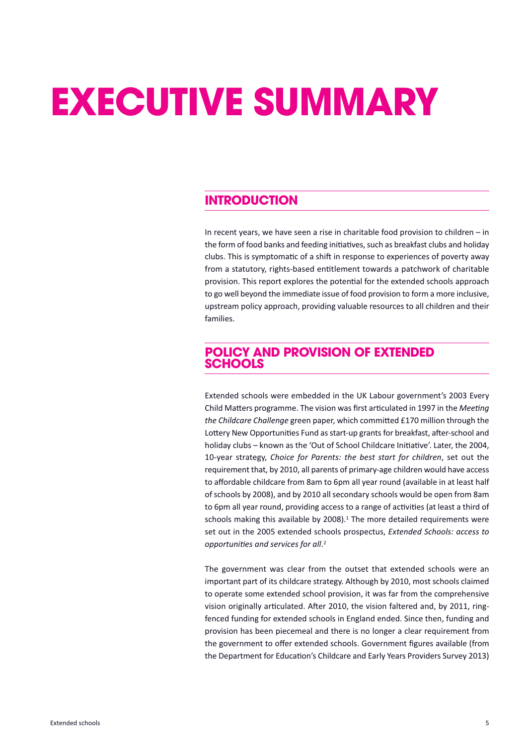# EXECUTIVE SUMMARY

## INTRODUCTION

In recent years, we have seen a rise in charitable food provision to children – in the form of food banks and feeding initiatives, such as breakfast clubs and holiday clubs. This is symptomatic of a shift in response to experiences of poverty away from a statutory, rights-based entitlement towards a patchwork of charitable provision. This report explores the potential for the extended schools approach to go well beyond the immediate issue of food provision to form a more inclusive, upstream policy approach, providing valuable resources to all children and their families.

## POLICY AND PROVISION OF EXTENDED SCHOOLS

Extended schools were embedded in the UK Labour government's 2003 Every Child Matters programme. The vision was first articulated in 1997 in the *Meeting the Childcare Challenge* green paper, which committed £170 million through the Lottery New Opportunities Fund as start-up grants for breakfast, after-school and holiday clubs – known as the 'Out of School Childcare Initiative'. Later, the 2004, 10-year strategy, *Choice for Parents: the best start for children*, set out the requirement that, by 2010, all parents of primary-age children would have access to affordable childcare from 8am to 6pm all year round (available in at least half of schools by 2008), and by 2010 all secondary schools would be open from 8am to 6pm all year round, providing access to a range of activities (at least a third of schools making this available by 2008).[1] The more detailed requirements were set out in the 2005 extended schools prospectus, *Extended Schools: access to opportunities and services for all*.[2]

The government was clear from the outset that extended schools were an important part of its childcare strategy. Although by 2010, most schools claimed to operate some extended school provision, it was far from the comprehensive vision originally articulated. After 2010, the vision faltered and, by 2011, ring-fenced funding for extended schools in England ended. Since then, funding and provision has been piecemeal and there is no longer a clear requirement from the government to offer extended schools. Government figures available (from the Department for Education's Childcare and Early Years Providers Survey 2013)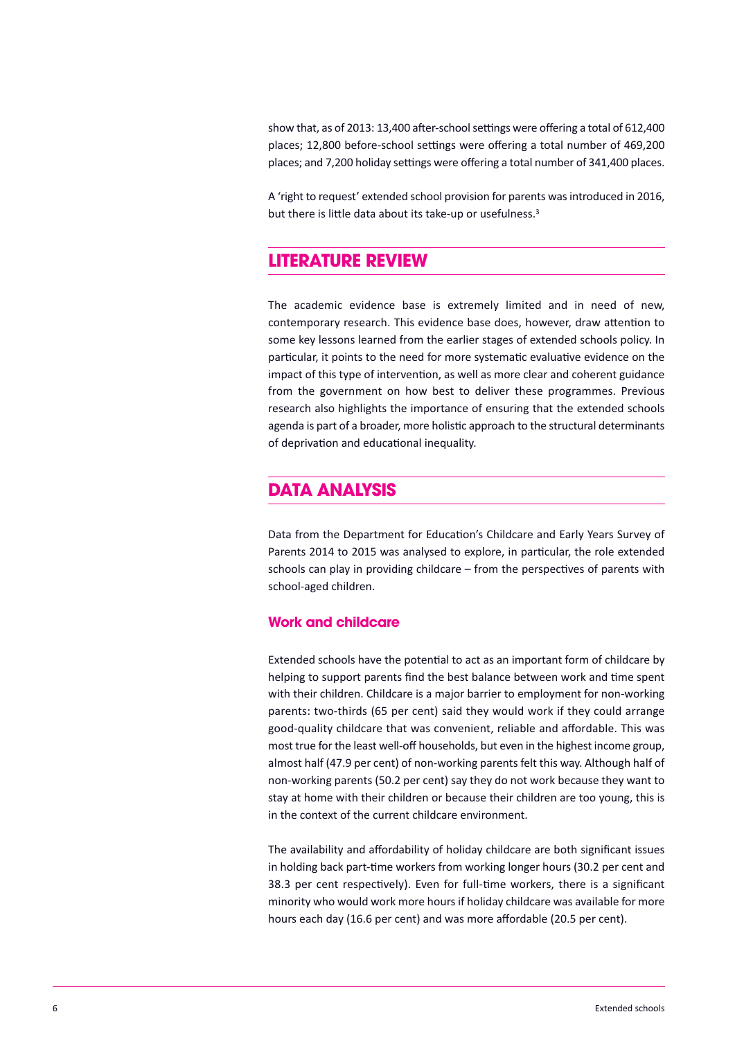show that, as of 2013: 13,400 after-school settings were offering a total of 612,400 places; 12,800 before-school settings were offering a total number of 469,200 places; and 7,200 holiday settings were offering a total number of 341,400 places.

A 'right to request' extended school provision for parents was introduced in 2016, but there is little data about its take-up or usefulness.[3]

## LITERATURE REVIEW

The academic evidence base is extremely limited and in need of new, contemporary research. This evidence base does, however, draw attention to some key lessons learned from the earlier stages of extended schools policy. In particular, it points to the need for more systematic evaluative evidence on the impact of this type of intervention, as well as more clear and coherent guidance from the government on how best to deliver these programmes. Previous research also highlights the importance of ensuring that the extended schools agenda is part of a broader, more holistic approach to the structural determinants of deprivation and educational inequality.

## DATA ANALYSIS

Data from the Department for Education's Childcare and Early Years Survey of Parents 2014 to 2015 was analysed to explore, in particular, the role extended schools can play in providing childcare – from the perspectives of parents with school-aged children.

### Work and childcare

Extended schools have the potential to act as an important form of childcare by helping to support parents find the best balance between work and time spent with their children. Childcare is a major barrier to employment for non-working parents: two-thirds (65 per cent) said they would work if they could arrange good-quality childcare that was convenient, reliable and affordable. This was most true for the least well-off households, but even in the highest income group, almost half (47.9 per cent) of non-working parents felt this way. Although half of non-working parents (50.2 per cent) say they do not work because they want to stay at home with their children or because their children are too young, this is in the context of the current childcare environment.

The availability and affordability of holiday childcare are both significant issues in holding back part-time workers from working longer hours (30.2 per cent and 38.3 per cent respectively). Even for full-time workers, there is a significant minority who would work more hours if holiday childcare was available for more hours each day (16.6 per cent) and was more affordable (20.5 per cent).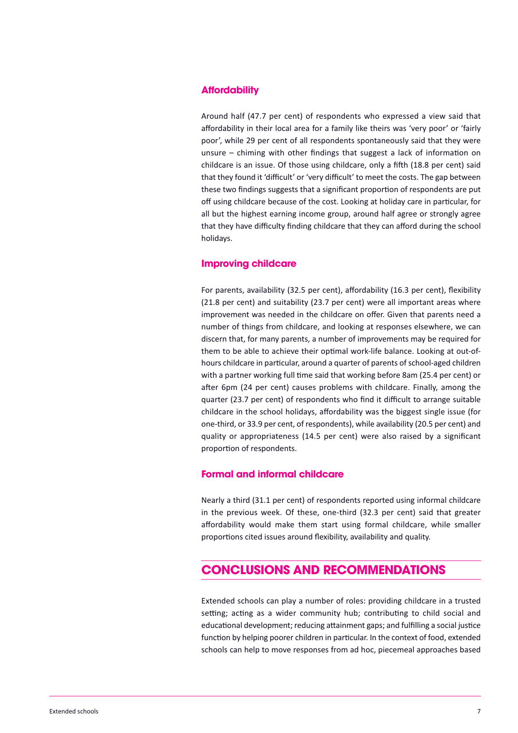### Affordability

Around half (47.7 per cent) of respondents who expressed a view said that affordability in their local area for a family like theirs was 'very poor' or 'fairly poor', while 29 per cent of all respondents spontaneously said that they were unsure – chiming with other findings that suggest a lack of information on childcare is an issue. Of those using childcare, only a fifth (18.8 per cent) said that they found it 'difficult' or 'very difficult' to meet the costs. The gap between these two findings suggests that a significant proportion of respondents are put off using childcare because of the cost. Looking at holiday care in particular, for all but the highest earning income group, around half agree or strongly agree that they have difficulty finding childcare that they can afford during the school holidays.

### Improving childcare

For parents, availability (32.5 per cent), affordability (16.3 per cent), flexibility (21.8 per cent) and suitability (23.7 per cent) were all important areas where improvement was needed in the childcare on offer. Given that parents need a number of things from childcare, and looking at responses elsewhere, we can discern that, for many parents, a number of improvements may be required for them to be able to achieve their optimal work-life balance. Looking at out-of-hours childcare in particular, around a quarter of parents of school-aged children with a partner working full time said that working before 8am (25.4 per cent) or after 6pm (24 per cent) causes problems with childcare. Finally, among the quarter (23.7 per cent) of respondents who find it difficult to arrange suitable childcare in the school holidays, affordability was the biggest single issue (for one-third, or 33.9 per cent, of respondents), while availability (20.5 per cent) and quality or appropriateness (14.5 per cent) were also raised by a significant proportion of respondents.

### Formal and informal childcare

Nearly a third (31.1 per cent) of respondents reported using informal childcare in the previous week. Of these, one-third (32.3 per cent) said that greater affordability would make them start using formal childcare, while smaller proportions cited issues around flexibility, availability and quality.

## CONCLUSIONS AND RECOMMENDATIONS

Extended schools can play a number of roles: providing childcare in a trusted setting; acting as a wider community hub; contributing to child social and educational development; reducing attainment gaps; and fulfilling a social justice function by helping poorer children in particular. In the context of food, extended schools can help to move responses from ad hoc, piecemeal approaches based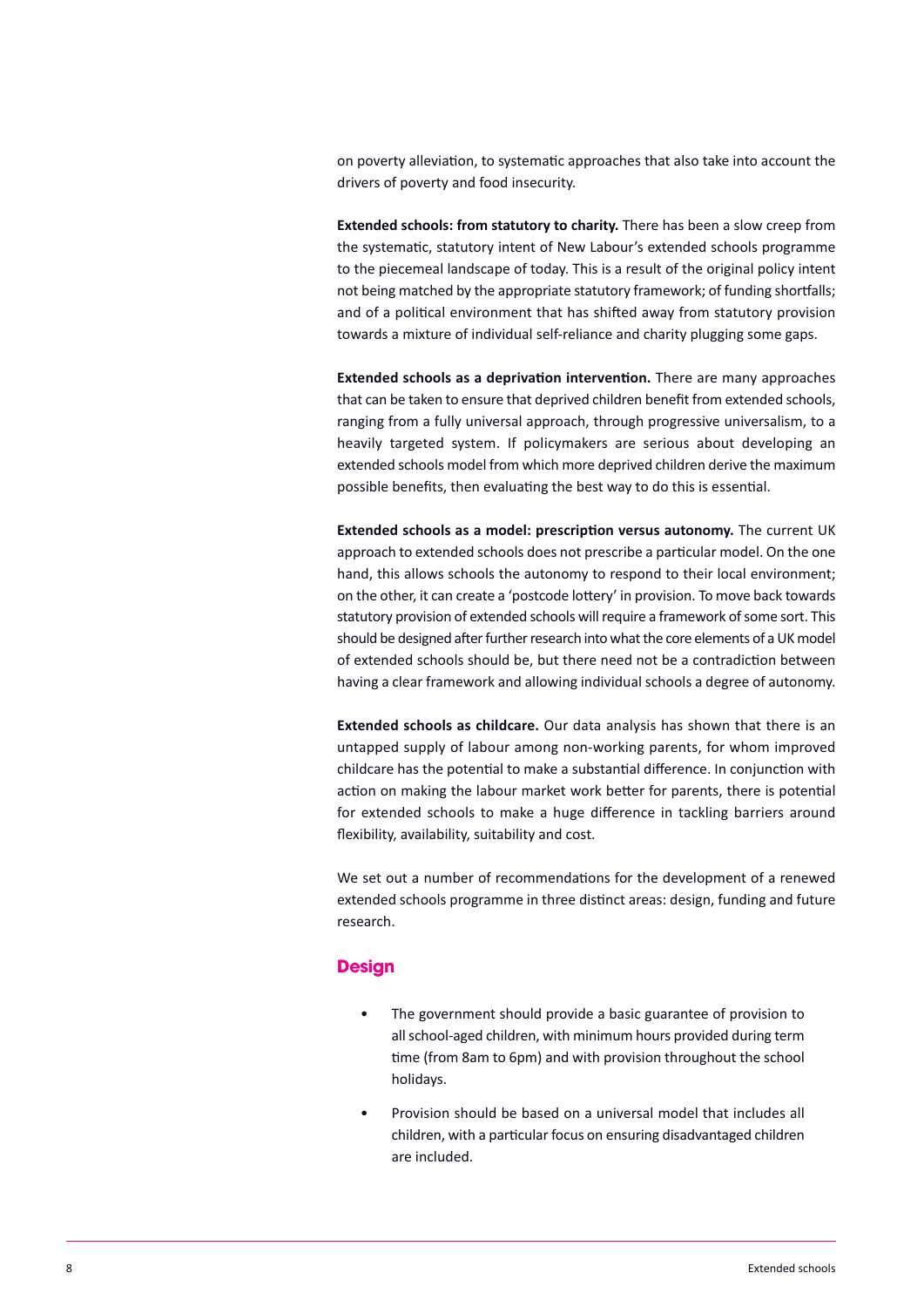on poverty alleviation, to systematic approaches that also take into account the drivers of poverty and food insecurity.

**Extended schools: from statutory to charity.** There has been a slow creep from the systematic, statutory intent of New Labour's extended schools programme to the piecemeal landscape of today. This is a result of the original policy intent not being matched by the appropriate statutory framework; of funding shortfalls; and of a political environment that has shifted away from statutory provision towards a mixture of individual self-reliance and charity plugging some gaps.

**Extended schools as a deprivation intervention.** There are many approaches that can be taken to ensure that deprived children benefit from extended schools, ranging from a fully universal approach, through progressive universalism, to a heavily targeted system. If policymakers are serious about developing an extended schools model from which more deprived children derive the maximum possible benefits, then evaluating the best way to do this is essential.

**Extended schools as a model: prescription versus autonomy.** The current UK approach to extended schools does not prescribe a particular model. On the one hand, this allows schools the autonomy to respond to their local environment; on the other, it can create a 'postcode lottery' in provision. To move back towards statutory provision of extended schools will require a framework of some sort. This should be designed after further research into what the core elements of a UK model of extended schools should be, but there need not be a contradiction between having a clear framework and allowing individual schools a degree of autonomy.

**Extended schools as childcare.** Our data analysis has shown that there is an untapped supply of labour among non-working parents, for whom improved childcare has the potential to make a substantial difference. In conjunction with action on making the labour market work better for parents, there is potential for extended schools to make a huge difference in tackling barriers around flexibility, availability, suitability and cost.

We set out a number of recommendations for the development of a renewed extended schools programme in three distinct areas: design, funding and future research.

## Design

- The government should provide a basic guarantee of provision to all school-aged children, with minimum hours provided during term time (from 8am to 6pm) and with provision throughout the school holidays.
- Provision should be based on a universal model that includes all children, with a particular focus on ensuring disadvantaged children are included.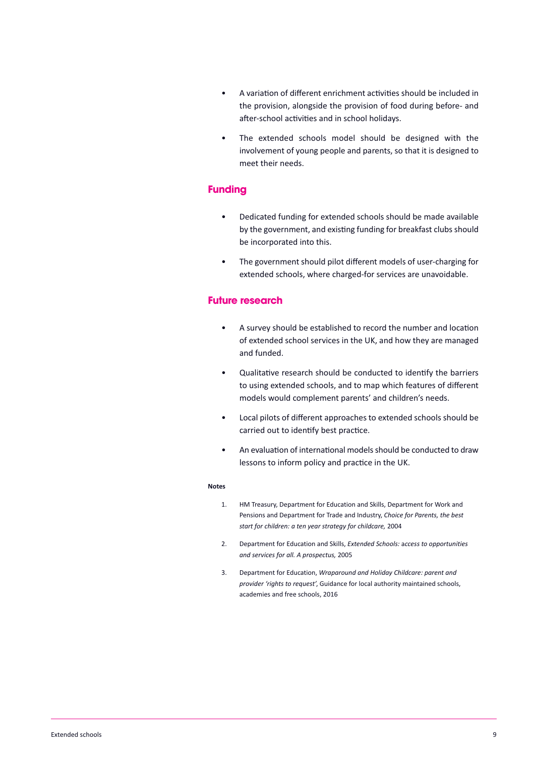- A variation of different enrichment activities should be included in the provision, alongside the provision of food during before- and after-school activities and in school holidays.
- The extended schools model should be designed with the involvement of young people and parents, so that it is designed to meet their needs.

## Funding

- Dedicated funding for extended schools should be made available by the government, and existing funding for breakfast clubs should be incorporated into this.
- The government should pilot different models of user-charging for extended schools, where charged-for services are unavoidable.

## Future research

- A survey should be established to record the number and location of extended school services in the UK, and how they are managed and funded.
- Qualitative research should be conducted to identify the barriers to using extended schools, and to map which features of different models would complement parents' and children's needs.
- Local pilots of different approaches to extended schools should be carried out to identify best practice.
- An evaluation of international models should be conducted to draw lessons to inform policy and practice in the UK.

**Notes**

1. HM Treasury, Department for Education and Skills, Department for Work and Pensions and Department for Trade and Industry, *Choice for Parents, the best start for children: a ten year strategy for childcare,* 2004
2. Department for Education and Skills, *Extended Schools: access to opportunities and services for all. A prospectus,* 2005
3. Department for Education, *Wraparound and Holiday Childcare: parent and provider 'rights to request',* Guidance for local authority maintained schools, academies and free schools, 2016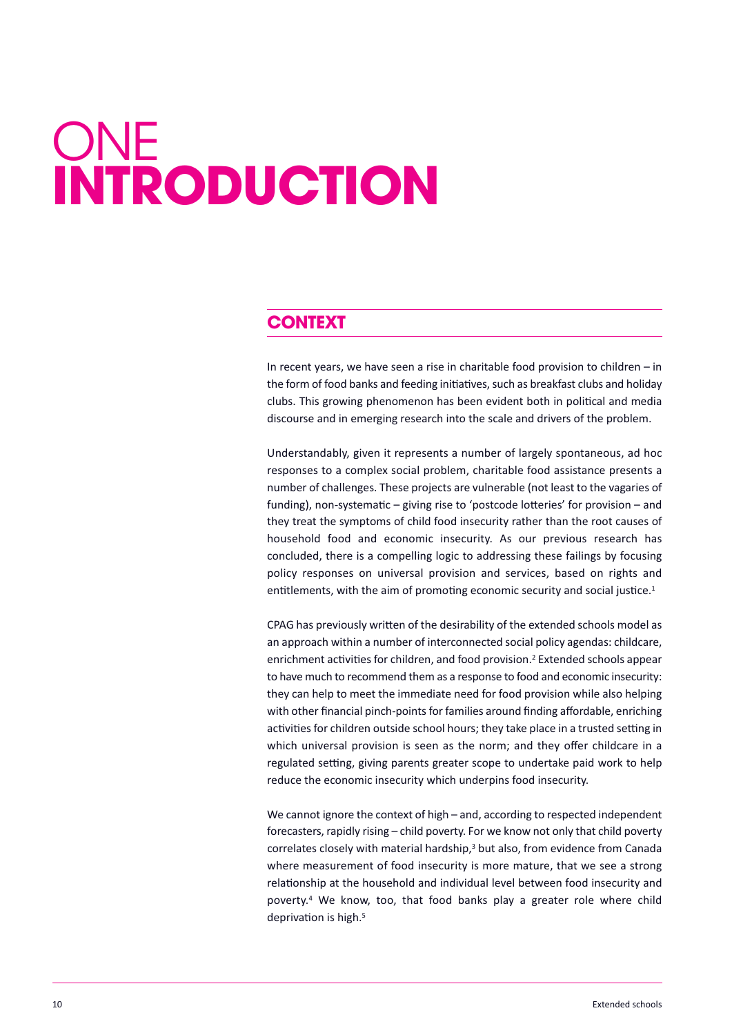# ONE INTRODUCTION

## CONTEXT

In recent years, we have seen a rise in charitable food provision to children – in the form of food banks and feeding initiatives, such as breakfast clubs and holiday clubs. This growing phenomenon has been evident both in political and media discourse and in emerging research into the scale and drivers of the problem.

Understandably, given it represents a number of largely spontaneous, ad hoc responses to a complex social problem, charitable food assistance presents a number of challenges. These projects are vulnerable (not least to the vagaries of funding), non-systematic – giving rise to 'postcode lotteries' for provision – and they treat the symptoms of child food insecurity rather than the root causes of household food and economic insecurity. As our previous research has concluded, there is a compelling logic to addressing these failings by focusing policy responses on universal provision and services, based on rights and entitlements, with the aim of promoting economic security and social justice.[1]

CPAG has previously written of the desirability of the extended schools model as an approach within a number of interconnected social policy agendas: childcare, enrichment activities for children, and food provision.[2] Extended schools appear to have much to recommend them as a response to food and economic insecurity: they can help to meet the immediate need for food provision while also helping with other financial pinch-points for families around finding affordable, enriching activities for children outside school hours; they take place in a trusted setting in which universal provision is seen as the norm; and they offer childcare in a regulated setting, giving parents greater scope to undertake paid work to help reduce the economic insecurity which underpins food insecurity.

We cannot ignore the context of high – and, according to respected independent forecasters, rapidly rising – child poverty. For we know not only that child poverty correlates closely with material hardship,[3] but also, from evidence from Canada where measurement of food insecurity is more mature, that we see a strong relationship at the household and individual level between food insecurity and poverty.[4] We know, too, that food banks play a greater role where child deprivation is high.[5]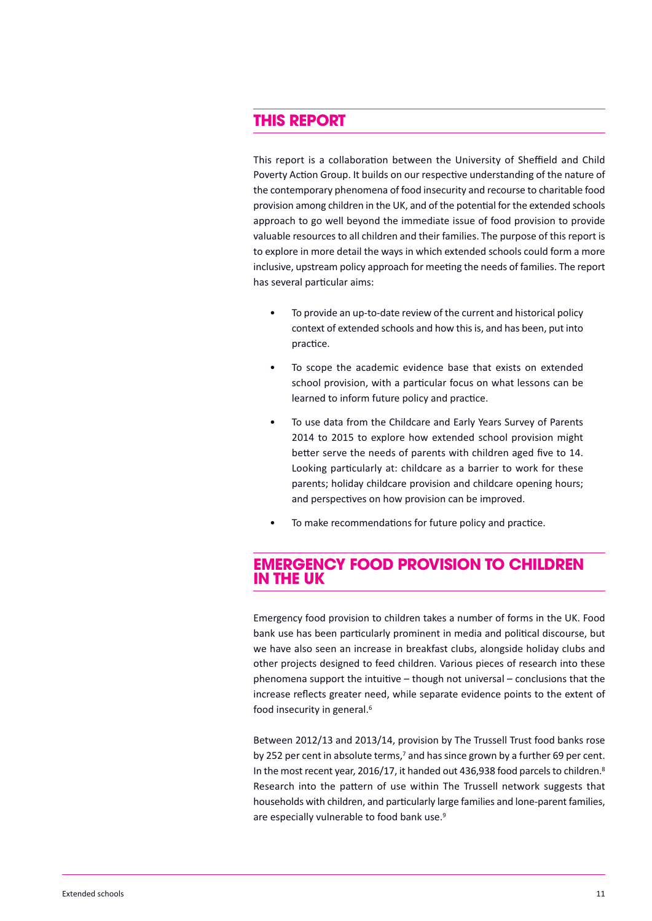## THIS REPORT

This report is a collaboration between the University of Sheffield and Child Poverty Action Group. It builds on our respective understanding of the nature of the contemporary phenomena of food insecurity and recourse to charitable food provision among children in the UK, and of the potential for the extended schools approach to go well beyond the immediate issue of food provision to provide valuable resources to all children and their families. The purpose of this report is to explore in more detail the ways in which extended schools could form a more inclusive, upstream policy approach for meeting the needs of families. The report has several particular aims:

- To provide an up-to-date review of the current and historical policy context of extended schools and how this is, and has been, put into practice.
- To scope the academic evidence base that exists on extended school provision, with a particular focus on what lessons can be learned to inform future policy and practice.
- To use data from the Childcare and Early Years Survey of Parents 2014 to 2015 to explore how extended school provision might better serve the needs of parents with children aged five to 14. Looking particularly at: childcare as a barrier to work for these parents; holiday childcare provision and childcare opening hours; and perspectives on how provision can be improved.
- To make recommendations for future policy and practice.

## EMERGENCY FOOD PROVISION TO CHILDREN IN THE UK

Emergency food provision to children takes a number of forms in the UK. Food bank use has been particularly prominent in media and political discourse, but we have also seen an increase in breakfast clubs, alongside holiday clubs and other projects designed to feed children. Various pieces of research into these phenomena support the intuitive – though not universal – conclusions that the increase reflects greater need, while separate evidence points to the extent of food insecurity in general.[6]

Between 2012/13 and 2013/14, provision by The Trussell Trust food banks rose by 252 per cent in absolute terms,[7] and has since grown by a further 69 per cent. In the most recent year, 2016/17, it handed out 436,938 food parcels to children.[8] Research into the pattern of use within The Trussell network suggests that households with children, and particularly large families and lone-parent families, are especially vulnerable to food bank use.[9]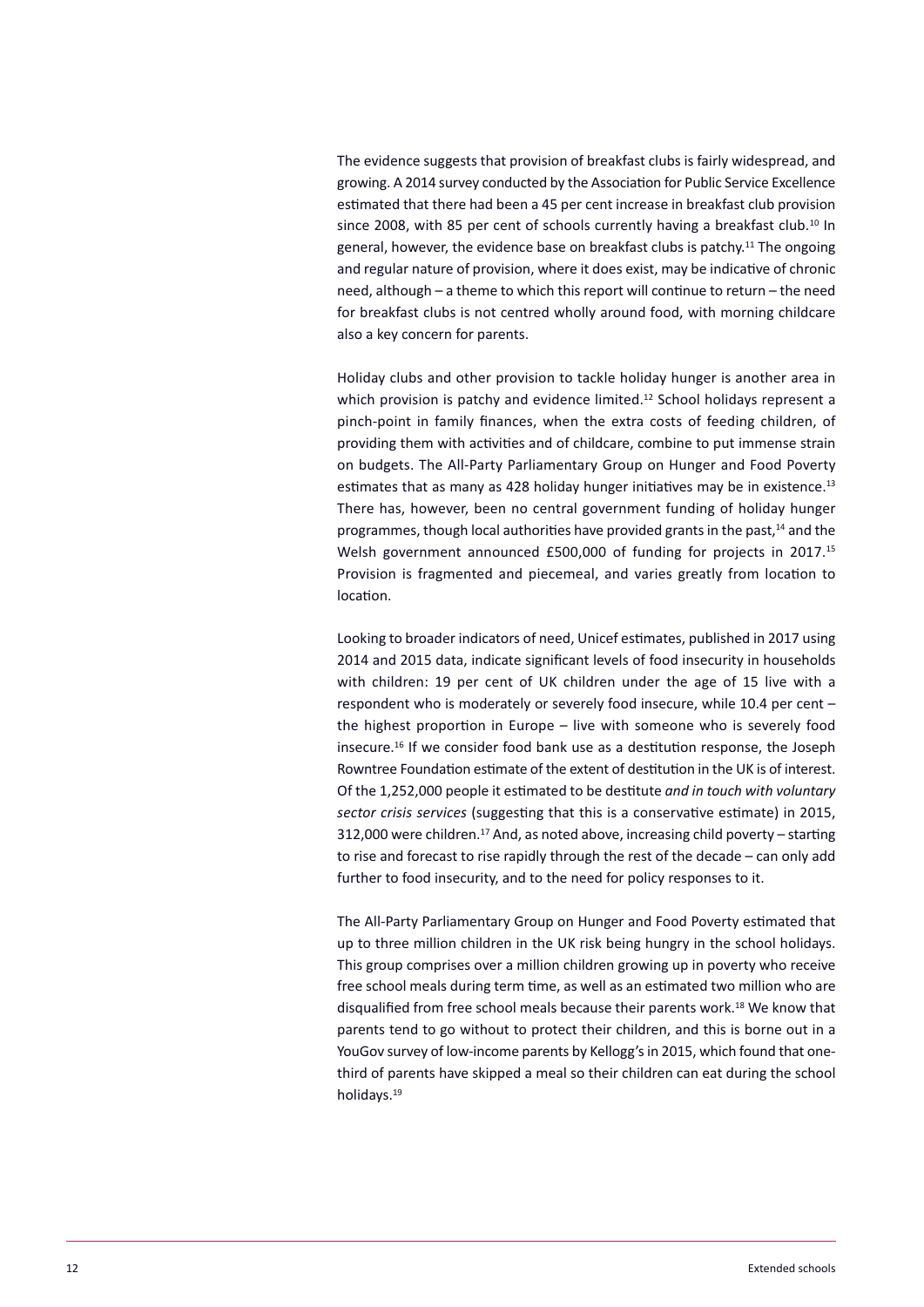The evidence suggests that provision of breakfast clubs is fairly widespread, and growing. A 2014 survey conducted by the Association for Public Service Excellence estimated that there had been a 45 per cent increase in breakfast club provision since 2008, with 85 per cent of schools currently having a breakfast club.[10] In general, however, the evidence base on breakfast clubs is patchy.[11] The ongoing and regular nature of provision, where it does exist, may be indicative of chronic need, although – a theme to which this report will continue to return – the need for breakfast clubs is not centred wholly around food, with morning childcare also a key concern for parents.

Holiday clubs and other provision to tackle holiday hunger is another area in which provision is patchy and evidence limited.[12] School holidays represent a pinch-point in family finances, when the extra costs of feeding children, of providing them with activities and of childcare, combine to put immense strain on budgets. The All-Party Parliamentary Group on Hunger and Food Poverty estimates that as many as 428 holiday hunger initiatives may be in existence.[13] There has, however, been no central government funding of holiday hunger programmes, though local authorities have provided grants in the past,[14] and the Welsh government announced £500,000 of funding for projects in 2017.[15] Provision is fragmented and piecemeal, and varies greatly from location to location.

Looking to broader indicators of need, Unicef estimates, published in 2017 using 2014 and 2015 data, indicate significant levels of food insecurity in households with children: 19 per cent of UK children under the age of 15 live with a respondent who is moderately or severely food insecure, while 10.4 per cent – the highest proportion in Europe – live with someone who is severely food insecure.[16] If we consider food bank use as a destitution response, the Joseph Rowntree Foundation estimate of the extent of destitution in the UK is of interest. Of the 1,252,000 people it estimated to be destitute *and in touch with voluntary sector crisis services* (suggesting that this is a conservative estimate) in 2015, 312,000 were children.[17] And, as noted above, increasing child poverty – starting to rise and forecast to rise rapidly through the rest of the decade – can only add further to food insecurity, and to the need for policy responses to it.

The All-Party Parliamentary Group on Hunger and Food Poverty estimated that up to three million children in the UK risk being hungry in the school holidays. This group comprises over a million children growing up in poverty who receive free school meals during term time, as well as an estimated two million who are disqualified from free school meals because their parents work.[18] We know that parents tend to go without to protect their children, and this is borne out in a YouGov survey of low-income parents by Kellogg's in 2015, which found that one-third of parents have skipped a meal so their children can eat during the school holidays.[19]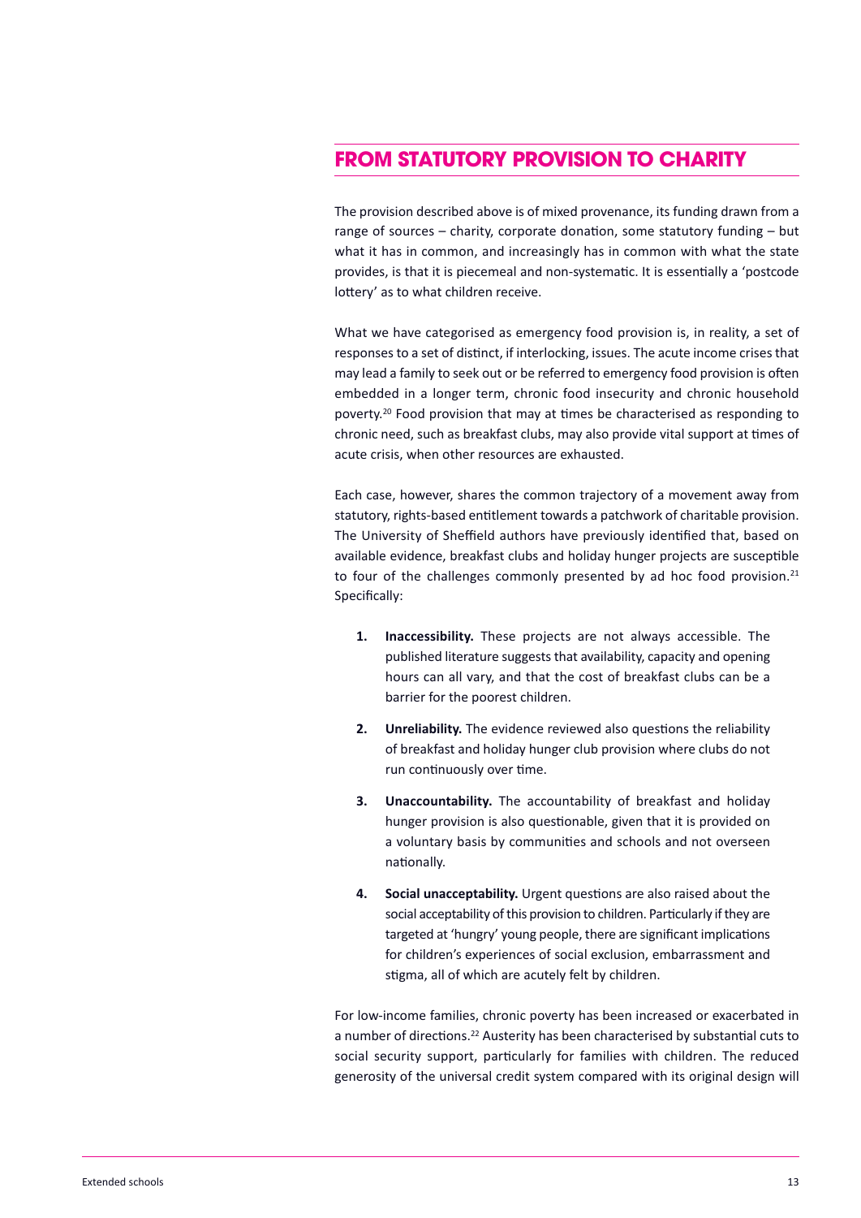## FROM STATUTORY PROVISION TO CHARITY

The provision described above is of mixed provenance, its funding drawn from a range of sources – charity, corporate donation, some statutory funding – but what it has in common, and increasingly has in common with what the state provides, is that it is piecemeal and non-systematic. It is essentially a 'postcode lottery' as to what children receive.

What we have categorised as emergency food provision is, in reality, a set of responses to a set of distinct, if interlocking, issues. The acute income crises that may lead a family to seek out or be referred to emergency food provision is often embedded in a longer term, chronic food insecurity and chronic household poverty.[20] Food provision that may at times be characterised as responding to chronic need, such as breakfast clubs, may also provide vital support at times of acute crisis, when other resources are exhausted.

Each case, however, shares the common trajectory of a movement away from statutory, rights-based entitlement towards a patchwork of charitable provision. The University of Sheffield authors have previously identified that, based on available evidence, breakfast clubs and holiday hunger projects are susceptible to four of the challenges commonly presented by ad hoc food provision.[21] Specifically:

1. **Inaccessibility.** These projects are not always accessible. The published literature suggests that availability, capacity and opening hours can all vary, and that the cost of breakfast clubs can be a barrier for the poorest children.
2. **Unreliability.** The evidence reviewed also questions the reliability of breakfast and holiday hunger club provision where clubs do not run continuously over time.
3. **Unaccountability.** The accountability of breakfast and holiday hunger provision is also questionable, given that it is provided on a voluntary basis by communities and schools and not overseen nationally.
4. **Social unacceptability.** Urgent questions are also raised about the social acceptability of this provision to children. Particularly if they are targeted at 'hungry' young people, there are significant implications for children's experiences of social exclusion, embarrassment and stigma, all of which are acutely felt by children.

For low-income families, chronic poverty has been increased or exacerbated in a number of directions.[22] Austerity has been characterised by substantial cuts to social security support, particularly for families with children. The reduced generosity of the universal credit system compared with its original design will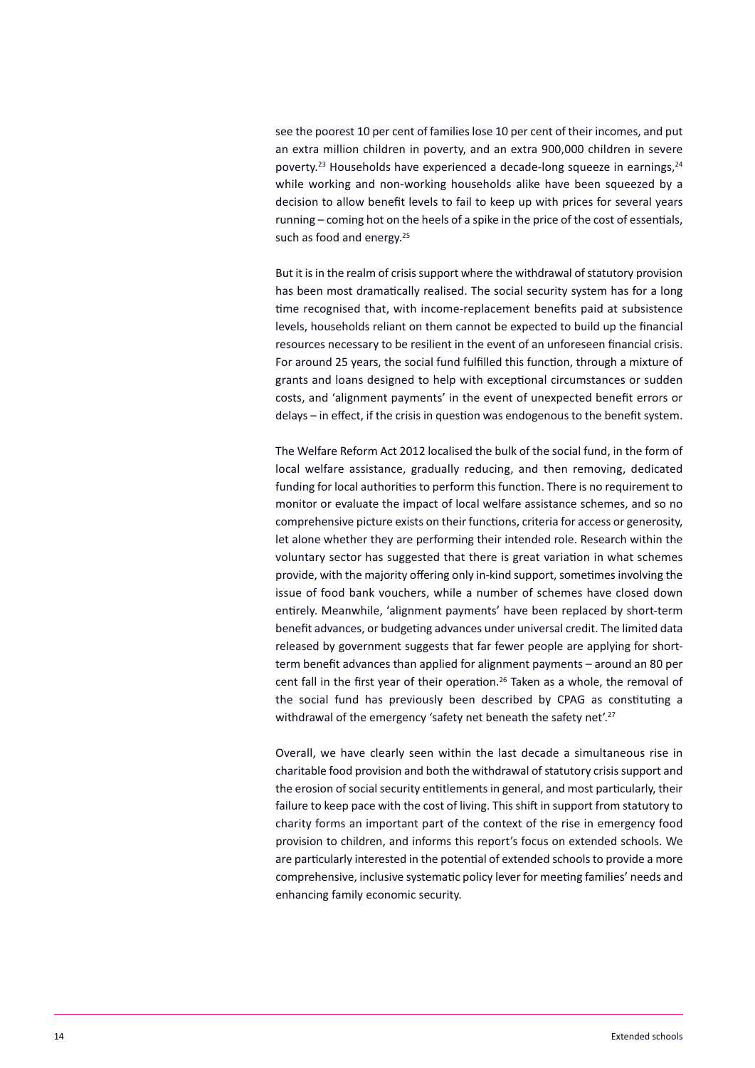see the poorest 10 per cent of families lose 10 per cent of their incomes, and put an extra million children in poverty, and an extra 900,000 children in severe poverty.[23] Households have experienced a decade-long squeeze in earnings,[24] while working and non-working households alike have been squeezed by a decision to allow benefit levels to fail to keep up with prices for several years running – coming hot on the heels of a spike in the price of the cost of essentials, such as food and energy.[25]

But it is in the realm of crisis support where the withdrawal of statutory provision has been most dramatically realised. The social security system has for a long time recognised that, with income-replacement benefits paid at subsistence levels, households reliant on them cannot be expected to build up the financial resources necessary to be resilient in the event of an unforeseen financial crisis. For around 25 years, the social fund fulfilled this function, through a mixture of grants and loans designed to help with exceptional circumstances or sudden costs, and 'alignment payments' in the event of unexpected benefit errors or delays – in effect, if the crisis in question was endogenous to the benefit system.

The Welfare Reform Act 2012 localised the bulk of the social fund, in the form of local welfare assistance, gradually reducing, and then removing, dedicated funding for local authorities to perform this function. There is no requirement to monitor or evaluate the impact of local welfare assistance schemes, and so no comprehensive picture exists on their functions, criteria for access or generosity, let alone whether they are performing their intended role. Research within the voluntary sector has suggested that there is great variation in what schemes provide, with the majority offering only in-kind support, sometimes involving the issue of food bank vouchers, while a number of schemes have closed down entirely. Meanwhile, 'alignment payments' have been replaced by short-term benefit advances, or budgeting advances under universal credit. The limited data released by government suggests that far fewer people are applying for short-term benefit advances than applied for alignment payments – around an 80 per cent fall in the first year of their operation.[26] Taken as a whole, the removal of the social fund has previously been described by CPAG as constituting a withdrawal of the emergency 'safety net beneath the safety net'.[27]

Overall, we have clearly seen within the last decade a simultaneous rise in charitable food provision and both the withdrawal of statutory crisis support and the erosion of social security entitlements in general, and most particularly, their failure to keep pace with the cost of living. This shift in support from statutory to charity forms an important part of the context of the rise in emergency food provision to children, and informs this report's focus on extended schools. We are particularly interested in the potential of extended schools to provide a more comprehensive, inclusive systematic policy lever for meeting families' needs and enhancing family economic security.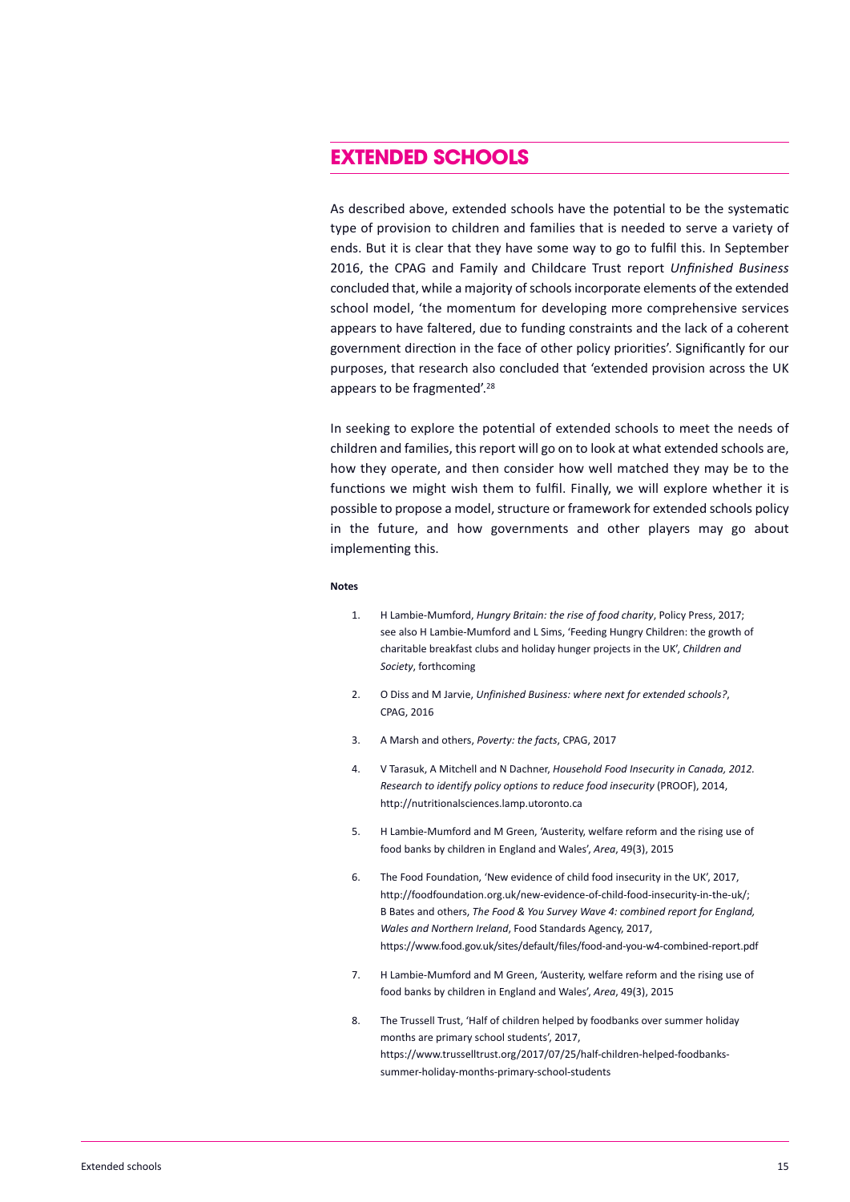## EXTENDED SCHOOLS

As described above, extended schools have the potential to be the systematic type of provision to children and families that is needed to serve a variety of ends. But it is clear that they have some way to go to fulfil this. In September 2016, the CPAG and Family and Childcare Trust report *Unfinished Business* concluded that, while a majority of schools incorporate elements of the extended school model, 'the momentum for developing more comprehensive services appears to have faltered, due to funding constraints and the lack of a coherent government direction in the face of other policy priorities'. Significantly for our purposes, that research also concluded that 'extended provision across the UK appears to be fragmented'.[28]

In seeking to explore the potential of extended schools to meet the needs of children and families, this report will go on to look at what extended schools are, how they operate, and then consider how well matched they may be to the functions we might wish them to fulfil. Finally, we will explore whether it is possible to propose a model, structure or framework for extended schools policy in the future, and how governments and other players may go about implementing this.

**Notes**

1. H Lambie-Mumford, *Hungry Britain: the rise of food charity*, Policy Press, 2017; see also H Lambie-Mumford and L Sims, 'Feeding Hungry Children: the growth of charitable breakfast clubs and holiday hunger projects in the UK', *Children and Society*, forthcoming
2. O Diss and M Jarvie, *Unfinished Business: where next for extended schools?*, CPAG, 2016
3. A Marsh and others, *Poverty: the facts*, CPAG, 2017
4. V Tarasuk, A Mitchell and N Dachner, *Household Food Insecurity in Canada, 2012. Research to identify policy options to reduce food insecurity* (PROOF), 2014, http://nutritionalsciences.lamp.utoronto.ca
5. H Lambie-Mumford and M Green, 'Austerity, welfare reform and the rising use of food banks by children in England and Wales', *Area*, 49(3), 2015
6. The Food Foundation, 'New evidence of child food insecurity in the UK', 2017, http://foodfoundation.org.uk/new-evidence-of-child-food-insecurity-in-the-uk/; B Bates and others, *The Food & You Survey Wave 4: combined report for England, Wales and Northern Ireland*, Food Standards Agency, 2017, https://www.food.gov.uk/sites/default/files/food-and-you-w4-combined-report.pdf
7. H Lambie-Mumford and M Green, 'Austerity, welfare reform and the rising use of food banks by children in England and Wales', *Area*, 49(3), 2015
8. The Trussell Trust, 'Half of children helped by foodbanks over summer holiday months are primary school students', 2017, https://www.trusselltrust.org/2017/07/25/half-children-helped-foodbanks-summer-holiday-months-primary-school-students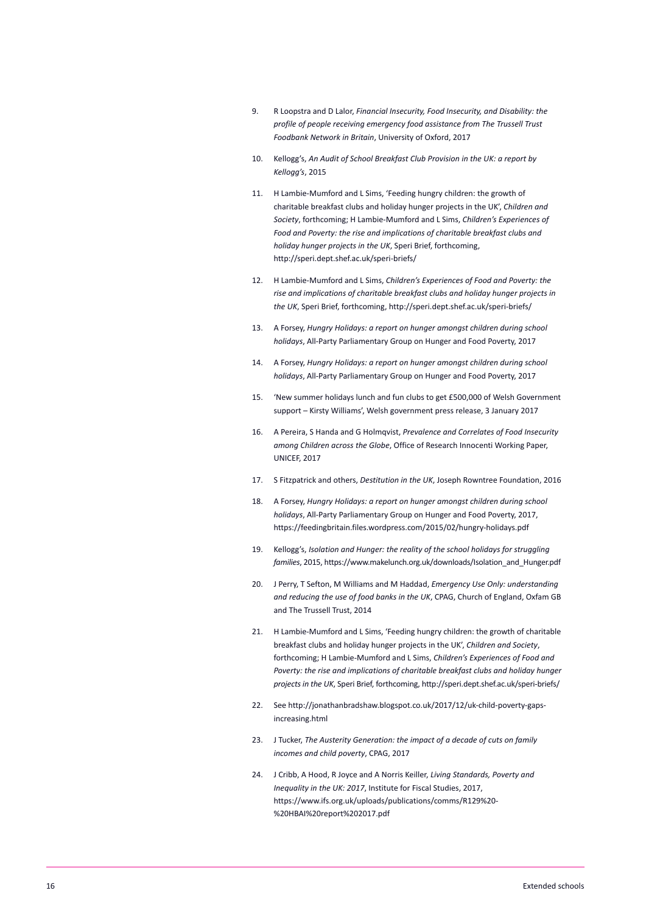9. R Loopstra and D Lalor, *Financial Insecurity, Food Insecurity, and Disability: the profile of people receiving emergency food assistance from The Trussell Trust Foodbank Network in Britain*, University of Oxford, 2017

10. Kellogg's, *An Audit of School Breakfast Club Provision in the UK: a report by Kellogg's*, 2015

11. H Lambie-Mumford and L Sims, 'Feeding hungry children: the growth of charitable breakfast clubs and holiday hunger projects in the UK', *Children and Society*, forthcoming; H Lambie-Mumford and L Sims, *Children's Experiences of Food and Poverty: the rise and implications of charitable breakfast clubs and holiday hunger projects in the UK*, Speri Brief, forthcoming, http://speri.dept.shef.ac.uk/speri-briefs/

12. H Lambie-Mumford and L Sims, *Children's Experiences of Food and Poverty: the rise and implications of charitable breakfast clubs and holiday hunger projects in the UK*, Speri Brief, forthcoming, http://speri.dept.shef.ac.uk/speri-briefs/

13. A Forsey, *Hungry Holidays: a report on hunger amongst children during school holidays*, All-Party Parliamentary Group on Hunger and Food Poverty, 2017

14. A Forsey, *Hungry Holidays: a report on hunger amongst children during school holidays*, All-Party Parliamentary Group on Hunger and Food Poverty, 2017

15. 'New summer holidays lunch and fun clubs to get £500,000 of Welsh Government support – Kirsty Williams', Welsh government press release, 3 January 2017

16. A Pereira, S Handa and G Holmqvist, *Prevalence and Correlates of Food Insecurity among Children across the Globe*, Office of Research Innocenti Working Paper, UNICEF, 2017

17. S Fitzpatrick and others, *Destitution in the UK*, Joseph Rowntree Foundation, 2016

18. A Forsey, *Hungry Holidays: a report on hunger amongst children during school holidays*, All-Party Parliamentary Group on Hunger and Food Poverty, 2017, https://feedingbritain.files.wordpress.com/2015/02/hungry-holidays.pdf

19. Kellogg's, *Isolation and Hunger: the reality of the school holidays for struggling families*, 2015, https://www.makelunch.org.uk/downloads/Isolation_and_Hunger.pdf

20. J Perry, T Sefton, M Williams and M Haddad, *Emergency Use Only: understanding and reducing the use of food banks in the UK*, CPAG, Church of England, Oxfam GB and The Trussell Trust, 2014

21. H Lambie-Mumford and L Sims, 'Feeding hungry children: the growth of charitable breakfast clubs and holiday hunger projects in the UK', *Children and Society*, forthcoming; H Lambie-Mumford and L Sims, *Children's Experiences of Food and Poverty: the rise and implications of charitable breakfast clubs and holiday hunger projects in the UK*, Speri Brief, forthcoming, http://speri.dept.shef.ac.uk/speri-briefs/

22. See http://jonathanbradshaw.blogspot.co.uk/2017/12/uk-child-poverty-gaps-increasing.html

23. J Tucker, *The Austerity Generation: the impact of a decade of cuts on family incomes and child poverty*, CPAG, 2017

24. J Cribb, A Hood, R Joyce and A Norris Keiller, *Living Standards, Poverty and Inequality in the UK: 2017*, Institute for Fiscal Studies, 2017, https://www.ifs.org.uk/uploads/publications/comms/R129%20-%20HBAI%20report%202017.pdf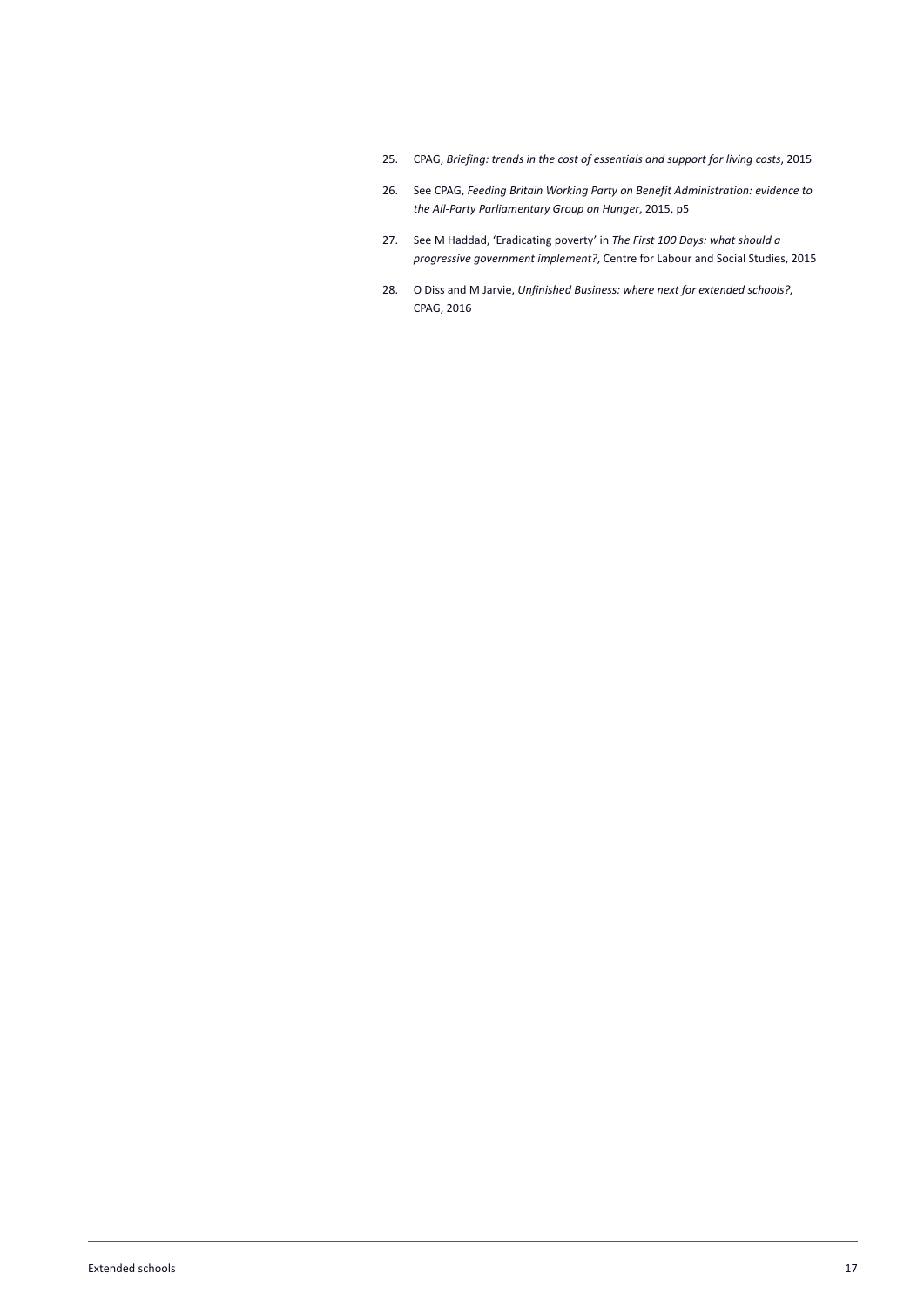25. CPAG, *Briefing: trends in the cost of essentials and support for living costs*, 2015

26. See CPAG, *Feeding Britain Working Party on Benefit Administration: evidence to the All-Party Parliamentary Group on Hunger*, 2015, p5

27. See M Haddad, 'Eradicating poverty' in *The First 100 Days: what should a progressive government implement?*, Centre for Labour and Social Studies, 2015

28. O Diss and M Jarvie, *Unfinished Business: where next for extended schools?,* CPAG, 2016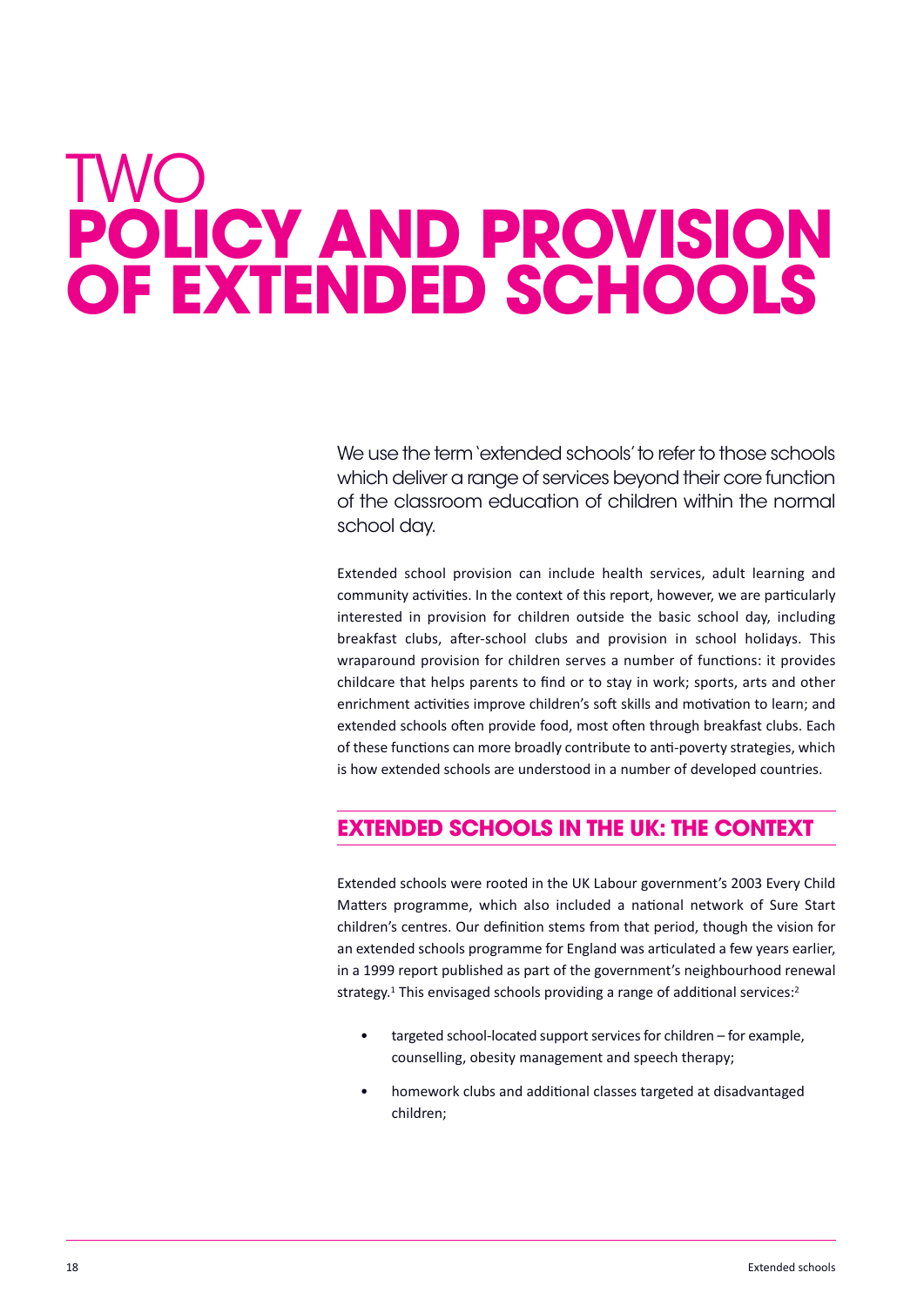# TWO POLICY AND PROVISION OF EXTENDED SCHOOLS

We use the term 'extended schools' to refer to those schools which deliver a range of services beyond their core function of the classroom education of children within the normal school day.

Extended school provision can include health services, adult learning and community activities. In the context of this report, however, we are particularly interested in provision for children outside the basic school day, including breakfast clubs, after-school clubs and provision in school holidays. This wraparound provision for children serves a number of functions: it provides childcare that helps parents to find or to stay in work; sports, arts and other enrichment activities improve children's soft skills and motivation to learn; and extended schools often provide food, most often through breakfast clubs. Each of these functions can more broadly contribute to anti-poverty strategies, which is how extended schools are understood in a number of developed countries.

## EXTENDED SCHOOLS IN THE UK: THE CONTEXT

Extended schools were rooted in the UK Labour government's 2003 Every Child Matters programme, which also included a national network of Sure Start children's centres. Our definition stems from that period, though the vision for an extended schools programme for England was articulated a few years earlier, in a 1999 report published as part of the government's neighbourhood renewal strategy.[1] This envisaged schools providing a range of additional services:[2]

- targeted school-located support services for children – for example, counselling, obesity management and speech therapy;
- homework clubs and additional classes targeted at disadvantaged children;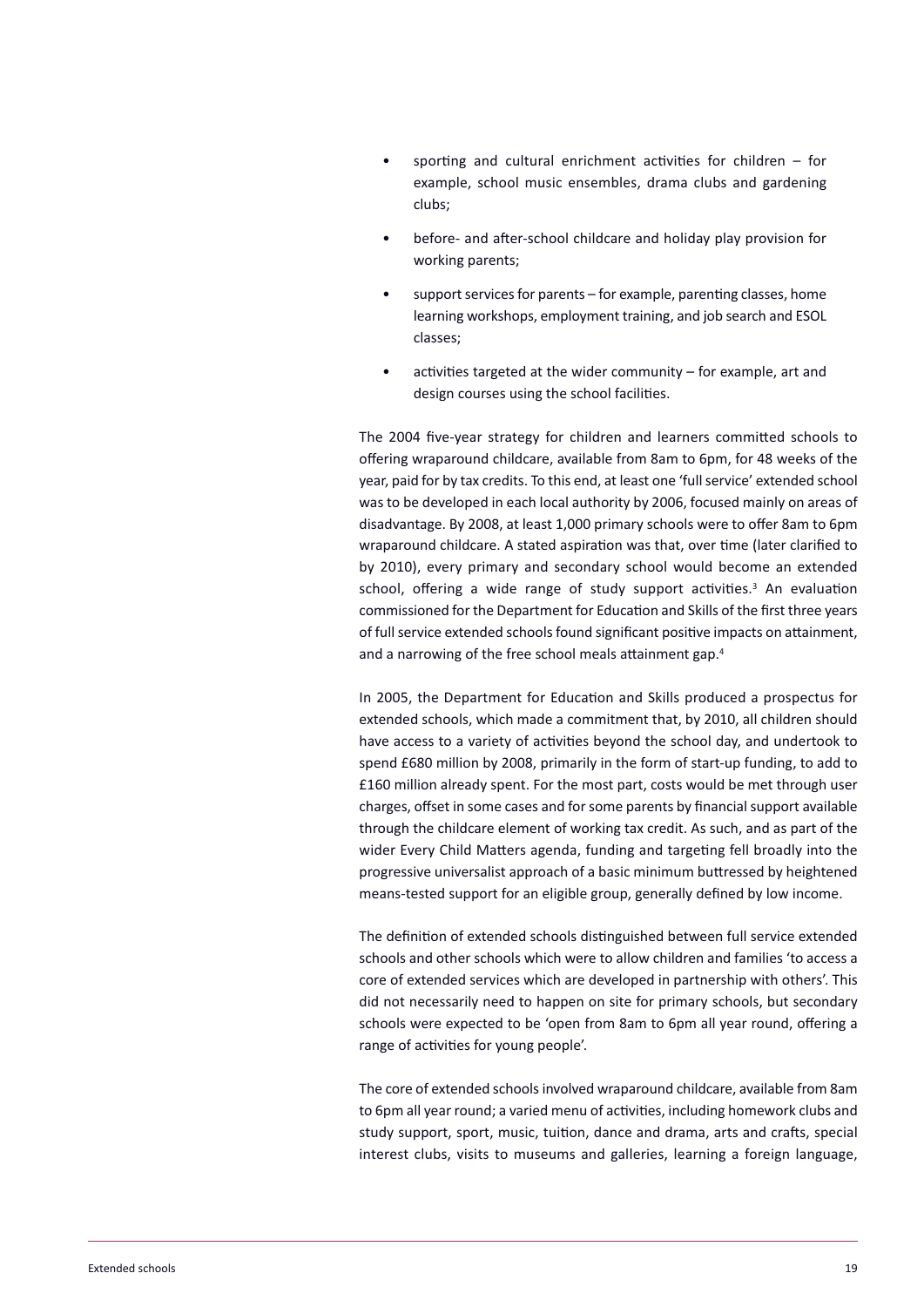- sporting and cultural enrichment activities for children – for example, school music ensembles, drama clubs and gardening clubs;
- before- and after-school childcare and holiday play provision for working parents;
- support services for parents – for example, parenting classes, home learning workshops, employment training, and job search and ESOL classes;
- activities targeted at the wider community – for example, art and design courses using the school facilities.

The 2004 five-year strategy for children and learners committed schools to offering wraparound childcare, available from 8am to 6pm, for 48 weeks of the year, paid for by tax credits. To this end, at least one 'full service' extended school was to be developed in each local authority by 2006, focused mainly on areas of disadvantage. By 2008, at least 1,000 primary schools were to offer 8am to 6pm wraparound childcare. A stated aspiration was that, over time (later clarified to by 2010), every primary and secondary school would become an extended school, offering a wide range of study support activities.[3] An evaluation commissioned for the Department for Education and Skills of the first three years of full service extended schools found significant positive impacts on attainment, and a narrowing of the free school meals attainment gap.[4]

In 2005, the Department for Education and Skills produced a prospectus for extended schools, which made a commitment that, by 2010, all children should have access to a variety of activities beyond the school day, and undertook to spend £680 million by 2008, primarily in the form of start-up funding, to add to £160 million already spent. For the most part, costs would be met through user charges, offset in some cases and for some parents by financial support available through the childcare element of working tax credit. As such, and as part of the wider Every Child Matters agenda, funding and targeting fell broadly into the progressive universalist approach of a basic minimum buttressed by heightened means-tested support for an eligible group, generally defined by low income.

The definition of extended schools distinguished between full service extended schools and other schools which were to allow children and families 'to access a core of extended services which are developed in partnership with others'. This did not necessarily need to happen on site for primary schools, but secondary schools were expected to be 'open from 8am to 6pm all year round, offering a range of activities for young people'.

The core of extended schools involved wraparound childcare, available from 8am to 6pm all year round; a varied menu of activities, including homework clubs and study support, sport, music, tuition, dance and drama, arts and crafts, special interest clubs, visits to museums and galleries, learning a foreign language,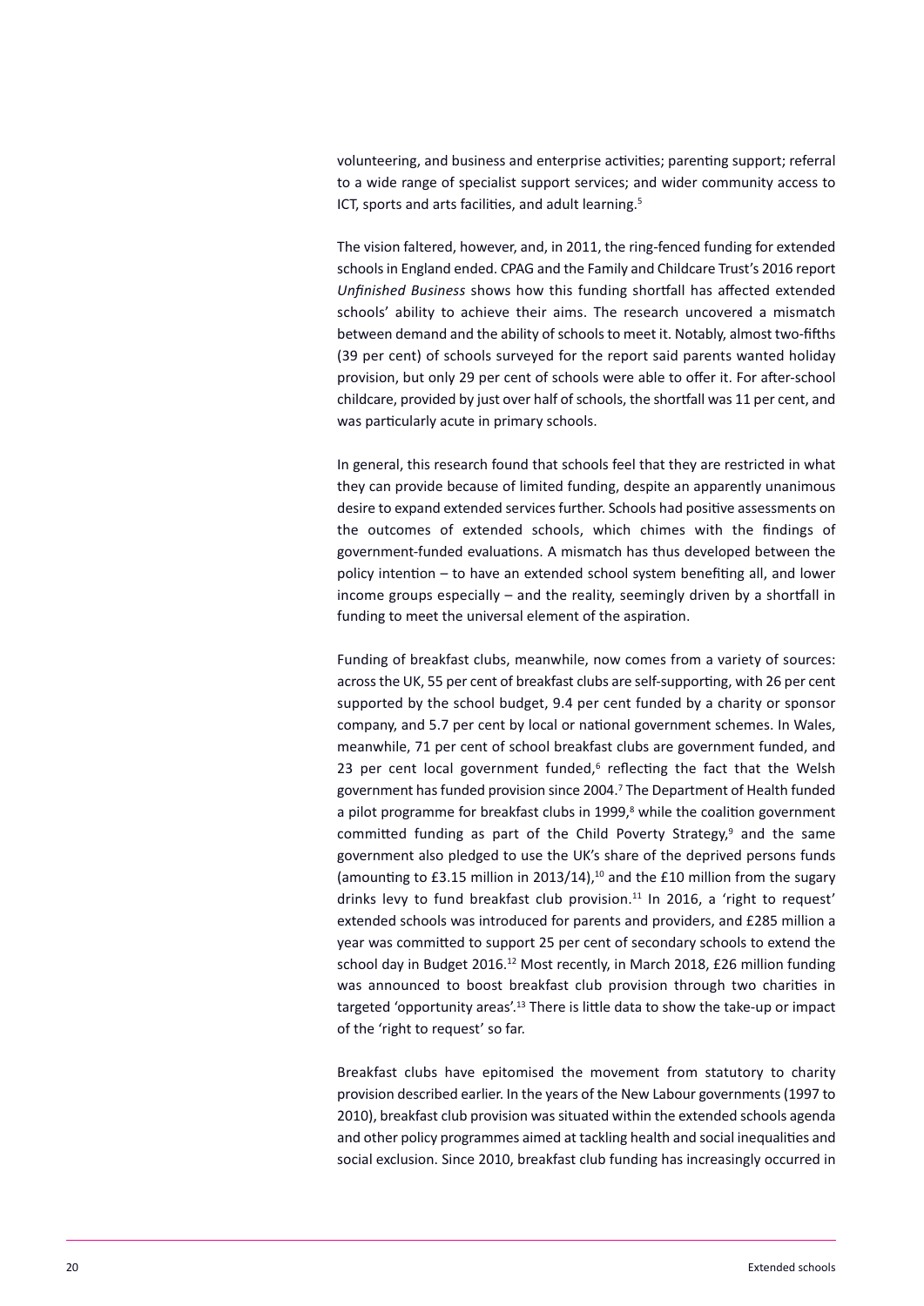volunteering, and business and enterprise activities; parenting support; referral to a wide range of specialist support services; and wider community access to ICT, sports and arts facilities, and adult learning.[5]

The vision faltered, however, and, in 2011, the ring-fenced funding for extended schools in England ended. CPAG and the Family and Childcare Trust's 2016 report *Unfinished Business* shows how this funding shortfall has affected extended schools' ability to achieve their aims. The research uncovered a mismatch between demand and the ability of schools to meet it. Notably, almost two-fifths (39 per cent) of schools surveyed for the report said parents wanted holiday provision, but only 29 per cent of schools were able to offer it. For after-school childcare, provided by just over half of schools, the shortfall was 11 per cent, and was particularly acute in primary schools.

In general, this research found that schools feel that they are restricted in what they can provide because of limited funding, despite an apparently unanimous desire to expand extended services further. Schools had positive assessments on the outcomes of extended schools, which chimes with the findings of government-funded evaluations. A mismatch has thus developed between the policy intention – to have an extended school system benefiting all, and lower income groups especially – and the reality, seemingly driven by a shortfall in funding to meet the universal element of the aspiration.

Funding of breakfast clubs, meanwhile, now comes from a variety of sources: across the UK, 55 per cent of breakfast clubs are self-supporting, with 26 per cent supported by the school budget, 9.4 per cent funded by a charity or sponsor company, and 5.7 per cent by local or national government schemes. In Wales, meanwhile, 71 per cent of school breakfast clubs are government funded, and 23 per cent local government funded,[6] reflecting the fact that the Welsh government has funded provision since 2004.[7] The Department of Health funded a pilot programme for breakfast clubs in 1999,[8] while the coalition government committed funding as part of the Child Poverty Strategy,[9] and the same government also pledged to use the UK's share of the deprived persons funds (amounting to £3.15 million in 2013/14),[10] and the £10 million from the sugary drinks levy to fund breakfast club provision.[11] In 2016, a 'right to request' extended schools was introduced for parents and providers, and £285 million a year was committed to support 25 per cent of secondary schools to extend the school day in Budget 2016.[12] Most recently, in March 2018, £26 million funding was announced to boost breakfast club provision through two charities in targeted 'opportunity areas'.[13] There is little data to show the take-up or impact of the 'right to request' so far.

Breakfast clubs have epitomised the movement from statutory to charity provision described earlier. In the years of the New Labour governments (1997 to 2010), breakfast club provision was situated within the extended schools agenda and other policy programmes aimed at tackling health and social inequalities and social exclusion. Since 2010, breakfast club funding has increasingly occurred in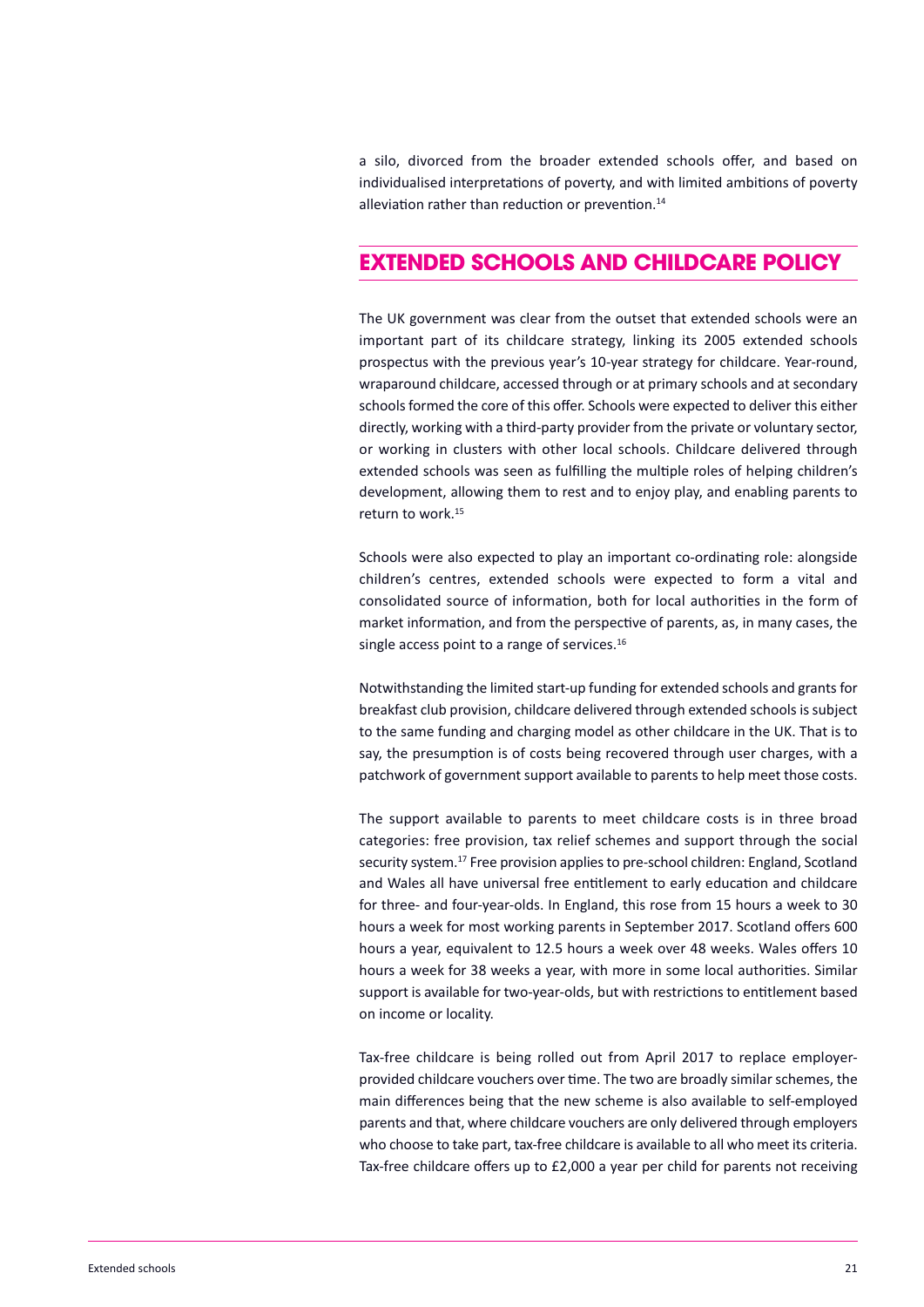a silo, divorced from the broader extended schools offer, and based on individualised interpretations of poverty, and with limited ambitions of poverty alleviation rather than reduction or prevention.[14]

## EXTENDED SCHOOLS AND CHILDCARE POLICY

The UK government was clear from the outset that extended schools were an important part of its childcare strategy, linking its 2005 extended schools prospectus with the previous year's 10-year strategy for childcare. Year-round, wraparound childcare, accessed through or at primary schools and at secondary schools formed the core of this offer. Schools were expected to deliver this either directly, working with a third-party provider from the private or voluntary sector, or working in clusters with other local schools. Childcare delivered through extended schools was seen as fulfilling the multiple roles of helping children's development, allowing them to rest and to enjoy play, and enabling parents to return to work.[15]

Schools were also expected to play an important co-ordinating role: alongside children's centres, extended schools were expected to form a vital and consolidated source of information, both for local authorities in the form of market information, and from the perspective of parents, as, in many cases, the single access point to a range of services.[16]

Notwithstanding the limited start-up funding for extended schools and grants for breakfast club provision, childcare delivered through extended schools is subject to the same funding and charging model as other childcare in the UK. That is to say, the presumption is of costs being recovered through user charges, with a patchwork of government support available to parents to help meet those costs.

The support available to parents to meet childcare costs is in three broad categories: free provision, tax relief schemes and support through the social security system.[17] Free provision applies to pre-school children: England, Scotland and Wales all have universal free entitlement to early education and childcare for three- and four-year-olds. In England, this rose from 15 hours a week to 30 hours a week for most working parents in September 2017. Scotland offers 600 hours a year, equivalent to 12.5 hours a week over 48 weeks. Wales offers 10 hours a week for 38 weeks a year, with more in some local authorities. Similar support is available for two-year-olds, but with restrictions to entitlement based on income or locality.

Tax-free childcare is being rolled out from April 2017 to replace employer-provided childcare vouchers over time. The two are broadly similar schemes, the main differences being that the new scheme is also available to self-employed parents and that, where childcare vouchers are only delivered through employers who choose to take part, tax-free childcare is available to all who meet its criteria. Tax-free childcare offers up to £2,000 a year per child for parents not receiving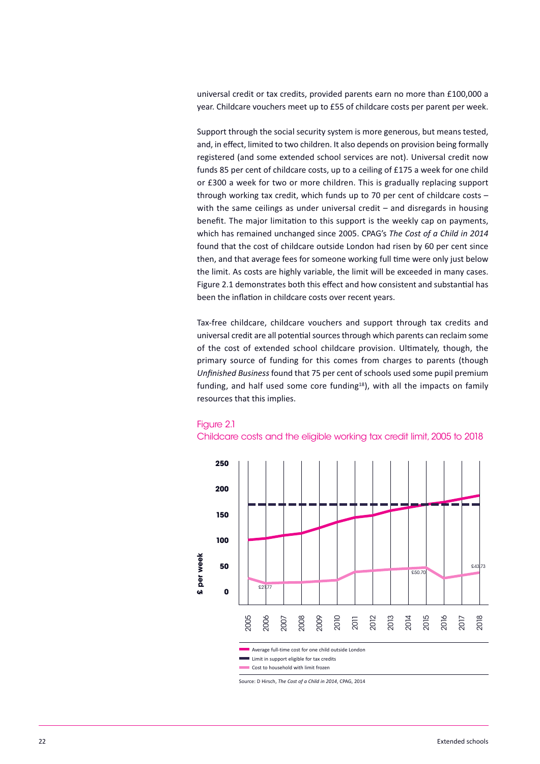universal credit or tax credits, provided parents earn no more than £100,000 a year. Childcare vouchers meet up to £55 of childcare costs per parent per week.

Support through the social security system is more generous, but means tested, and, in effect, limited to two children. It also depends on provision being formally registered (and some extended school services are not). Universal credit now funds 85 per cent of childcare costs, up to a ceiling of £175 a week for one child or £300 a week for two or more children. This is gradually replacing support through working tax credit, which funds up to 70 per cent of childcare costs – with the same ceilings as under universal credit – and disregards in housing benefit. The major limitation to this support is the weekly cap on payments, which has remained unchanged since 2005. CPAG's *The Cost of a Child in 2014* found that the cost of childcare outside London had risen by 60 per cent since then, and that average fees for someone working full time were only just below the limit. As costs are highly variable, the limit will be exceeded in many cases. Figure 2.1 demonstrates both this effect and how consistent and substantial has been the inflation in childcare costs over recent years.

Tax-free childcare, childcare vouchers and support through tax credits and universal credit are all potential sources through which parents can reclaim some of the cost of extended school childcare provision. Ultimately, though, the primary source of funding for this comes from charges to parents (though *Unfinished Business* found that 75 per cent of schools used some pupil premium funding, and half used some core funding[18]), with all the impacts on family resources that this implies.

Figure 2.1
Childcare costs and the eligible working tax credit limit, 2005 to 2018

£ per week: 0, 50, 100, 150, 200, 250

Years: 2005, 2006, 2007, 2008, 2009, 2010, 2011, 2012, 2013, 2014, 2015, 2016, 2017, 2018

£21.77 · £50.70 · £43.73

- Average full-time cost for one child outside London
- Limit in support eligible for tax credits
- Cost to household with limit frozen

Source: D Hirsch, *The Cost of a Child in 2014*, CPAG, 2014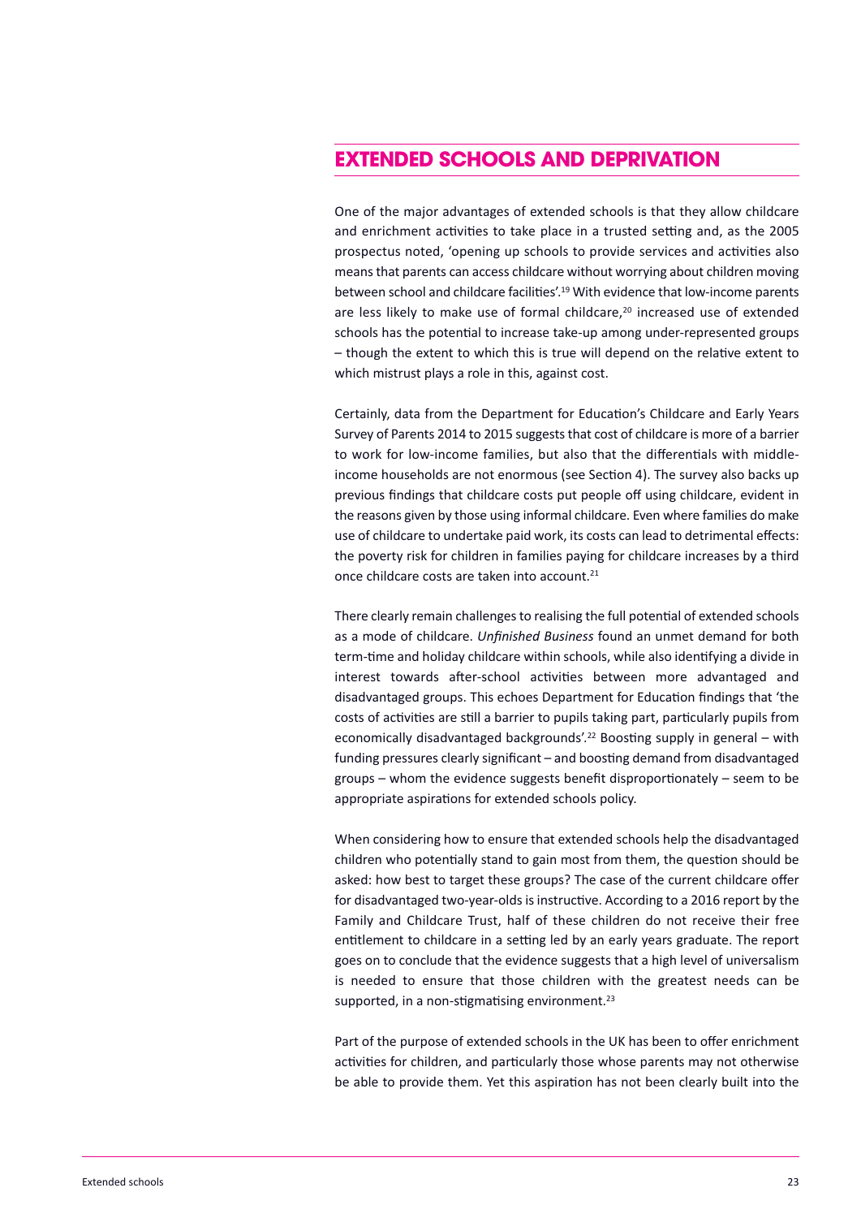## EXTENDED SCHOOLS AND DEPRIVATION

One of the major advantages of extended schools is that they allow childcare and enrichment activities to take place in a trusted setting and, as the 2005 prospectus noted, 'opening up schools to provide services and activities also means that parents can access childcare without worrying about children moving between school and childcare facilities'.[19] With evidence that low-income parents are less likely to make use of formal childcare,[20] increased use of extended schools has the potential to increase take-up among under-represented groups – though the extent to which this is true will depend on the relative extent to which mistrust plays a role in this, against cost.

Certainly, data from the Department for Education's Childcare and Early Years Survey of Parents 2014 to 2015 suggests that cost of childcare is more of a barrier to work for low-income families, but also that the differentials with middle-income households are not enormous (see Section 4). The survey also backs up previous findings that childcare costs put people off using childcare, evident in the reasons given by those using informal childcare. Even where families do make use of childcare to undertake paid work, its costs can lead to detrimental effects: the poverty risk for children in families paying for childcare increases by a third once childcare costs are taken into account.[21]

There clearly remain challenges to realising the full potential of extended schools as a mode of childcare. *Unfinished Business* found an unmet demand for both term-time and holiday childcare within schools, while also identifying a divide in interest towards after-school activities between more advantaged and disadvantaged groups. This echoes Department for Education findings that 'the costs of activities are still a barrier to pupils taking part, particularly pupils from economically disadvantaged backgrounds'.[22] Boosting supply in general – with funding pressures clearly significant – and boosting demand from disadvantaged groups – whom the evidence suggests benefit disproportionately – seem to be appropriate aspirations for extended schools policy.

When considering how to ensure that extended schools help the disadvantaged children who potentially stand to gain most from them, the question should be asked: how best to target these groups? The case of the current childcare offer for disadvantaged two-year-olds is instructive. According to a 2016 report by the Family and Childcare Trust, half of these children do not receive their free entitlement to childcare in a setting led by an early years graduate. The report goes on to conclude that the evidence suggests that a high level of universalism is needed to ensure that those children with the greatest needs can be supported, in a non-stigmatising environment.[23]

Part of the purpose of extended schools in the UK has been to offer enrichment activities for children, and particularly those whose parents may not otherwise be able to provide them. Yet this aspiration has not been clearly built into the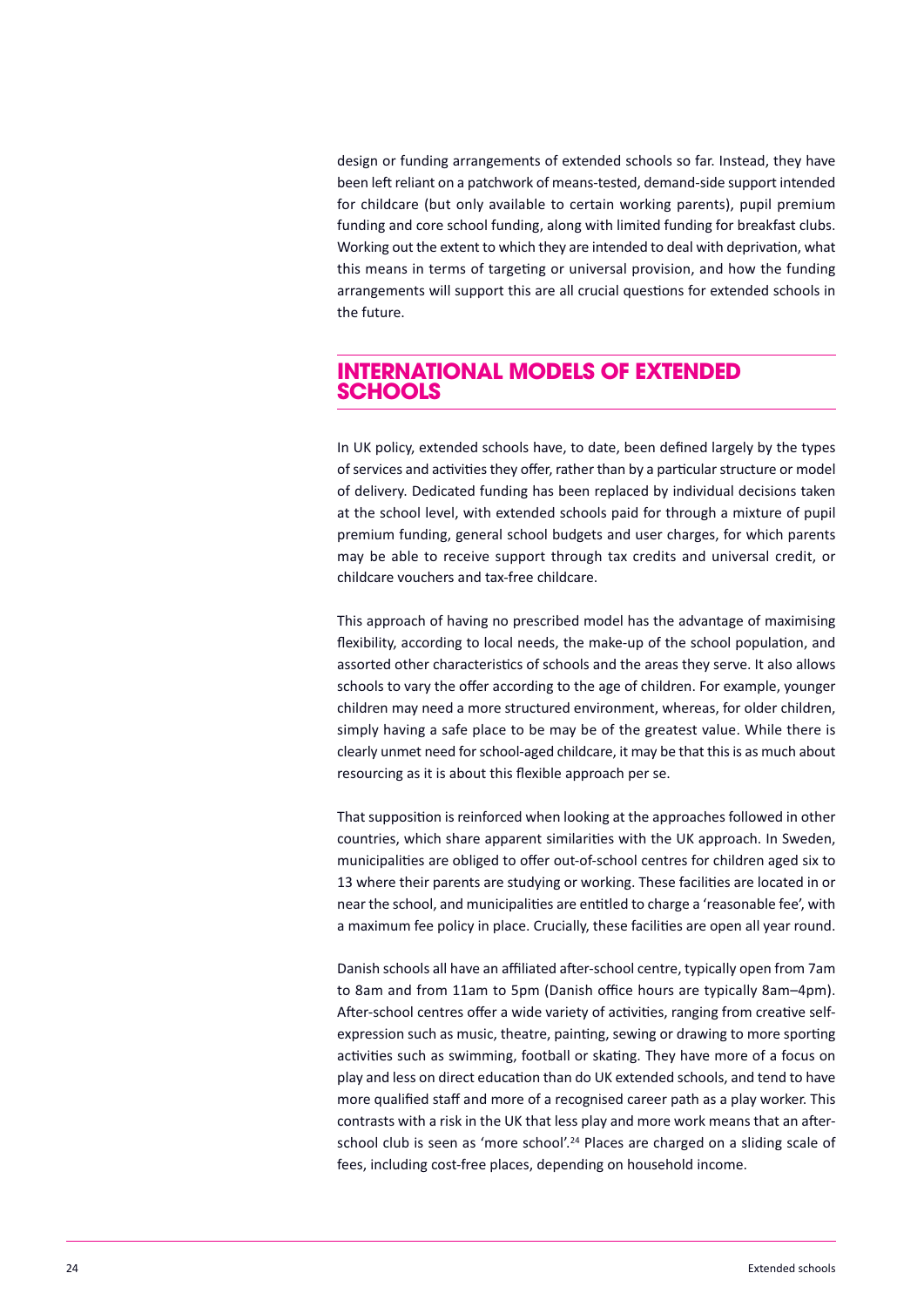design or funding arrangements of extended schools so far. Instead, they have been left reliant on a patchwork of means-tested, demand-side support intended for childcare (but only available to certain working parents), pupil premium funding and core school funding, along with limited funding for breakfast clubs. Working out the extent to which they are intended to deal with deprivation, what this means in terms of targeting or universal provision, and how the funding arrangements will support this are all crucial questions for extended schools in the future.

## INTERNATIONAL MODELS OF EXTENDED SCHOOLS

In UK policy, extended schools have, to date, been defined largely by the types of services and activities they offer, rather than by a particular structure or model of delivery. Dedicated funding has been replaced by individual decisions taken at the school level, with extended schools paid for through a mixture of pupil premium funding, general school budgets and user charges, for which parents may be able to receive support through tax credits and universal credit, or childcare vouchers and tax-free childcare.

This approach of having no prescribed model has the advantage of maximising flexibility, according to local needs, the make-up of the school population, and assorted other characteristics of schools and the areas they serve. It also allows schools to vary the offer according to the age of children. For example, younger children may need a more structured environment, whereas, for older children, simply having a safe place to be may be of the greatest value. While there is clearly unmet need for school-aged childcare, it may be that this is as much about resourcing as it is about this flexible approach per se.

That supposition is reinforced when looking at the approaches followed in other countries, which share apparent similarities with the UK approach. In Sweden, municipalities are obliged to offer out-of-school centres for children aged six to 13 where their parents are studying or working. These facilities are located in or near the school, and municipalities are entitled to charge a 'reasonable fee', with a maximum fee policy in place. Crucially, these facilities are open all year round.

Danish schools all have an affiliated after-school centre, typically open from 7am to 8am and from 11am to 5pm (Danish office hours are typically 8am–4pm). After-school centres offer a wide variety of activities, ranging from creative self-expression such as music, theatre, painting, sewing or drawing to more sporting activities such as swimming, football or skating. They have more of a focus on play and less on direct education than do UK extended schools, and tend to have more qualified staff and more of a recognised career path as a play worker. This contrasts with a risk in the UK that less play and more work means that an after-school club is seen as 'more school'.[24] Places are charged on a sliding scale of fees, including cost-free places, depending on household income.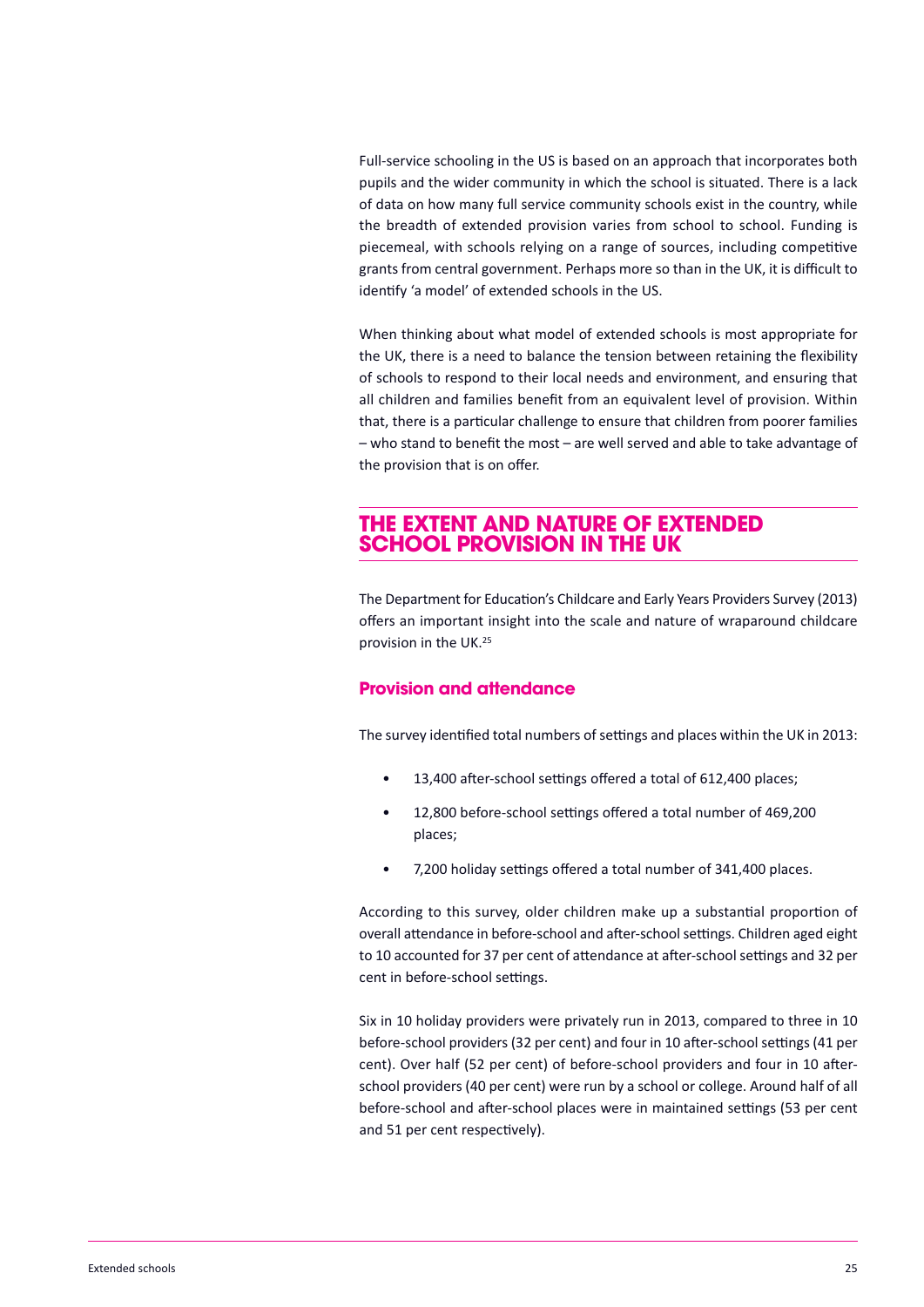Full-service schooling in the US is based on an approach that incorporates both pupils and the wider community in which the school is situated. There is a lack of data on how many full service community schools exist in the country, while the breadth of extended provision varies from school to school. Funding is piecemeal, with schools relying on a range of sources, including competitive grants from central government. Perhaps more so than in the UK, it is difficult to identify 'a model' of extended schools in the US.

When thinking about what model of extended schools is most appropriate for the UK, there is a need to balance the tension between retaining the flexibility of schools to respond to their local needs and environment, and ensuring that all children and families benefit from an equivalent level of provision. Within that, there is a particular challenge to ensure that children from poorer families – who stand to benefit the most – are well served and able to take advantage of the provision that is on offer.

## THE EXTENT AND NATURE OF EXTENDED SCHOOL PROVISION IN THE UK

The Department for Education's Childcare and Early Years Providers Survey (2013) offers an important insight into the scale and nature of wraparound childcare provision in the UK.[25]

### Provision and attendance

The survey identified total numbers of settings and places within the UK in 2013:

- 13,400 after-school settings offered a total of 612,400 places;
- 12,800 before-school settings offered a total number of 469,200 places;
- 7,200 holiday settings offered a total number of 341,400 places.

According to this survey, older children make up a substantial proportion of overall attendance in before-school and after-school settings. Children aged eight to 10 accounted for 37 per cent of attendance at after-school settings and 32 per cent in before-school settings.

Six in 10 holiday providers were privately run in 2013, compared to three in 10 before-school providers (32 per cent) and four in 10 after-school settings (41 per cent). Over half (52 per cent) of before-school providers and four in 10 after-school providers (40 per cent) were run by a school or college. Around half of all before-school and after-school places were in maintained settings (53 per cent and 51 per cent respectively).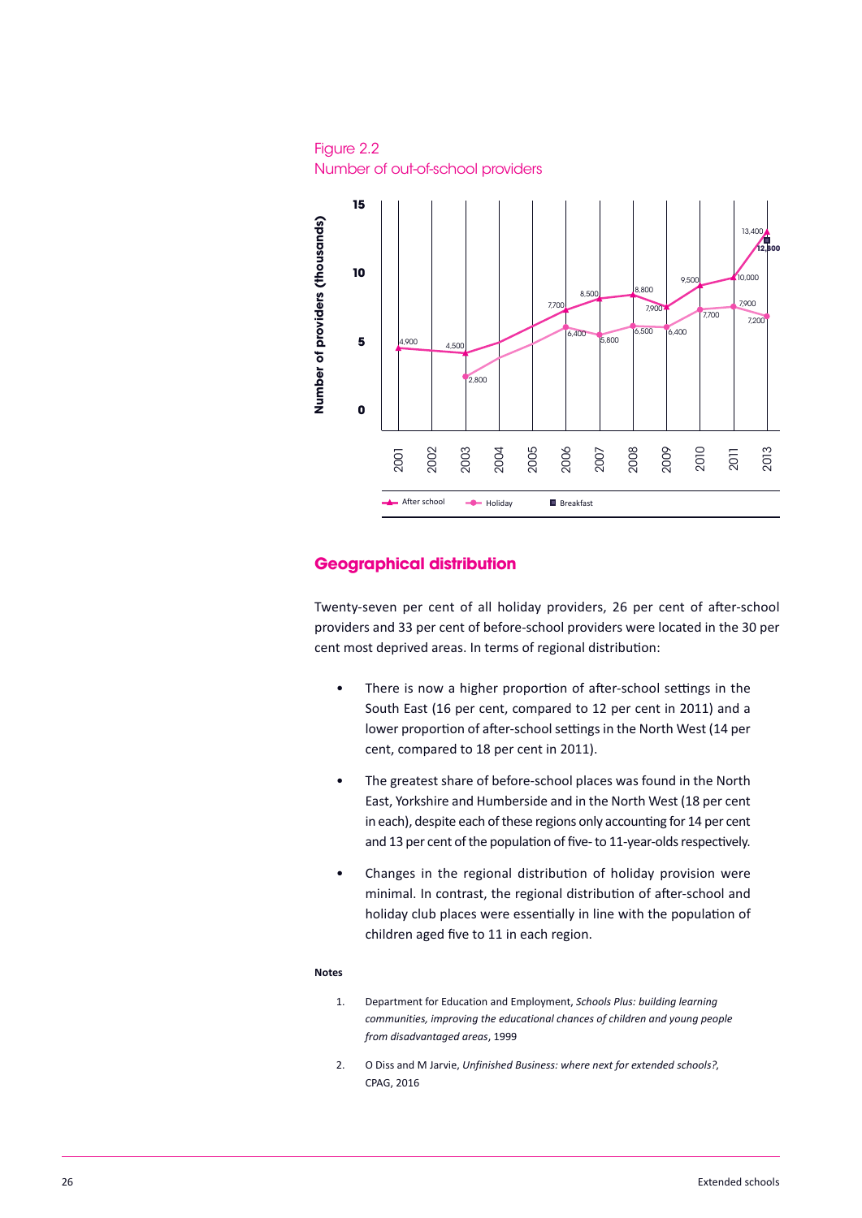Figure 2.2
Number of out-of-school providers

| Year | After school | Holiday | Breakfast |
|---|---|---|---|
| 2001 | 4,900 | | |
| 2003 | 4,500 | 2,800 | |
| 2006 | 7,700 | 6,400 | |
| 2007 | 8,500 | 5,800 | |
| 2008 | 8,800 | 6,500 | |
| 2009 | 7,900 | 6,400 | |
| 2010 | 9,500 | 7,700 | |
| 2011 | 10,000 | 7,900 | |
| 2013 | 13,400 | 7,200 | 12,800 |

## Geographical distribution

Twenty-seven per cent of all holiday providers, 26 per cent of after-school providers and 33 per cent of before-school providers were located in the 30 per cent most deprived areas. In terms of regional distribution:

- There is now a higher proportion of after-school settings in the South East (16 per cent, compared to 12 per cent in 2011) and a lower proportion of after-school settings in the North West (14 per cent, compared to 18 per cent in 2011).
- The greatest share of before-school places was found in the North East, Yorkshire and Humberside and in the North West (18 per cent in each), despite each of these regions only accounting for 14 per cent and 13 per cent of the population of five- to 11-year-olds respectively.
- Changes in the regional distribution of holiday provision were minimal. In contrast, the regional distribution of after-school and holiday club places were essentially in line with the population of children aged five to 11 in each region.

**Notes**

1. Department for Education and Employment, *Schools Plus: building learning communities, improving the educational chances of children and young people from disadvantaged areas*, 1999
2. O Diss and M Jarvie, *Unfinished Business: where next for extended schools?*, CPAG, 2016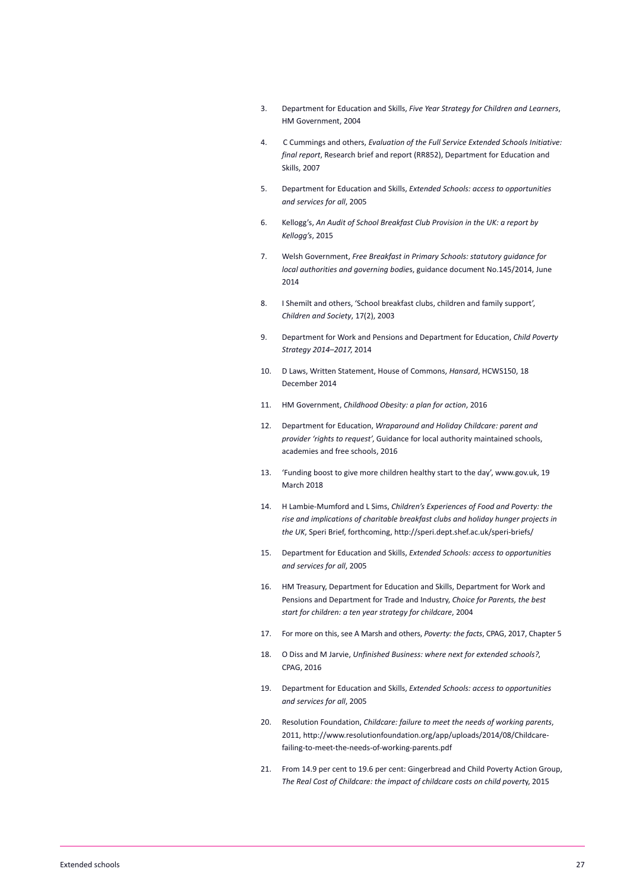3. Department for Education and Skills, *Five Year Strategy for Children and Learners*, HM Government, 2004

4. C Cummings and others, *Evaluation of the Full Service Extended Schools Initiative: final report*, Research brief and report (RR852), Department for Education and Skills, 2007

5. Department for Education and Skills, *Extended Schools: access to opportunities and services for all*, 2005

6. Kellogg's, *An Audit of School Breakfast Club Provision in the UK: a report by Kellogg's*, 2015

7. Welsh Government, *Free Breakfast in Primary Schools: statutory guidance for local authorities and governing bodies*, guidance document No.145/2014, June 2014

8. I Shemilt and others, 'School breakfast clubs, children and family support', *Children and Society*, 17(2), 2003

9. Department for Work and Pensions and Department for Education, *Child Poverty Strategy 2014–2017*, 2014

10. D Laws, Written Statement, House of Commons, *Hansard*, HCWS150, 18 December 2014

11. HM Government, *Childhood Obesity: a plan for action*, 2016

12. Department for Education, *Wraparound and Holiday Childcare: parent and provider 'rights to request'*, Guidance for local authority maintained schools, academies and free schools, 2016

13. 'Funding boost to give more children healthy start to the day', www.gov.uk, 19 March 2018

14. H Lambie-Mumford and L Sims, *Children's Experiences of Food and Poverty: the rise and implications of charitable breakfast clubs and holiday hunger projects in the UK*, Speri Brief, forthcoming, http://speri.dept.shef.ac.uk/speri-briefs/

15. Department for Education and Skills, *Extended Schools: access to opportunities and services for all*, 2005

16. HM Treasury, Department for Education and Skills, Department for Work and Pensions and Department for Trade and Industry, *Choice for Parents, the best start for children: a ten year strategy for childcare*, 2004

17. For more on this, see A Marsh and others, *Poverty: the facts*, CPAG, 2017, Chapter 5

18. O Diss and M Jarvie, *Unfinished Business: where next for extended schools?*, CPAG, 2016

19. Department for Education and Skills, *Extended Schools: access to opportunities and services for all*, 2005

20. Resolution Foundation, *Childcare: failure to meet the needs of working parents*, 2011, http://www.resolutionfoundation.org/app/uploads/2014/08/Childcare-failing-to-meet-the-needs-of-working-parents.pdf

21. From 14.9 per cent to 19.6 per cent: Gingerbread and Child Poverty Action Group, *The Real Cost of Childcare: the impact of childcare costs on child poverty*, 2015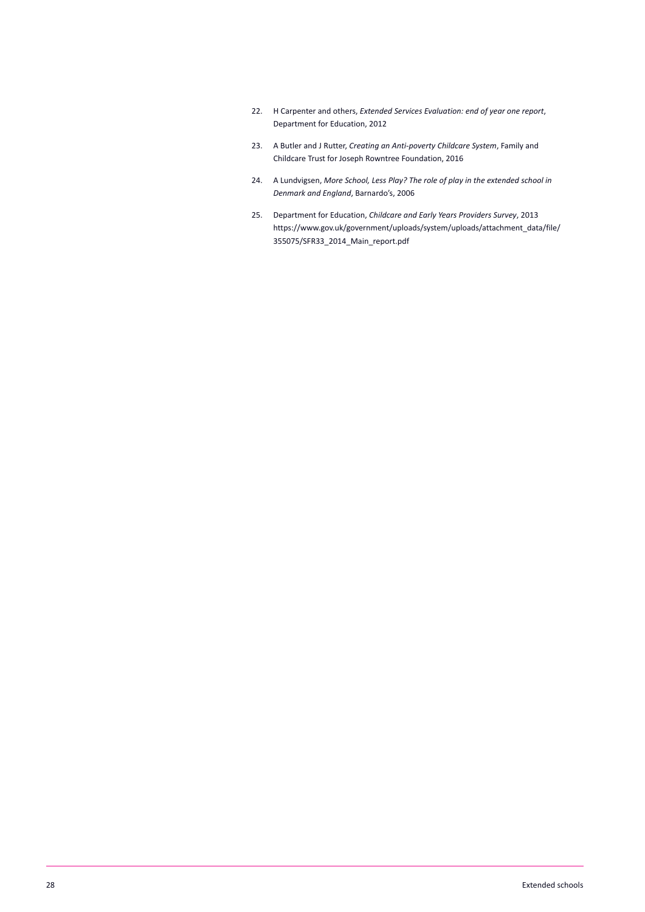22. H Carpenter and others, *Extended Services Evaluation: end of year one report*, Department for Education, 2012

23. A Butler and J Rutter, *Creating an Anti-poverty Childcare System*, Family and Childcare Trust for Joseph Rowntree Foundation, 2016

24. A Lundvigsen, *More School, Less Play? The role of play in the extended school in Denmark and England*, Barnardo's, 2006

25. Department for Education, *Childcare and Early Years Providers Survey*, 2013 https://www.gov.uk/government/uploads/system/uploads/attachment_data/file/355075/SFR33_2014_Main_report.pdf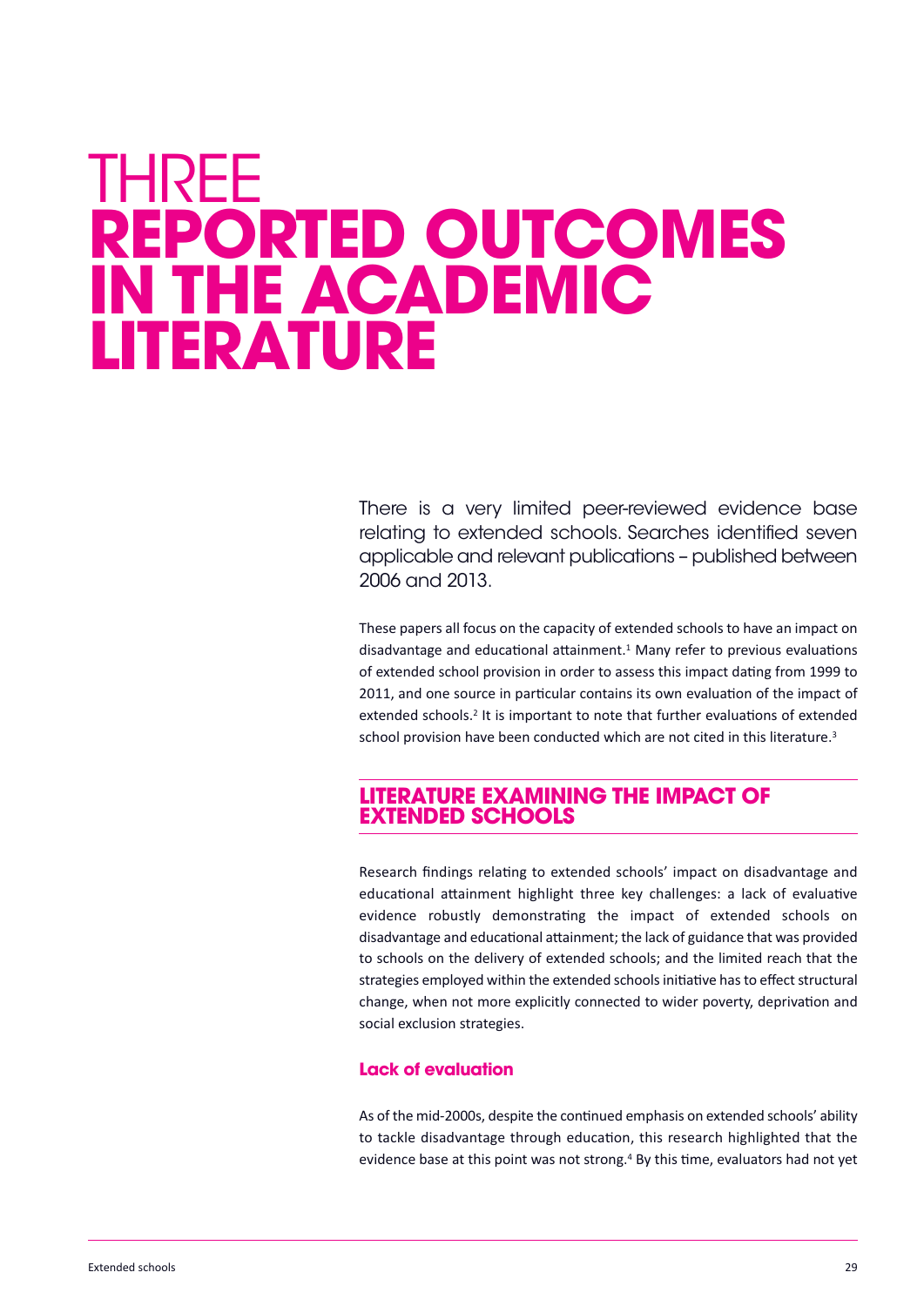# THREE
# REPORTED OUTCOMES IN THE ACADEMIC LITERATURE

There is a very limited peer-reviewed evidence base relating to extended schools. Searches identified seven applicable and relevant publications – published between 2006 and 2013.

These papers all focus on the capacity of extended schools to have an impact on disadvantage and educational attainment.[1] Many refer to previous evaluations of extended school provision in order to assess this impact dating from 1999 to 2011, and one source in particular contains its own evaluation of the impact of extended schools.[2] It is important to note that further evaluations of extended school provision have been conducted which are not cited in this literature.[3]

## LITERATURE EXAMINING THE IMPACT OF EXTENDED SCHOOLS

Research findings relating to extended schools' impact on disadvantage and educational attainment highlight three key challenges: a lack of evaluative evidence robustly demonstrating the impact of extended schools on disadvantage and educational attainment; the lack of guidance that was provided to schools on the delivery of extended schools; and the limited reach that the strategies employed within the extended schools initiative has to effect structural change, when not more explicitly connected to wider poverty, deprivation and social exclusion strategies.

### Lack of evaluation

As of the mid-2000s, despite the continued emphasis on extended schools' ability to tackle disadvantage through education, this research highlighted that the evidence base at this point was not strong.[4] By this time, evaluators had not yet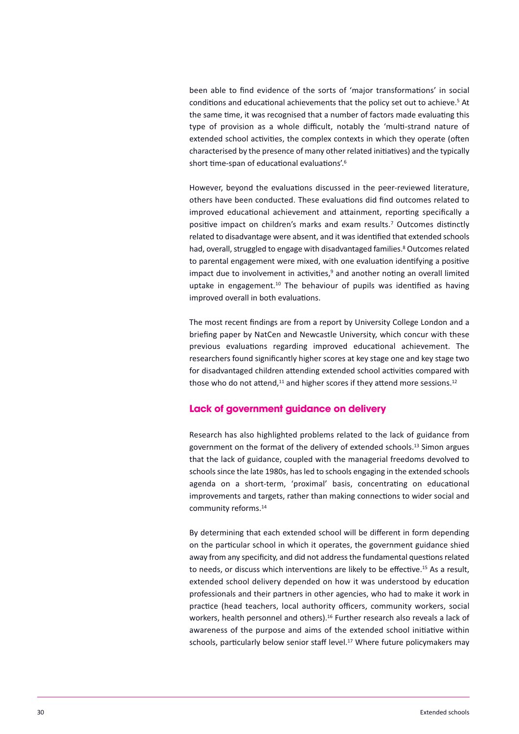been able to find evidence of the sorts of 'major transformations' in social conditions and educational achievements that the policy set out to achieve.[5] At the same time, it was recognised that a number of factors made evaluating this type of provision as a whole difficult, notably the 'multi-strand nature of extended school activities, the complex contexts in which they operate (often characterised by the presence of many other related initiatives) and the typically short time-span of educational evaluations'.[6]

However, beyond the evaluations discussed in the peer-reviewed literature, others have been conducted. These evaluations did find outcomes related to improved educational achievement and attainment, reporting specifically a positive impact on children's marks and exam results.[7] Outcomes distinctly related to disadvantage were absent, and it was identified that extended schools had, overall, struggled to engage with disadvantaged families.[8] Outcomes related to parental engagement were mixed, with one evaluation identifying a positive impact due to involvement in activities,[9] and another noting an overall limited uptake in engagement.[10] The behaviour of pupils was identified as having improved overall in both evaluations.

The most recent findings are from a report by University College London and a briefing paper by NatCen and Newcastle University, which concur with these previous evaluations regarding improved educational achievement. The researchers found significantly higher scores at key stage one and key stage two for disadvantaged children attending extended school activities compared with those who do not attend,[11] and higher scores if they attend more sessions.[12]

## Lack of government guidance on delivery

Research has also highlighted problems related to the lack of guidance from government on the format of the delivery of extended schools.[13] Simon argues that the lack of guidance, coupled with the managerial freedoms devolved to schools since the late 1980s, has led to schools engaging in the extended schools agenda on a short-term, 'proximal' basis, concentrating on educational improvements and targets, rather than making connections to wider social and community reforms.[14]

By determining that each extended school will be different in form depending on the particular school in which it operates, the government guidance shied away from any specificity, and did not address the fundamental questions related to needs, or discuss which interventions are likely to be effective.[15] As a result, extended school delivery depended on how it was understood by education professionals and their partners in other agencies, who had to make it work in practice (head teachers, local authority officers, community workers, social workers, health personnel and others).[16] Further research also reveals a lack of awareness of the purpose and aims of the extended school initiative within schools, particularly below senior staff level.[17] Where future policymakers may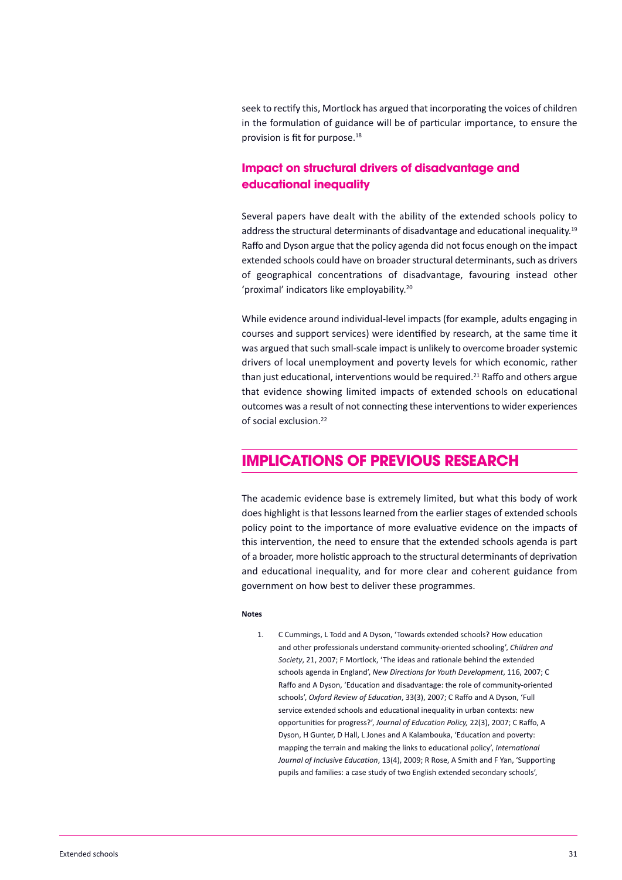seek to rectify this, Mortlock has argued that incorporating the voices of children in the formulation of guidance will be of particular importance, to ensure the provision is fit for purpose.[18]

### Impact on structural drivers of disadvantage and educational inequality

Several papers have dealt with the ability of the extended schools policy to address the structural determinants of disadvantage and educational inequality.[19] Raffo and Dyson argue that the policy agenda did not focus enough on the impact extended schools could have on broader structural determinants, such as drivers of geographical concentrations of disadvantage, favouring instead other 'proximal' indicators like employability.[20]

While evidence around individual-level impacts (for example, adults engaging in courses and support services) were identified by research, at the same time it was argued that such small-scale impact is unlikely to overcome broader systemic drivers of local unemployment and poverty levels for which economic, rather than just educational, interventions would be required.[21] Raffo and others argue that evidence showing limited impacts of extended schools on educational outcomes was a result of not connecting these interventions to wider experiences of social exclusion.[22]

## IMPLICATIONS OF PREVIOUS RESEARCH

The academic evidence base is extremely limited, but what this body of work does highlight is that lessons learned from the earlier stages of extended schools policy point to the importance of more evaluative evidence on the impacts of this intervention, the need to ensure that the extended schools agenda is part of a broader, more holistic approach to the structural determinants of deprivation and educational inequality, and for more clear and coherent guidance from government on how best to deliver these programmes.

#### Notes

1. C Cummings, L Todd and A Dyson, 'Towards extended schools? How education and other professionals understand community-oriented schooling', *Children and Society*, 21, 2007; F Mortlock, 'The ideas and rationale behind the extended schools agenda in England', *New Directions for Youth Development*, 116, 2007; C Raffo and A Dyson, 'Education and disadvantage: the role of community-oriented schools', *Oxford Review of Education*, 33(3), 2007; C Raffo and A Dyson, 'Full service extended schools and educational inequality in urban contexts: new opportunities for progress?', *Journal of Education Policy,* 22(3), 2007; C Raffo, A Dyson, H Gunter, D Hall, L Jones and A Kalambouka, 'Education and poverty: mapping the terrain and making the links to educational policy', *International Journal of Inclusive Education*, 13(4), 2009; R Rose, A Smith and F Yan, 'Supporting pupils and families: a case study of two English extended secondary schools',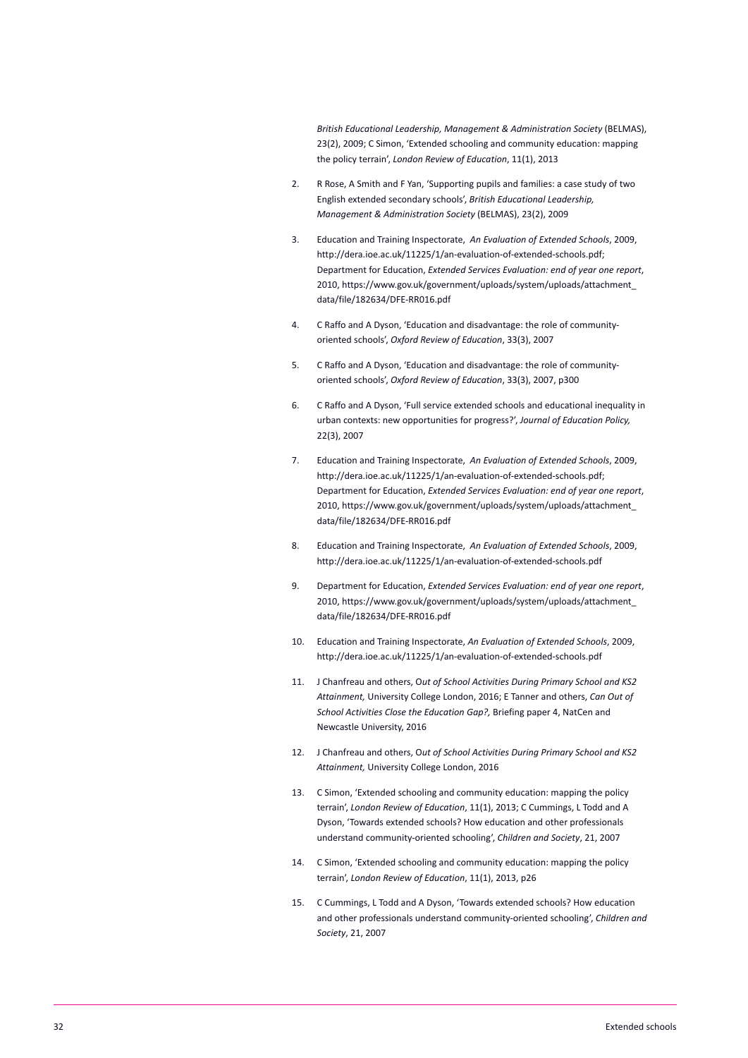*British Educational Leadership, Management & Administration Society* (BELMAS), 23(2), 2009; C Simon, 'Extended schooling and community education: mapping the policy terrain', *London Review of Education*, 11(1), 2013

2. R Rose, A Smith and F Yan, 'Supporting pupils and families: a case study of two English extended secondary schools', *British Educational Leadership, Management & Administration Society* (BELMAS), 23(2), 2009

3. Education and Training Inspectorate, *An Evaluation of Extended Schools*, 2009, http://dera.ioe.ac.uk/11225/1/an-evaluation-of-extended-schools.pdf; Department for Education, *Extended Services Evaluation: end of year one report*, 2010, https://www.gov.uk/government/uploads/system/uploads/attachment_data/file/182634/DFE-RR016.pdf

4. C Raffo and A Dyson, 'Education and disadvantage: the role of community-oriented schools', *Oxford Review of Education*, 33(3), 2007

5. C Raffo and A Dyson, 'Education and disadvantage: the role of community-oriented schools', *Oxford Review of Education*, 33(3), 2007, p300

6. C Raffo and A Dyson, 'Full service extended schools and educational inequality in urban contexts: new opportunities for progress?', *Journal of Education Policy,* 22(3), 2007

7. Education and Training Inspectorate, *An Evaluation of Extended Schools*, 2009, http://dera.ioe.ac.uk/11225/1/an-evaluation-of-extended-schools.pdf; Department for Education, *Extended Services Evaluation: end of year one report*, 2010, https://www.gov.uk/government/uploads/system/uploads/attachment_data/file/182634/DFE-RR016.pdf

8. Education and Training Inspectorate, *An Evaluation of Extended Schools*, 2009, http://dera.ioe.ac.uk/11225/1/an-evaluation-of-extended-schools.pdf

9. Department for Education, *Extended Services Evaluation: end of year one report*, 2010, https://www.gov.uk/government/uploads/system/uploads/attachment_data/file/182634/DFE-RR016.pdf

10. Education and Training Inspectorate, *An Evaluation of Extended Schools*, 2009, http://dera.ioe.ac.uk/11225/1/an-evaluation-of-extended-schools.pdf

11. J Chanfreau and others, O*ut of School Activities During Primary School and KS2 Attainment,* University College London, 2016; E Tanner and others, *Can Out of School Activities Close the Education Gap?,* Briefing paper 4, NatCen and Newcastle University, 2016

12. J Chanfreau and others, O*ut of School Activities During Primary School and KS2 Attainment,* University College London, 2016

13. C Simon, 'Extended schooling and community education: mapping the policy terrain', *London Review of Education*, 11(1), 2013; C Cummings, L Todd and A Dyson, 'Towards extended schools? How education and other professionals understand community-oriented schooling', *Children and Society*, 21, 2007

14. C Simon, 'Extended schooling and community education: mapping the policy terrain', *London Review of Education*, 11(1), 2013, p26

15. C Cummings, L Todd and A Dyson, 'Towards extended schools? How education and other professionals understand community-oriented schooling', *Children and Society*, 21, 2007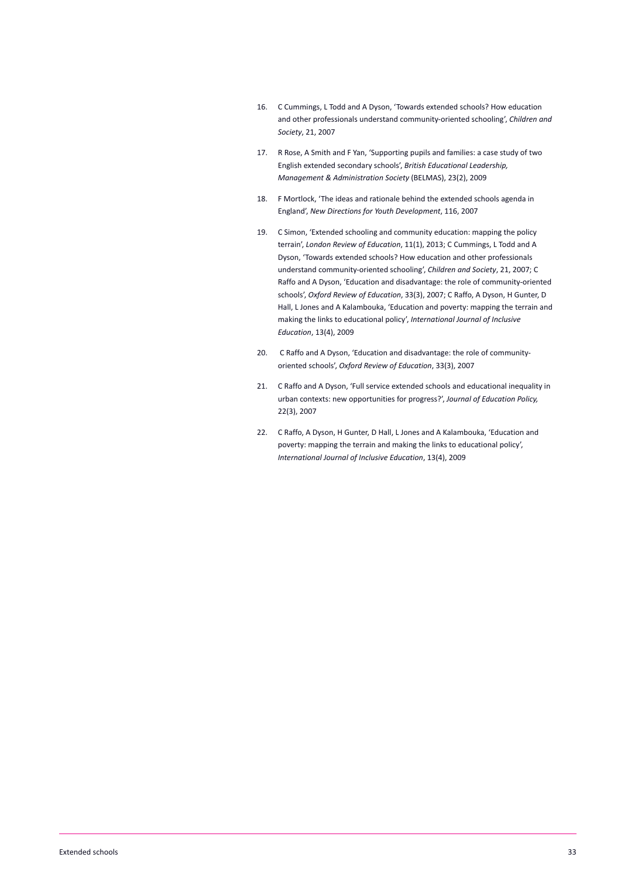16. C Cummings, L Todd and A Dyson, 'Towards extended schools? How education and other professionals understand community-oriented schooling', *Children and Society*, 21, 2007

17. R Rose, A Smith and F Yan, 'Supporting pupils and families: a case study of two English extended secondary schools', *British Educational Leadership, Management & Administration Society* (BELMAS), 23(2), 2009

18. F Mortlock, 'The ideas and rationale behind the extended schools agenda in England', *New Directions for Youth Development*, 116, 2007

19. C Simon, 'Extended schooling and community education: mapping the policy terrain', *London Review of Education*, 11(1), 2013; C Cummings, L Todd and A Dyson, 'Towards extended schools? How education and other professionals understand community-oriented schooling', *Children and Society*, 21, 2007; C Raffo and A Dyson, 'Education and disadvantage: the role of community-oriented schools', *Oxford Review of Education*, 33(3), 2007; C Raffo, A Dyson, H Gunter, D Hall, L Jones and A Kalambouka, 'Education and poverty: mapping the terrain and making the links to educational policy', *International Journal of Inclusive Education*, 13(4), 2009

20. C Raffo and A Dyson, 'Education and disadvantage: the role of community-oriented schools', *Oxford Review of Education*, 33(3), 2007

21. C Raffo and A Dyson, 'Full service extended schools and educational inequality in urban contexts: new opportunities for progress?', *Journal of Education Policy,* 22(3), 2007

22. C Raffo, A Dyson, H Gunter, D Hall, L Jones and A Kalambouka, 'Education and poverty: mapping the terrain and making the links to educational policy', *International Journal of Inclusive Education*, 13(4), 2009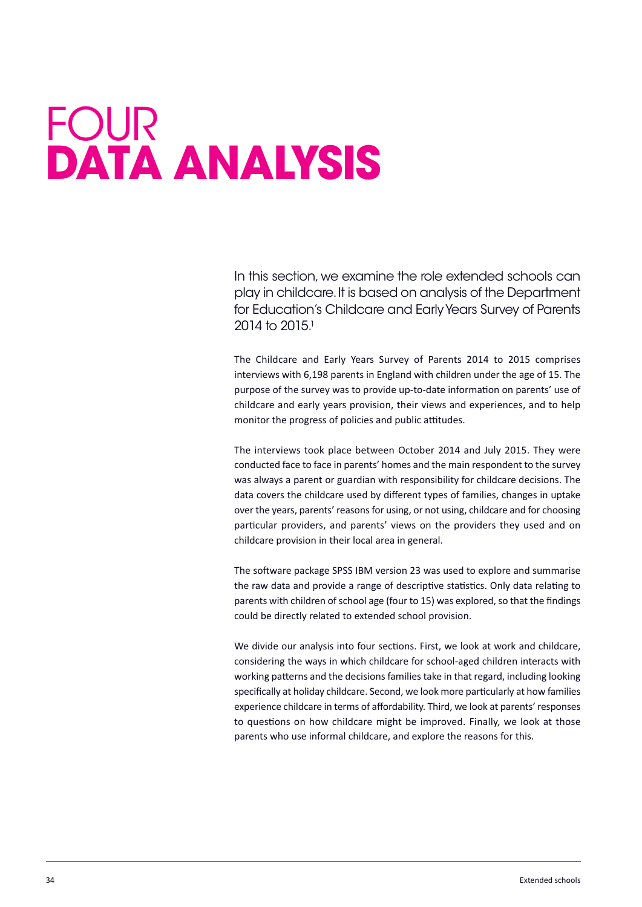# FOUR
# DATA ANALYSIS

In this section, we examine the role extended schools can play in childcare. It is based on analysis of the Department for Education's Childcare and Early Years Survey of Parents 2014 to 2015.[1]

The Childcare and Early Years Survey of Parents 2014 to 2015 comprises interviews with 6,198 parents in England with children under the age of 15. The purpose of the survey was to provide up-to-date information on parents' use of childcare and early years provision, their views and experiences, and to help monitor the progress of policies and public attitudes.

The interviews took place between October 2014 and July 2015. They were conducted face to face in parents' homes and the main respondent to the survey was always a parent or guardian with responsibility for childcare decisions. The data covers the childcare used by different types of families, changes in uptake over the years, parents' reasons for using, or not using, childcare and for choosing particular providers, and parents' views on the providers they used and on childcare provision in their local area in general.

The software package SPSS IBM version 23 was used to explore and summarise the raw data and provide a range of descriptive statistics. Only data relating to parents with children of school age (four to 15) was explored, so that the findings could be directly related to extended school provision.

We divide our analysis into four sections. First, we look at work and childcare, considering the ways in which childcare for school-aged children interacts with working patterns and the decisions families take in that regard, including looking specifically at holiday childcare. Second, we look more particularly at how families experience childcare in terms of affordability. Third, we look at parents' responses to questions on how childcare might be improved. Finally, we look at those parents who use informal childcare, and explore the reasons for this.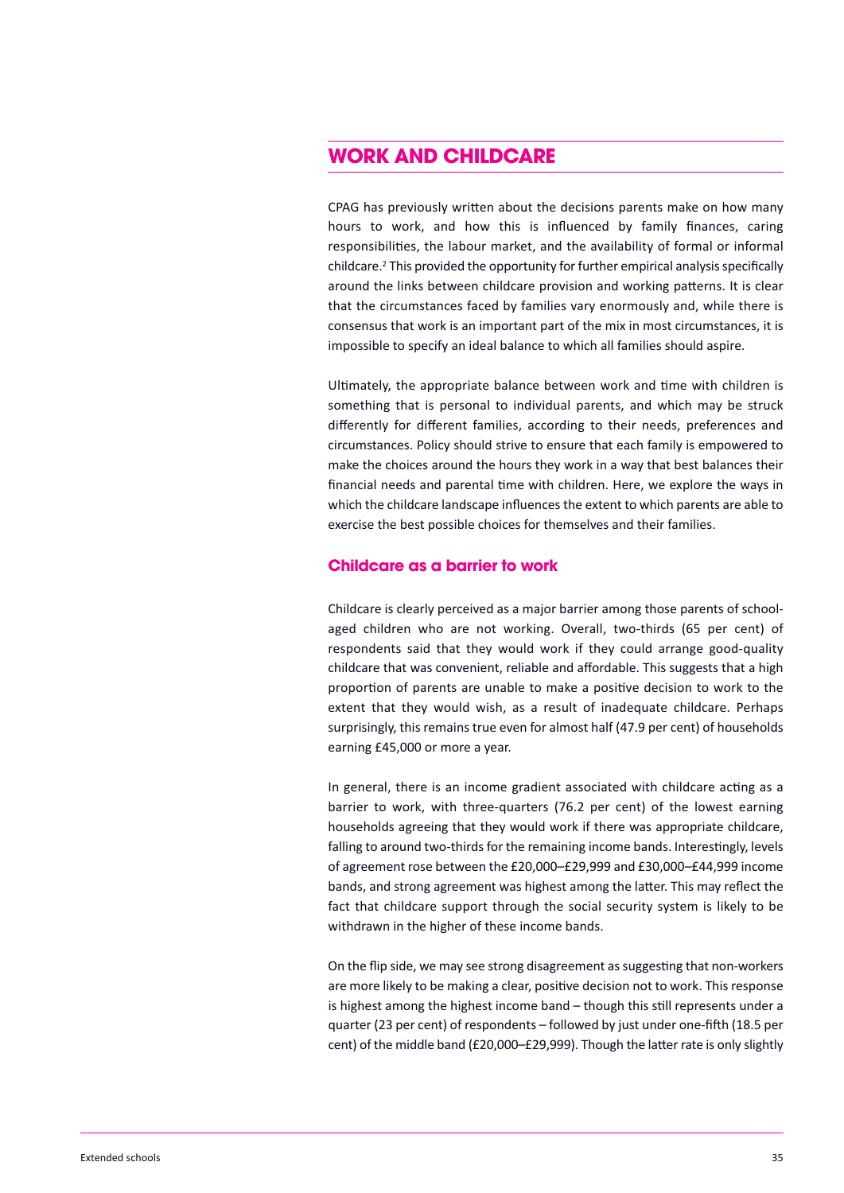## WORK AND CHILDCARE

CPAG has previously written about the decisions parents make on how many hours to work, and how this is influenced by family finances, caring responsibilities, the labour market, and the availability of formal or informal childcare.[2] This provided the opportunity for further empirical analysis specifically around the links between childcare provision and working patterns. It is clear that the circumstances faced by families vary enormously and, while there is consensus that work is an important part of the mix in most circumstances, it is impossible to specify an ideal balance to which all families should aspire.

Ultimately, the appropriate balance between work and time with children is something that is personal to individual parents, and which may be struck differently for different families, according to their needs, preferences and circumstances. Policy should strive to ensure that each family is empowered to make the choices around the hours they work in a way that best balances their financial needs and parental time with children. Here, we explore the ways in which the childcare landscape influences the extent to which parents are able to exercise the best possible choices for themselves and their families.

### Childcare as a barrier to work

Childcare is clearly perceived as a major barrier among those parents of school-aged children who are not working. Overall, two-thirds (65 per cent) of respondents said that they would work if they could arrange good-quality childcare that was convenient, reliable and affordable. This suggests that a high proportion of parents are unable to make a positive decision to work to the extent that they would wish, as a result of inadequate childcare. Perhaps surprisingly, this remains true even for almost half (47.9 per cent) of households earning £45,000 or more a year.

In general, there is an income gradient associated with childcare acting as a barrier to work, with three-quarters (76.2 per cent) of the lowest earning households agreeing that they would work if there was appropriate childcare, falling to around two-thirds for the remaining income bands. Interestingly, levels of agreement rose between the £20,000–£29,999 and £30,000–£44,999 income bands, and strong agreement was highest among the latter. This may reflect the fact that childcare support through the social security system is likely to be withdrawn in the higher of these income bands.

On the flip side, we may see strong disagreement as suggesting that non-workers are more likely to be making a clear, positive decision not to work. This response is highest among the highest income band – though this still represents under a quarter (23 per cent) of respondents – followed by just under one-fifth (18.5 per cent) of the middle band (£20,000–£29,999). Though the latter rate is only slightly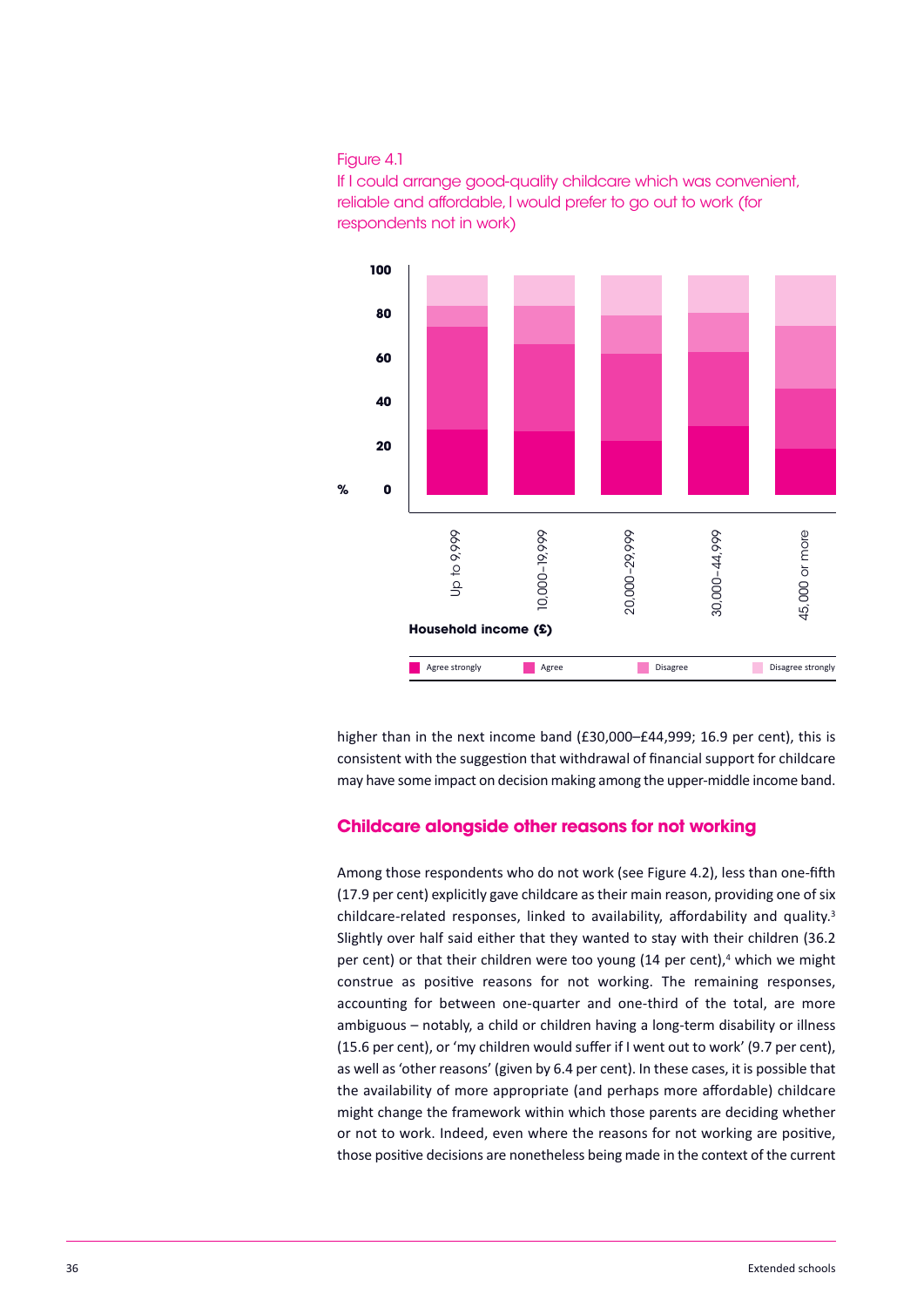Figure 4.1
If I could arrange good-quality childcare which was convenient, reliable and affordable, I would prefer to go out to work (for respondents not in work)

higher than in the next income band (£30,000–£44,999; 16.9 per cent), this is consistent with the suggestion that withdrawal of financial support for childcare may have some impact on decision making among the upper-middle income band.

## Childcare alongside other reasons for not working

Among those respondents who do not work (see Figure 4.2), less than one-fifth (17.9 per cent) explicitly gave childcare as their main reason, providing one of six childcare-related responses, linked to availability, affordability and quality.[3] Slightly over half said either that they wanted to stay with their children (36.2 per cent) or that their children were too young (14 per cent),[4] which we might construe as positive reasons for not working. The remaining responses, accounting for between one-quarter and one-third of the total, are more ambiguous – notably, a child or children having a long-term disability or illness (15.6 per cent), or 'my children would suffer if I went out to work' (9.7 per cent), as well as 'other reasons' (given by 6.4 per cent). In these cases, it is possible that the availability of more appropriate (and perhaps more affordable) childcare might change the framework within which those parents are deciding whether or not to work. Indeed, even where the reasons for not working are positive, those positive decisions are nonetheless being made in the context of the current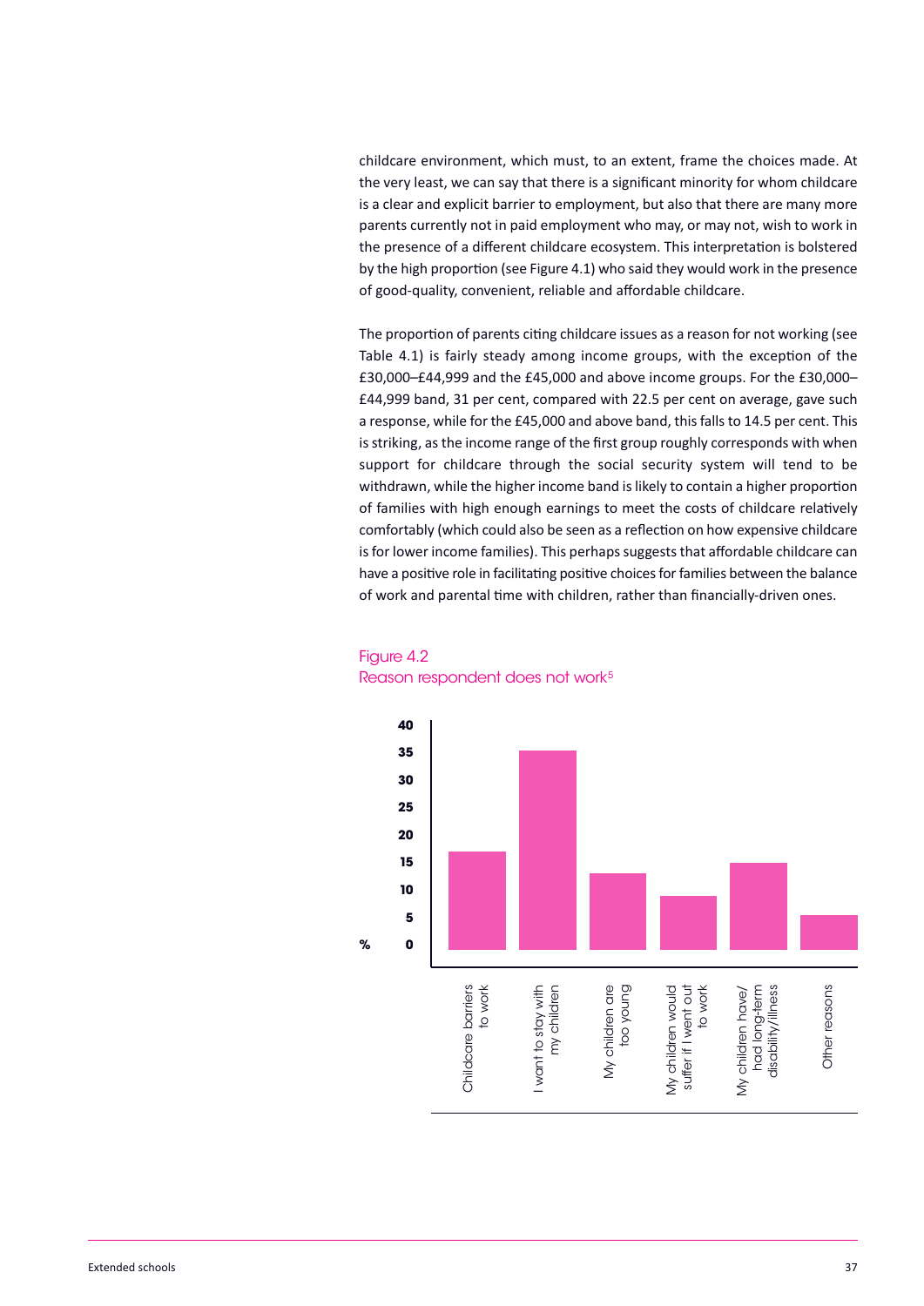childcare environment, which must, to an extent, frame the choices made. At the very least, we can say that there is a significant minority for whom childcare is a clear and explicit barrier to employment, but also that there are many more parents currently not in paid employment who may, or may not, wish to work in the presence of a different childcare ecosystem. This interpretation is bolstered by the high proportion (see Figure 4.1) who said they would work in the presence of good-quality, convenient, reliable and affordable childcare.

The proportion of parents citing childcare issues as a reason for not working (see Table 4.1) is fairly steady among income groups, with the exception of the £30,000–£44,999 and the £45,000 and above income groups. For the £30,000–£44,999 band, 31 per cent, compared with 22.5 per cent on average, gave such a response, while for the £45,000 and above band, this falls to 14.5 per cent. This is striking, as the income range of the first group roughly corresponds with when support for childcare through the social security system will tend to be withdrawn, while the higher income band is likely to contain a higher proportion of families with high enough earnings to meet the costs of childcare relatively comfortably (which could also be seen as a reflection on how expensive childcare is for lower income families). This perhaps suggests that affordable childcare can have a positive role in facilitating positive choices for families between the balance of work and parental time with children, rather than financially-driven ones.

Figure 4.2
Reason respondent does not work[5]

| Reason | % |
|---|---|
| Childcare barriers to work | ~18 |
| I want to stay with my children | ~36 |
| My children are too young | ~14 |
| My children would suffer if I went out to work | ~10 |
| My children have/had long-term disability/illness | ~16 |
| Other reasons | ~6 |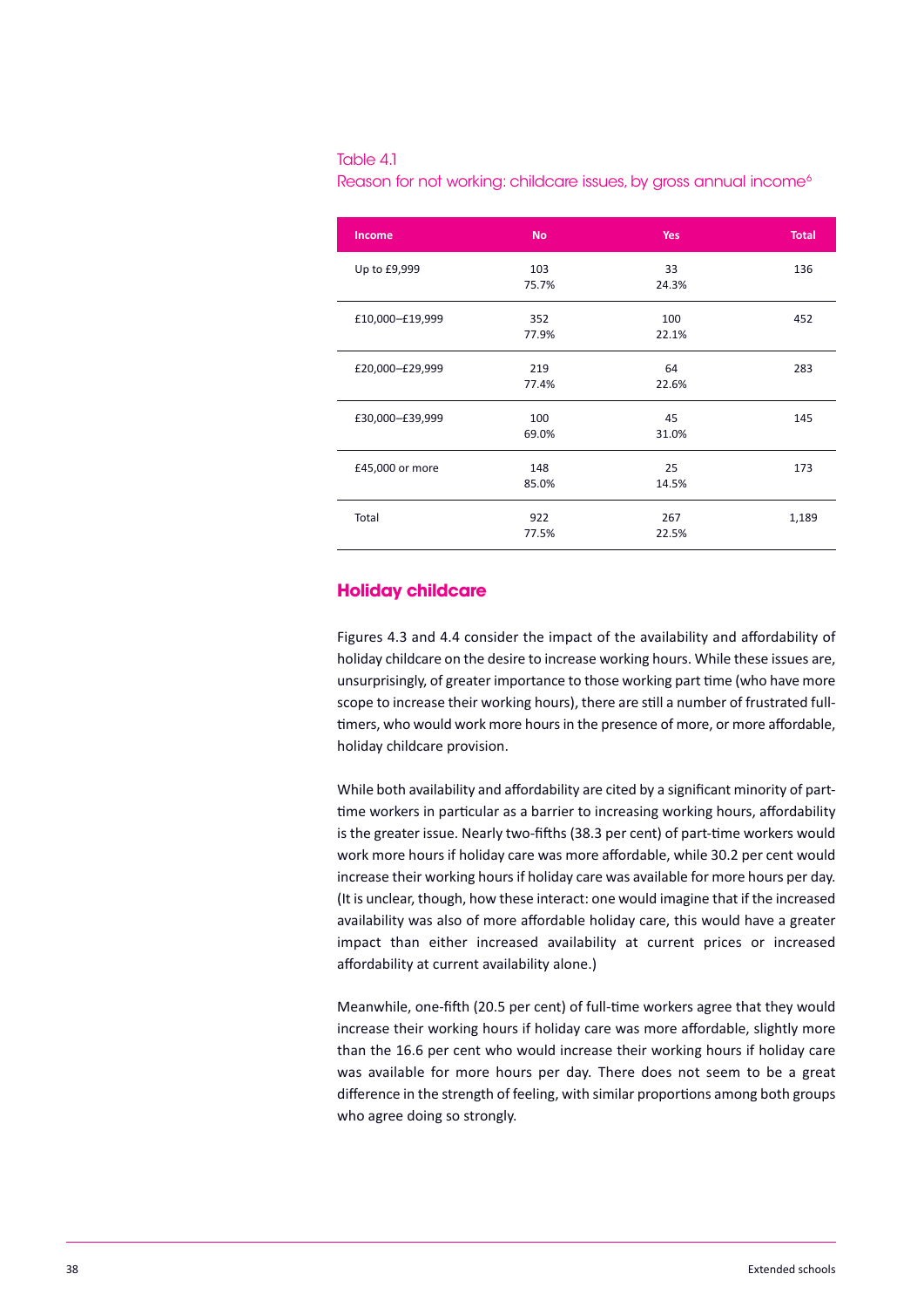Table 4.1
Reason for not working: childcare issues, by gross annual income[6]

| Income | No | Yes | Total |
|---|---|---|---|
| Up to £9,999 | 103<br>75.7% | 33<br>24.3% | 136 |
| £10,000–£19,999 | 352<br>77.9% | 100<br>22.1% | 452 |
| £20,000–£29,999 | 219<br>77.4% | 64<br>22.6% | 283 |
| £30,000–£39,999 | 100<br>69.0% | 45<br>31.0% | 145 |
| £45,000 or more | 148<br>85.0% | 25<br>14.5% | 173 |
| Total | 922<br>77.5% | 267<br>22.5% | 1,189 |

## Holiday childcare

Figures 4.3 and 4.4 consider the impact of the availability and affordability of holiday childcare on the desire to increase working hours. While these issues are, unsurprisingly, of greater importance to those working part time (who have more scope to increase their working hours), there are still a number of frustrated full-timers, who would work more hours in the presence of more, or more affordable, holiday childcare provision.

While both availability and affordability are cited by a significant minority of part-time workers in particular as a barrier to increasing working hours, affordability is the greater issue. Nearly two-fifths (38.3 per cent) of part-time workers would work more hours if holiday care was more affordable, while 30.2 per cent would increase their working hours if holiday care was available for more hours per day. (It is unclear, though, how these interact: one would imagine that if the increased availability was also of more affordable holiday care, this would have a greater impact than either increased availability at current prices or increased affordability at current availability alone.)

Meanwhile, one-fifth (20.5 per cent) of full-time workers agree that they would increase their working hours if holiday care was more affordable, slightly more than the 16.6 per cent who would increase their working hours if holiday care was available for more hours per day. There does not seem to be a great difference in the strength of feeling, with similar proportions among both groups who agree doing so strongly.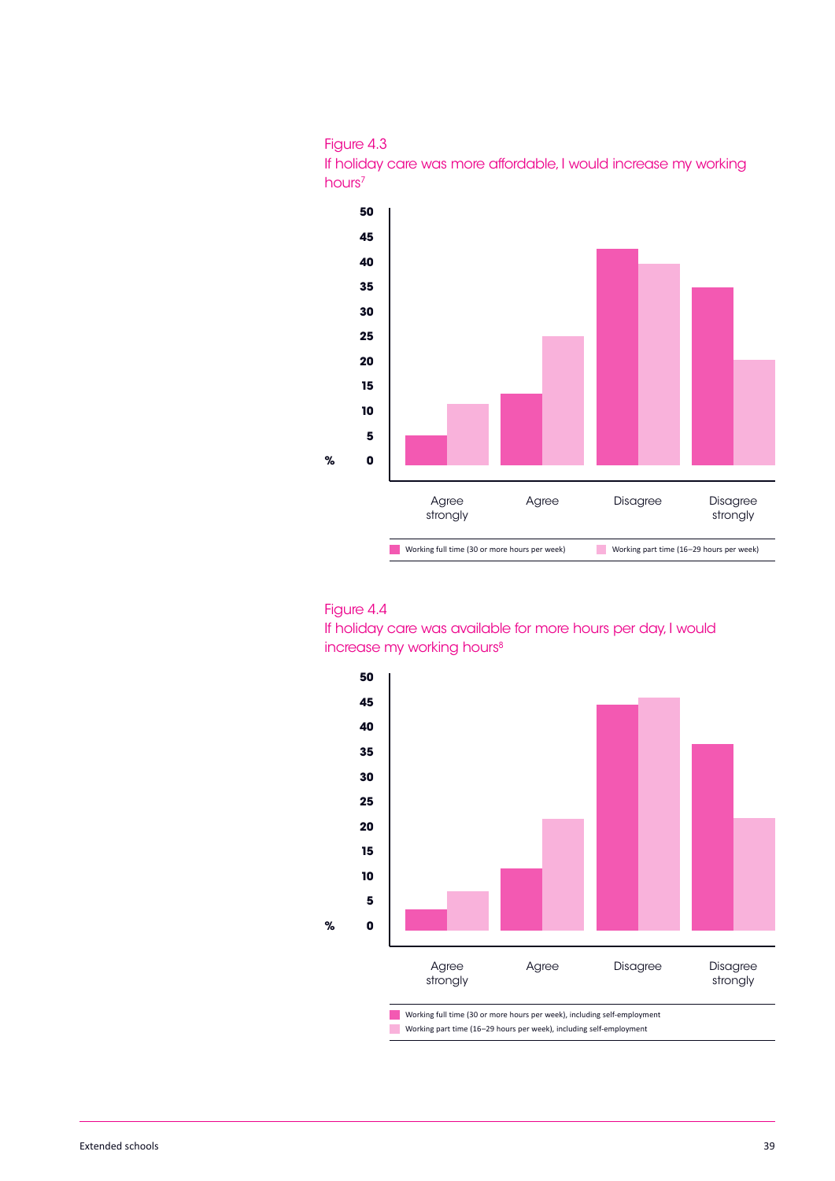Figure 4.3

If holiday care was more affordable, I would increase my working hours[7]

| % | Agree strongly | Agree | Disagree | Disagree strongly |
|---|---|---|---|---|
| Working full time (30 or more hours per week) | 6 | 14 | 43 | 35 |
| Working part time (16–29 hours per week) | 12 | 26 | 40 | 21 |

Figure 4.4

If holiday care was available for more hours per day, I would increase my working hours[8]

| % | Agree strongly | Agree | Disagree | Disagree strongly |
|---|---|---|---|---|
| Working full time (30 or more hours per week), including self-employment | 4 | 12 | 45 | 37 |
| Working part time (16–29 hours per week), including self-employment | 8 | 22 | 46 | 22 |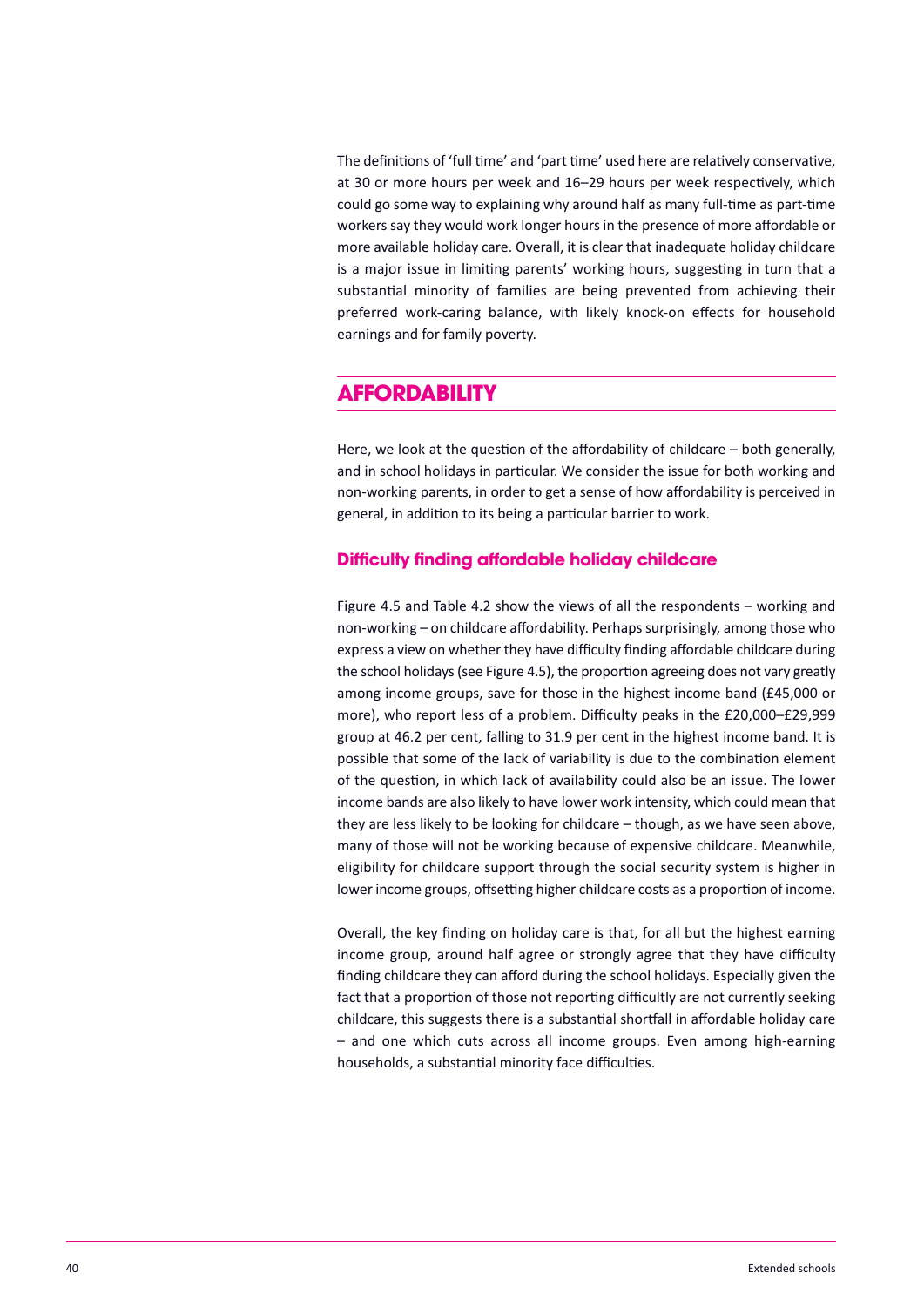The definitions of 'full time' and 'part time' used here are relatively conservative, at 30 or more hours per week and 16–29 hours per week respectively, which could go some way to explaining why around half as many full-time as part-time workers say they would work longer hours in the presence of more affordable or more available holiday care. Overall, it is clear that inadequate holiday childcare is a major issue in limiting parents' working hours, suggesting in turn that a substantial minority of families are being prevented from achieving their preferred work-caring balance, with likely knock-on effects for household earnings and for family poverty.

## AFFORDABILITY

Here, we look at the question of the affordability of childcare – both generally, and in school holidays in particular. We consider the issue for both working and non-working parents, in order to get a sense of how affordability is perceived in general, in addition to its being a particular barrier to work.

### Difficulty finding affordable holiday childcare

Figure 4.5 and Table 4.2 show the views of all the respondents – working and non-working – on childcare affordability. Perhaps surprisingly, among those who express a view on whether they have difficulty finding affordable childcare during the school holidays (see Figure 4.5), the proportion agreeing does not vary greatly among income groups, save for those in the highest income band (£45,000 or more), who report less of a problem. Difficulty peaks in the £20,000–£29,999 group at 46.2 per cent, falling to 31.9 per cent in the highest income band. It is possible that some of the lack of variability is due to the combination element of the question, in which lack of availability could also be an issue. The lower income bands are also likely to have lower work intensity, which could mean that they are less likely to be looking for childcare – though, as we have seen above, many of those will not be working because of expensive childcare. Meanwhile, eligibility for childcare support through the social security system is higher in lower income groups, offsetting higher childcare costs as a proportion of income.

Overall, the key finding on holiday care is that, for all but the highest earning income group, around half agree or strongly agree that they have difficulty finding childcare they can afford during the school holidays. Especially given the fact that a proportion of those not reporting difficultly are not currently seeking childcare, this suggests there is a substantial shortfall in affordable holiday care – and one which cuts across all income groups. Even among high-earning households, a substantial minority face difficulties.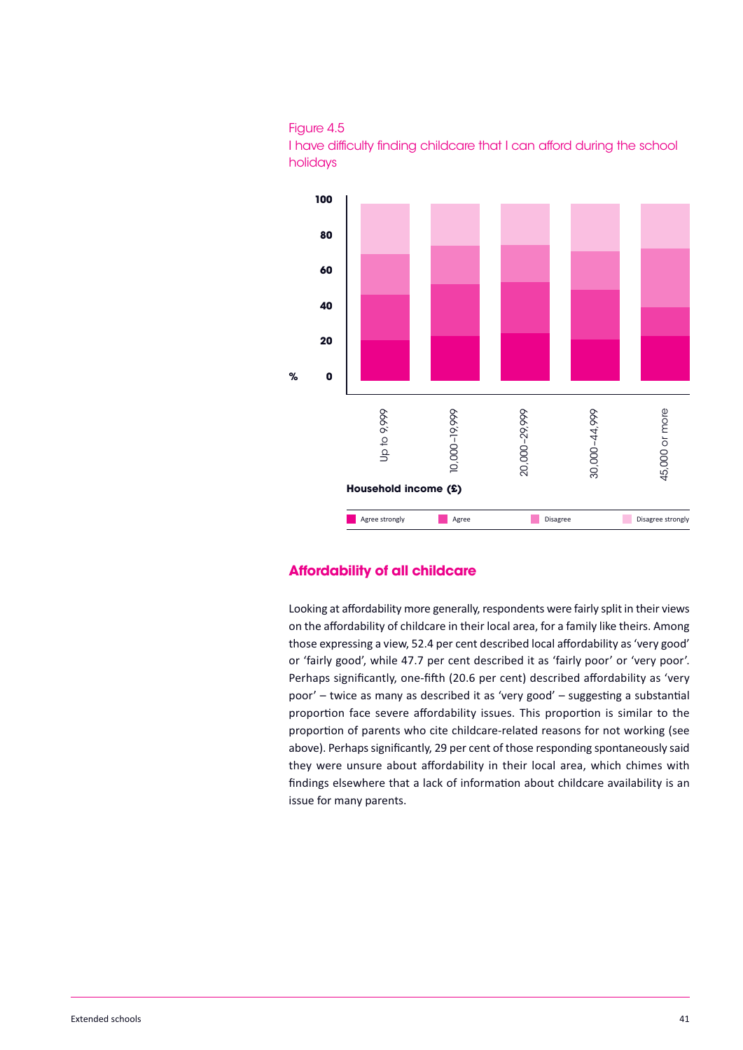Figure 4.5
I have difficulty finding childcare that I can afford during the school holidays

## Affordability of all childcare

Looking at affordability more generally, respondents were fairly split in their views on the affordability of childcare in their local area, for a family like theirs. Among those expressing a view, 52.4 per cent described local affordability as 'very good' or 'fairly good', while 47.7 per cent described it as 'fairly poor' or 'very poor'. Perhaps significantly, one-fifth (20.6 per cent) described affordability as 'very poor' – twice as many as described it as 'very good' – suggesting a substantial proportion face severe affordability issues. This proportion is similar to the proportion of parents who cite childcare-related reasons for not working (see above). Perhaps significantly, 29 per cent of those responding spontaneously said they were unsure about affordability in their local area, which chimes with findings elsewhere that a lack of information about childcare availability is an issue for many parents.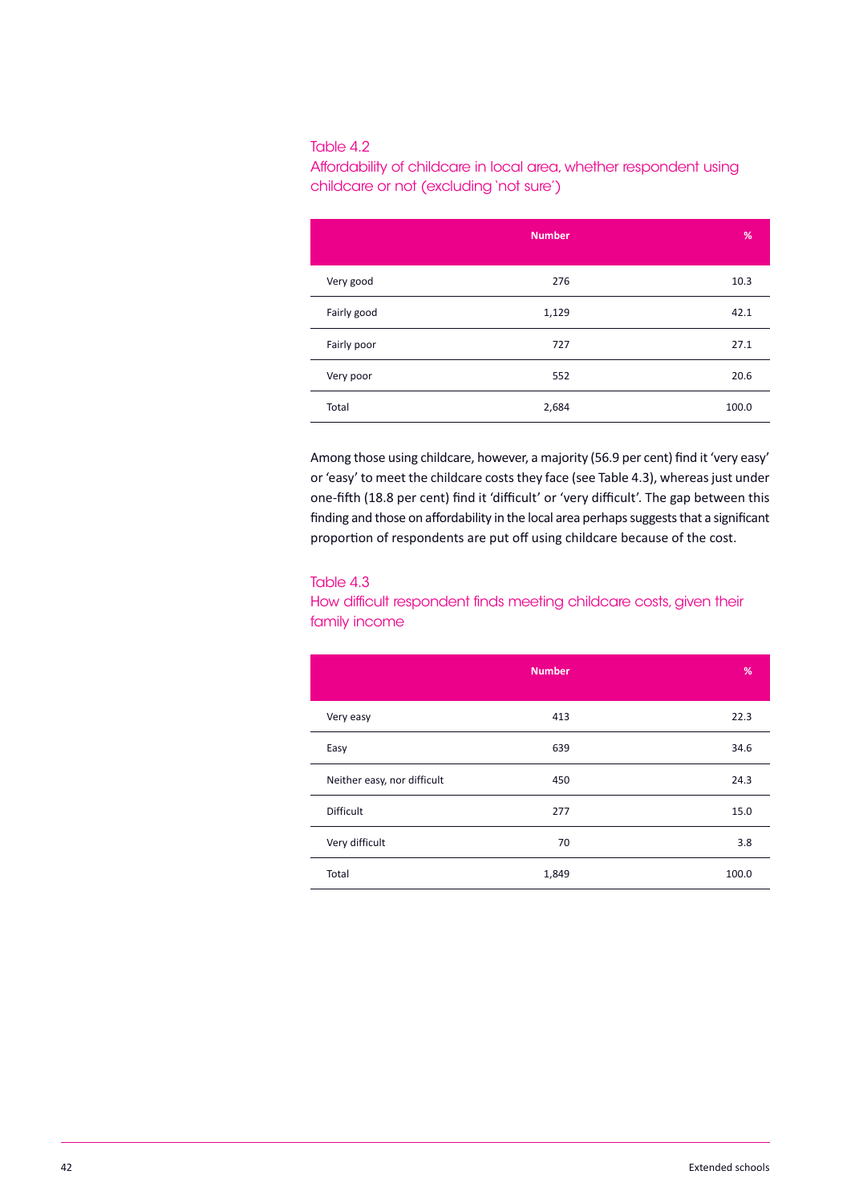Table 4.2
Affordability of childcare in local area, whether respondent using childcare or not (excluding 'not sure')

| | Number | % |
|---|---|---|
| Very good | 276 | 10.3 |
| Fairly good | 1,129 | 42.1 |
| Fairly poor | 727 | 27.1 |
| Very poor | 552 | 20.6 |
| Total | 2,684 | 100.0 |

Among those using childcare, however, a majority (56.9 per cent) find it 'very easy' or 'easy' to meet the childcare costs they face (see Table 4.3), whereas just under one-fifth (18.8 per cent) find it 'difficult' or 'very difficult'. The gap between this finding and those on affordability in the local area perhaps suggests that a significant proportion of respondents are put off using childcare because of the cost.

Table 4.3
How difficult respondent finds meeting childcare costs, given their family income

| | Number | % |
|---|---|---|
| Very easy | 413 | 22.3 |
| Easy | 639 | 34.6 |
| Neither easy, nor difficult | 450 | 24.3 |
| Difficult | 277 | 15.0 |
| Very difficult | 70 | 3.8 |
| Total | 1,849 | 100.0 |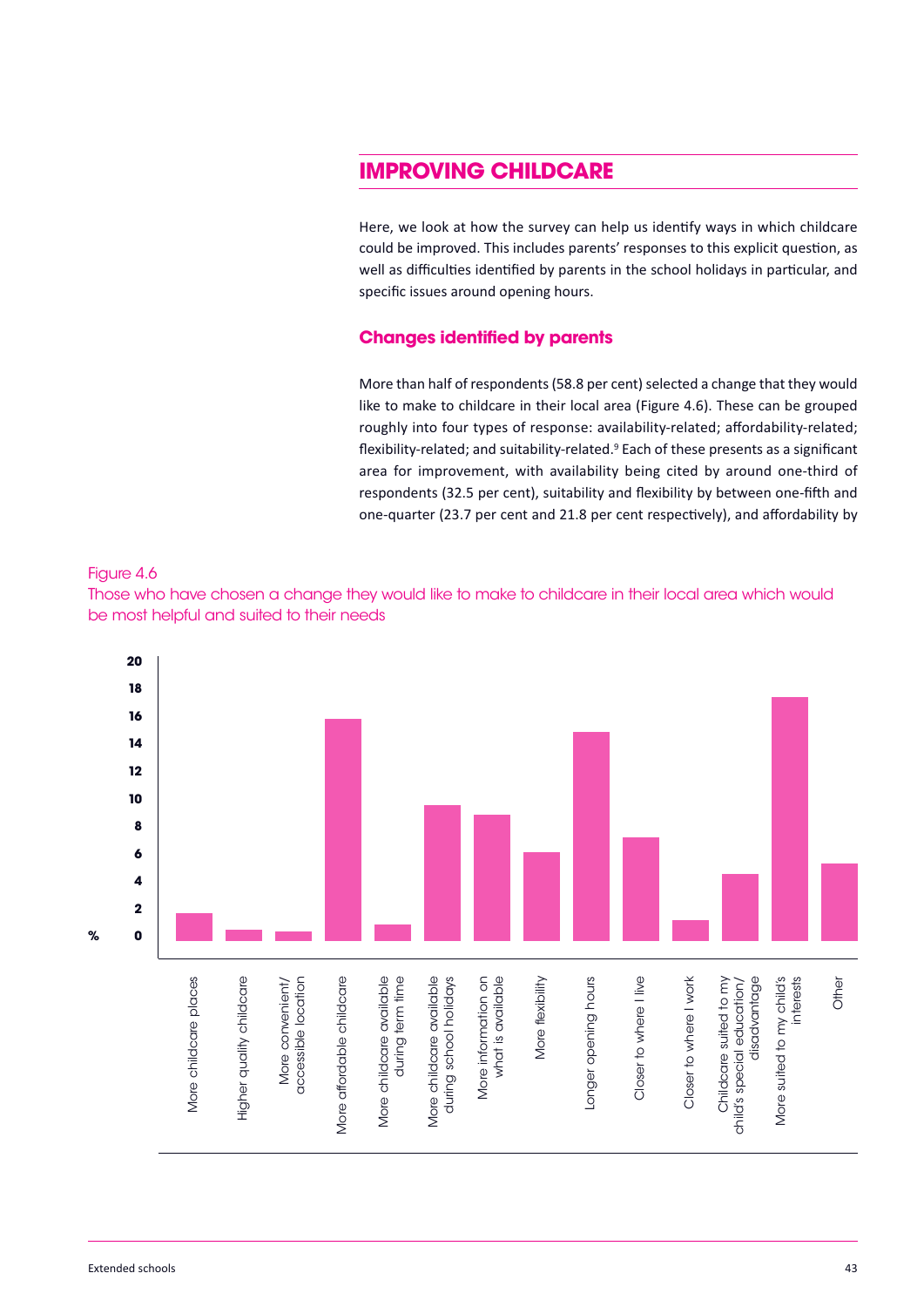## IMPROVING CHILDCARE

Here, we look at how the survey can help us identify ways in which childcare could be improved. This includes parents' responses to this explicit question, as well as difficulties identified by parents in the school holidays in particular, and specific issues around opening hours.

### Changes identified by parents

More than half of respondents (58.8 per cent) selected a change that they would like to make to childcare in their local area (Figure 4.6). These can be grouped roughly into four types of response: availability-related; affordability-related; flexibility-related; and suitability-related.[9] Each of these presents as a significant area for improvement, with availability being cited by around one-third of respondents (32.5 per cent), suitability and flexibility by between one-fifth and one-quarter (23.7 per cent and 21.8 per cent respectively), and affordability by

Figure 4.6
Those who have chosen a change they would like to make to childcare in their local area which would be most helpful and suited to their needs

| Change | % (approx.) |
|---|---|
| More childcare places | 2 |
| Higher quality childcare | 0.8 |
| More convenient/ accessible location | 0.7 |
| More affordable childcare | 16 |
| More childcare available during term time | 1.2 |
| More childcare available during school holidays | 9.8 |
| More information on what is available | 9.1 |
| More flexibility | 6.4 |
| Longer opening hours | 15.1 |
| Closer to where I live | 7.5 |
| Closer to where I work | 1.5 |
| Childcare suited to my child's special education/ disadvantage | 4.8 |
| More suited to my child's interests | 17.6 |
| Other | 5.6 |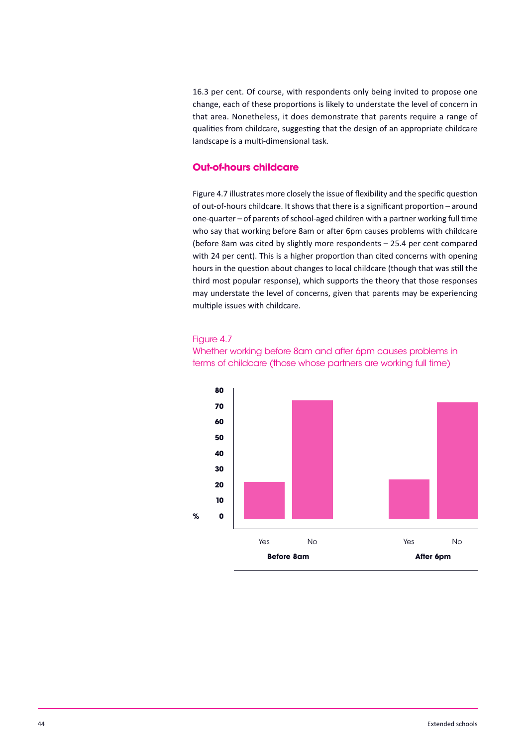16.3 per cent. Of course, with respondents only being invited to propose one change, each of these proportions is likely to understate the level of concern in that area. Nonetheless, it does demonstrate that parents require a range of qualities from childcare, suggesting that the design of an appropriate childcare landscape is a multi-dimensional task.

## Out-of-hours childcare

Figure 4.7 illustrates more closely the issue of flexibility and the specific question of out-of-hours childcare. It shows that there is a significant proportion – around one-quarter – of parents of school-aged children with a partner working full time who say that working before 8am or after 6pm causes problems with childcare (before 8am was cited by slightly more respondents – 25.4 per cent compared with 24 per cent). This is a higher proportion than cited concerns with opening hours in the question about changes to local childcare (though that was still the third most popular response), which supports the theory that those responses may understate the level of concerns, given that parents may be experiencing multiple issues with childcare.

Figure 4.7
Whether working before 8am and after 6pm causes problems in terms of childcare (those whose partners are working full time)

| % | Before 8am: Yes | Before 8am: No | After 6pm: Yes | After 6pm: No |
|---|---|---|---|---|
| (axis 0–80) | | | | |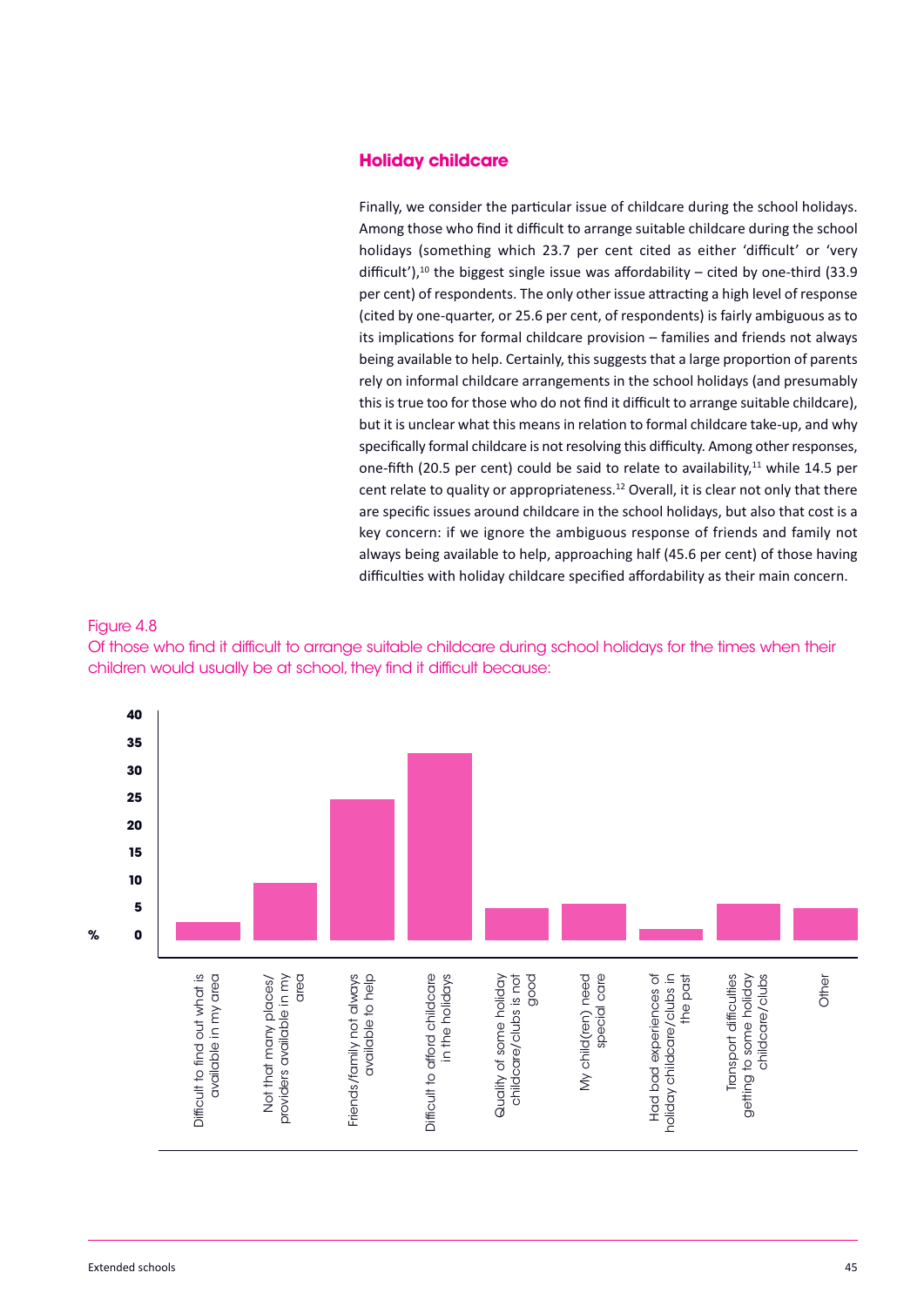## Holiday childcare

Finally, we consider the particular issue of childcare during the school holidays. Among those who find it difficult to arrange suitable childcare during the school holidays (something which 23.7 per cent cited as either 'difficult' or 'very difficult'),[10] the biggest single issue was affordability – cited by one-third (33.9 per cent) of respondents. The only other issue attracting a high level of response (cited by one-quarter, or 25.6 per cent, of respondents) is fairly ambiguous as to its implications for formal childcare provision – families and friends not always being available to help. Certainly, this suggests that a large proportion of parents rely on informal childcare arrangements in the school holidays (and presumably this is true too for those who do not find it difficult to arrange suitable childcare), but it is unclear what this means in relation to formal childcare take-up, and why specifically formal childcare is not resolving this difficulty. Among other responses, one-fifth (20.5 per cent) could be said to relate to availability,[11] while 14.5 per cent relate to quality or appropriateness.[12] Overall, it is clear not only that there are specific issues around childcare in the school holidays, but also that cost is a key concern: if we ignore the ambiguous response of friends and family not always being available to help, approaching half (45.6 per cent) of those having difficulties with holiday childcare specified affordability as their main concern.

Figure 4.8

Of those who find it difficult to arrange suitable childcare during school holidays for the times when their children would usually be at school, they find it difficult because:

| Reason | % (approx.) |
|---|---|
| Difficult to find out what is available in my area | 3 |
| Not that many places/providers available in my area | 10 |
| Friends/family not always available to help | 25.6 |
| Difficult to afford childcare in the holidays | 33.9 |
| Quality of some holiday childcare/clubs is not good | 6 |
| My child(ren) need special care | 6.5 |
| Had bad experiences of holiday childcare/clubs in the past | 2 |
| Transport difficulties getting to some holiday childcare/clubs | 6.5 |
| Other | 6 |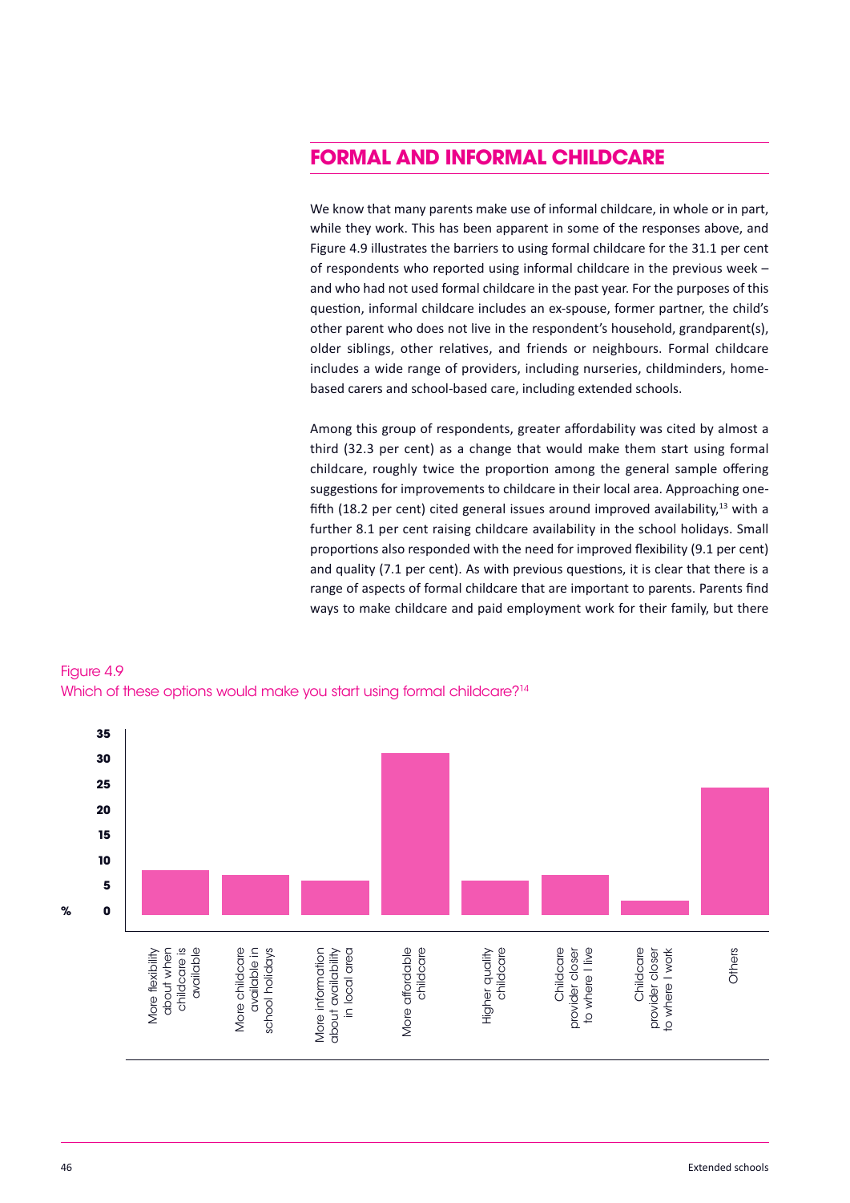## FORMAL AND INFORMAL CHILDCARE

We know that many parents make use of informal childcare, in whole or in part, while they work. This has been apparent in some of the responses above, and Figure 4.9 illustrates the barriers to using formal childcare for the 31.1 per cent of respondents who reported using informal childcare in the previous week – and who had not used formal childcare in the past year. For the purposes of this question, informal childcare includes an ex-spouse, former partner, the child's other parent who does not live in the respondent's household, grandparent(s), older siblings, other relatives, and friends or neighbours. Formal childcare includes a wide range of providers, including nurseries, childminders, home-based carers and school-based care, including extended schools.

Among this group of respondents, greater affordability was cited by almost a third (32.3 per cent) as a change that would make them start using formal childcare, roughly twice the proportion among the general sample offering suggestions for improvements to childcare in their local area. Approaching one-fifth (18.2 per cent) cited general issues around improved availability,[13] with a further 8.1 per cent raising childcare availability in the school holidays. Small proportions also responded with the need for improved flexibility (9.1 per cent) and quality (7.1 per cent). As with previous questions, it is clear that there is a range of aspects of formal childcare that are important to parents. Parents find ways to make childcare and paid employment work for their family, but there

Figure 4.9
Which of these options would make you start using formal childcare?[14]

| Option | % (approx.) |
|---|---|
| More flexibility about when childcare is available | 9 |
| More childcare available in school holidays | 8 |
| More information about availability in local area | 7 |
| More affordable childcare | 32 |
| Higher quality childcare | 7 |
| Childcare provider closer to where I live | 8 |
| Childcare provider closer to where I work | 3 |
| Others | 25 |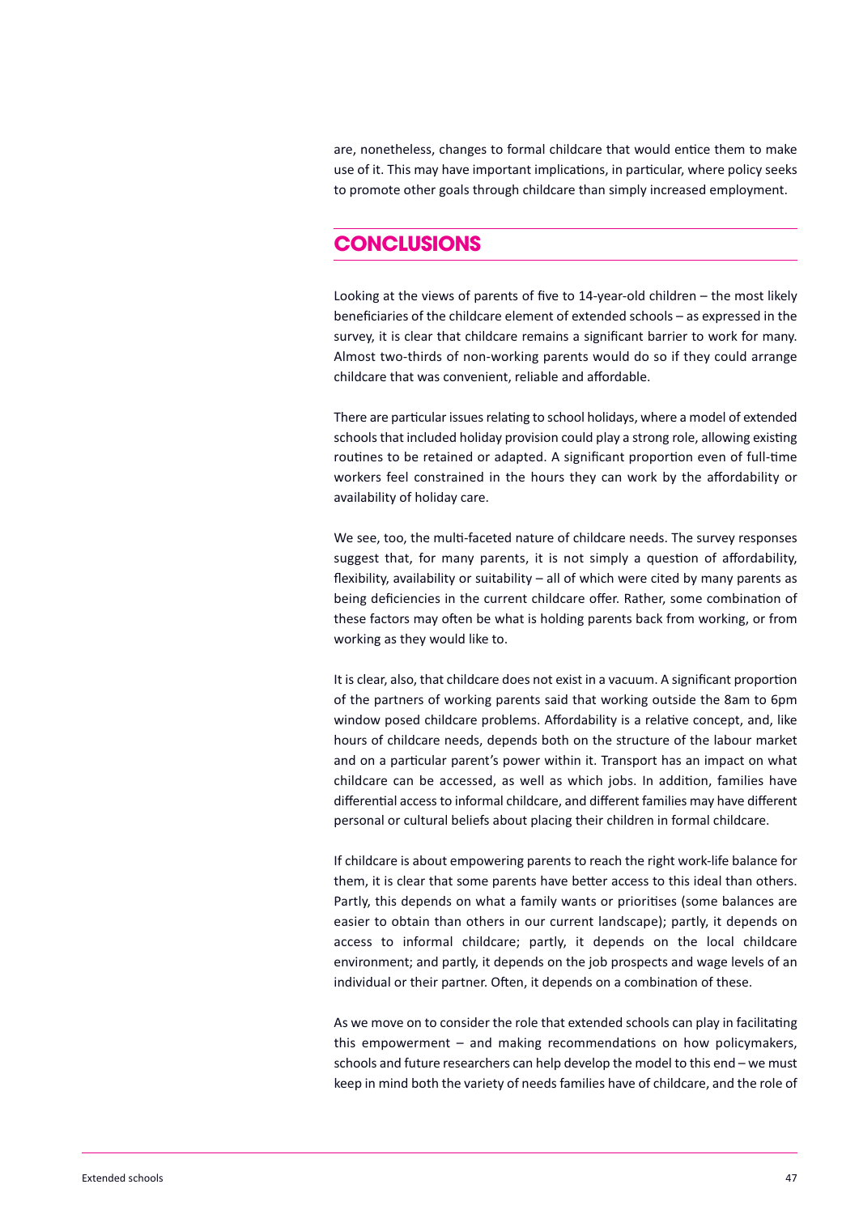are, nonetheless, changes to formal childcare that would entice them to make use of it. This may have important implications, in particular, where policy seeks to promote other goals through childcare than simply increased employment.

## CONCLUSIONS

Looking at the views of parents of five to 14-year-old children – the most likely beneficiaries of the childcare element of extended schools – as expressed in the survey, it is clear that childcare remains a significant barrier to work for many. Almost two-thirds of non-working parents would do so if they could arrange childcare that was convenient, reliable and affordable.

There are particular issues relating to school holidays, where a model of extended schools that included holiday provision could play a strong role, allowing existing routines to be retained or adapted. A significant proportion even of full-time workers feel constrained in the hours they can work by the affordability or availability of holiday care.

We see, too, the multi-faceted nature of childcare needs. The survey responses suggest that, for many parents, it is not simply a question of affordability, flexibility, availability or suitability – all of which were cited by many parents as being deficiencies in the current childcare offer. Rather, some combination of these factors may often be what is holding parents back from working, or from working as they would like to.

It is clear, also, that childcare does not exist in a vacuum. A significant proportion of the partners of working parents said that working outside the 8am to 6pm window posed childcare problems. Affordability is a relative concept, and, like hours of childcare needs, depends both on the structure of the labour market and on a particular parent's power within it. Transport has an impact on what childcare can be accessed, as well as which jobs. In addition, families have differential access to informal childcare, and different families may have different personal or cultural beliefs about placing their children in formal childcare.

If childcare is about empowering parents to reach the right work-life balance for them, it is clear that some parents have better access to this ideal than others. Partly, this depends on what a family wants or prioritises (some balances are easier to obtain than others in our current landscape); partly, it depends on access to informal childcare; partly, it depends on the local childcare environment; and partly, it depends on the job prospects and wage levels of an individual or their partner. Often, it depends on a combination of these.

As we move on to consider the role that extended schools can play in facilitating this empowerment – and making recommendations on how policymakers, schools and future researchers can help develop the model to this end – we must keep in mind both the variety of needs families have of childcare, and the role of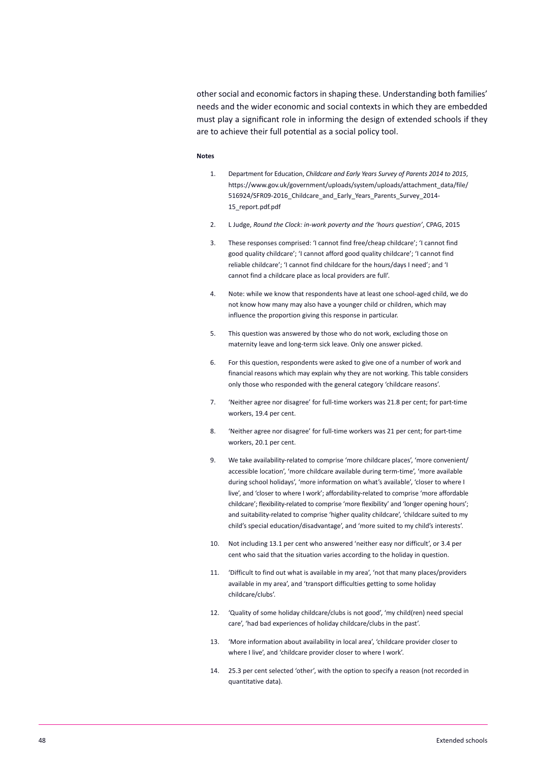other social and economic factors in shaping these. Understanding both families' needs and the wider economic and social contexts in which they are embedded must play a significant role in informing the design of extended schools if they are to achieve their full potential as a social policy tool.

**Notes**

1. Department for Education, *Childcare and Early Years Survey of Parents 2014 to 2015*, https://www.gov.uk/government/uploads/system/uploads/attachment_data/file/516924/SFR09-2016_Childcare_and_Early_Years_Parents_Survey_2014-15_report.pdf.pdf
2. L Judge, *Round the Clock: in-work poverty and the 'hours question'*, CPAG, 2015
3. These responses comprised: 'I cannot find free/cheap childcare'; 'I cannot find good quality childcare'; 'I cannot afford good quality childcare'; 'I cannot find reliable childcare'; 'I cannot find childcare for the hours/days I need'; and 'I cannot find a childcare place as local providers are full'.
4. Note: while we know that respondents have at least one school-aged child, we do not know how many may also have a younger child or children, which may influence the proportion giving this response in particular.
5. This question was answered by those who do not work, excluding those on maternity leave and long-term sick leave. Only one answer picked.
6. For this question, respondents were asked to give one of a number of work and financial reasons which may explain why they are not working. This table considers only those who responded with the general category 'childcare reasons'.
7. 'Neither agree nor disagree' for full-time workers was 21.8 per cent; for part-time workers, 19.4 per cent.
8. 'Neither agree nor disagree' for full-time workers was 21 per cent; for part-time workers, 20.1 per cent.
9. We take availability-related to comprise 'more childcare places', 'more convenient/accessible location', 'more childcare available during term-time', 'more available during school holidays', 'more information on what's available', 'closer to where I live', and 'closer to where I work'; affordability-related to comprise 'more affordable childcare'; flexibility-related to comprise 'more flexibility' and 'longer opening hours'; and suitability-related to comprise 'higher quality childcare', 'childcare suited to my child's special education/disadvantage', and 'more suited to my child's interests'.
10. Not including 13.1 per cent who answered 'neither easy nor difficult', or 3.4 per cent who said that the situation varies according to the holiday in question.
11. 'Difficult to find out what is available in my area', 'not that many places/providers available in my area', and 'transport difficulties getting to some holiday childcare/clubs'.
12. 'Quality of some holiday childcare/clubs is not good', 'my child(ren) need special care', 'had bad experiences of holiday childcare/clubs in the past'.
13. 'More information about availability in local area', 'childcare provider closer to where I live', and 'childcare provider closer to where I work'.
14. 25.3 per cent selected 'other', with the option to specify a reason (not recorded in quantitative data).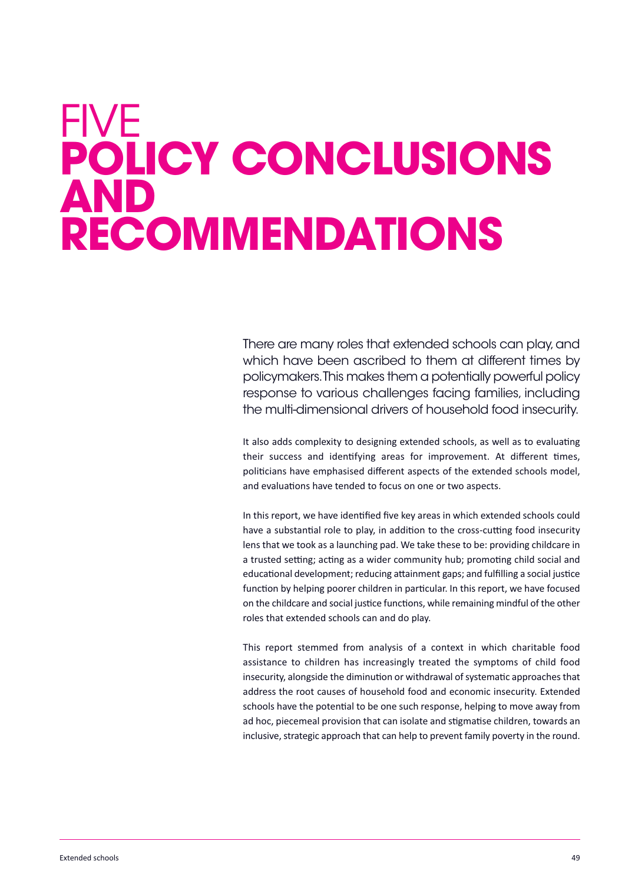# FIVE POLICY CONCLUSIONS AND RECOMMENDATIONS

There are many roles that extended schools can play, and which have been ascribed to them at different times by policymakers. This makes them a potentially powerful policy response to various challenges facing families, including the multi-dimensional drivers of household food insecurity.

It also adds complexity to designing extended schools, as well as to evaluating their success and identifying areas for improvement. At different times, politicians have emphasised different aspects of the extended schools model, and evaluations have tended to focus on one or two aspects.

In this report, we have identified five key areas in which extended schools could have a substantial role to play, in addition to the cross-cutting food insecurity lens that we took as a launching pad. We take these to be: providing childcare in a trusted setting; acting as a wider community hub; promoting child social and educational development; reducing attainment gaps; and fulfilling a social justice function by helping poorer children in particular. In this report, we have focused on the childcare and social justice functions, while remaining mindful of the other roles that extended schools can and do play.

This report stemmed from analysis of a context in which charitable food assistance to children has increasingly treated the symptoms of child food insecurity, alongside the diminution or withdrawal of systematic approaches that address the root causes of household food and economic insecurity. Extended schools have the potential to be one such response, helping to move away from ad hoc, piecemeal provision that can isolate and stigmatise children, towards an inclusive, strategic approach that can help to prevent family poverty in the round.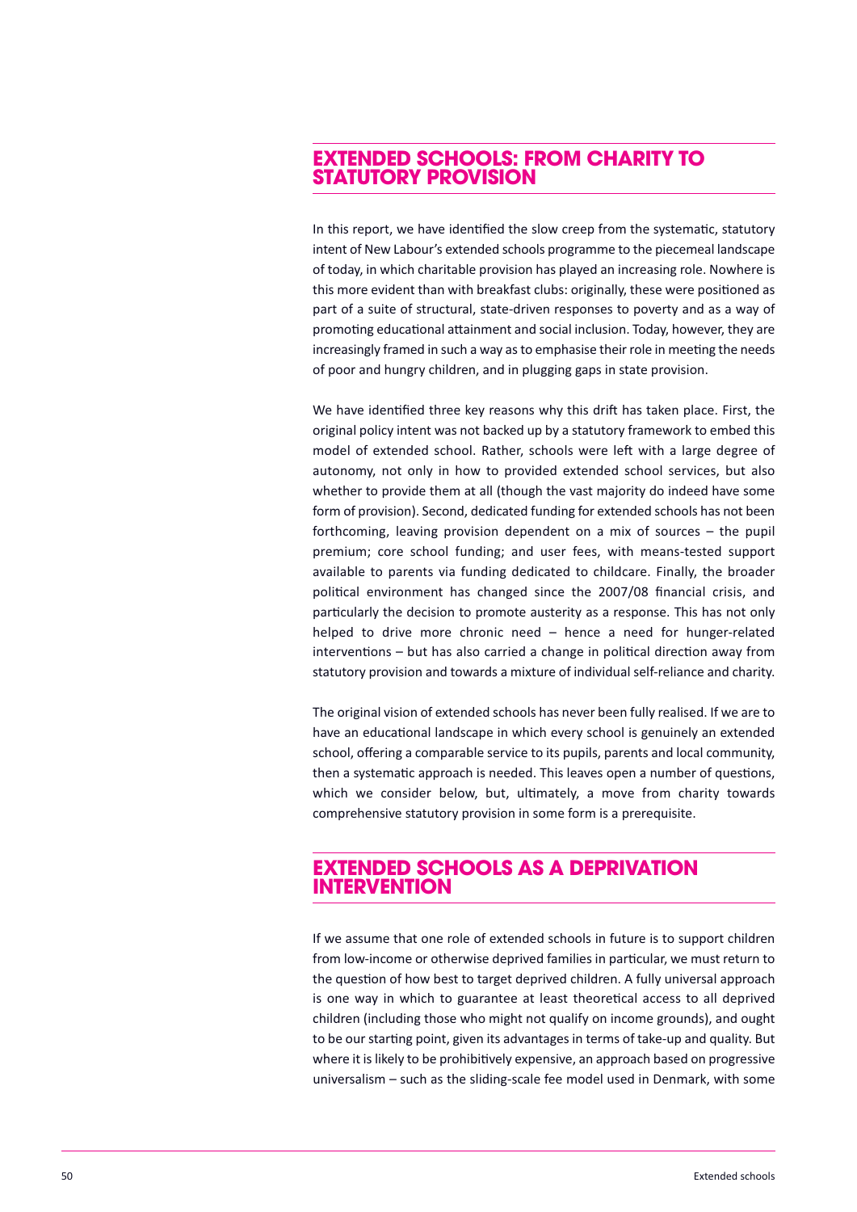## EXTENDED SCHOOLS: FROM CHARITY TO STATUTORY PROVISION

In this report, we have identified the slow creep from the systematic, statutory intent of New Labour's extended schools programme to the piecemeal landscape of today, in which charitable provision has played an increasing role. Nowhere is this more evident than with breakfast clubs: originally, these were positioned as part of a suite of structural, state-driven responses to poverty and as a way of promoting educational attainment and social inclusion. Today, however, they are increasingly framed in such a way as to emphasise their role in meeting the needs of poor and hungry children, and in plugging gaps in state provision.

We have identified three key reasons why this drift has taken place. First, the original policy intent was not backed up by a statutory framework to embed this model of extended school. Rather, schools were left with a large degree of autonomy, not only in how to provided extended school services, but also whether to provide them at all (though the vast majority do indeed have some form of provision). Second, dedicated funding for extended schools has not been forthcoming, leaving provision dependent on a mix of sources – the pupil premium; core school funding; and user fees, with means-tested support available to parents via funding dedicated to childcare. Finally, the broader political environment has changed since the 2007/08 financial crisis, and particularly the decision to promote austerity as a response. This has not only helped to drive more chronic need – hence a need for hunger-related interventions – but has also carried a change in political direction away from statutory provision and towards a mixture of individual self-reliance and charity.

The original vision of extended schools has never been fully realised. If we are to have an educational landscape in which every school is genuinely an extended school, offering a comparable service to its pupils, parents and local community, then a systematic approach is needed. This leaves open a number of questions, which we consider below, but, ultimately, a move from charity towards comprehensive statutory provision in some form is a prerequisite.

## EXTENDED SCHOOLS AS A DEPRIVATION INTERVENTION

If we assume that one role of extended schools in future is to support children from low-income or otherwise deprived families in particular, we must return to the question of how best to target deprived children. A fully universal approach is one way in which to guarantee at least theoretical access to all deprived children (including those who might not qualify on income grounds), and ought to be our starting point, given its advantages in terms of take-up and quality. But where it is likely to be prohibitively expensive, an approach based on progressive universalism – such as the sliding-scale fee model used in Denmark, with some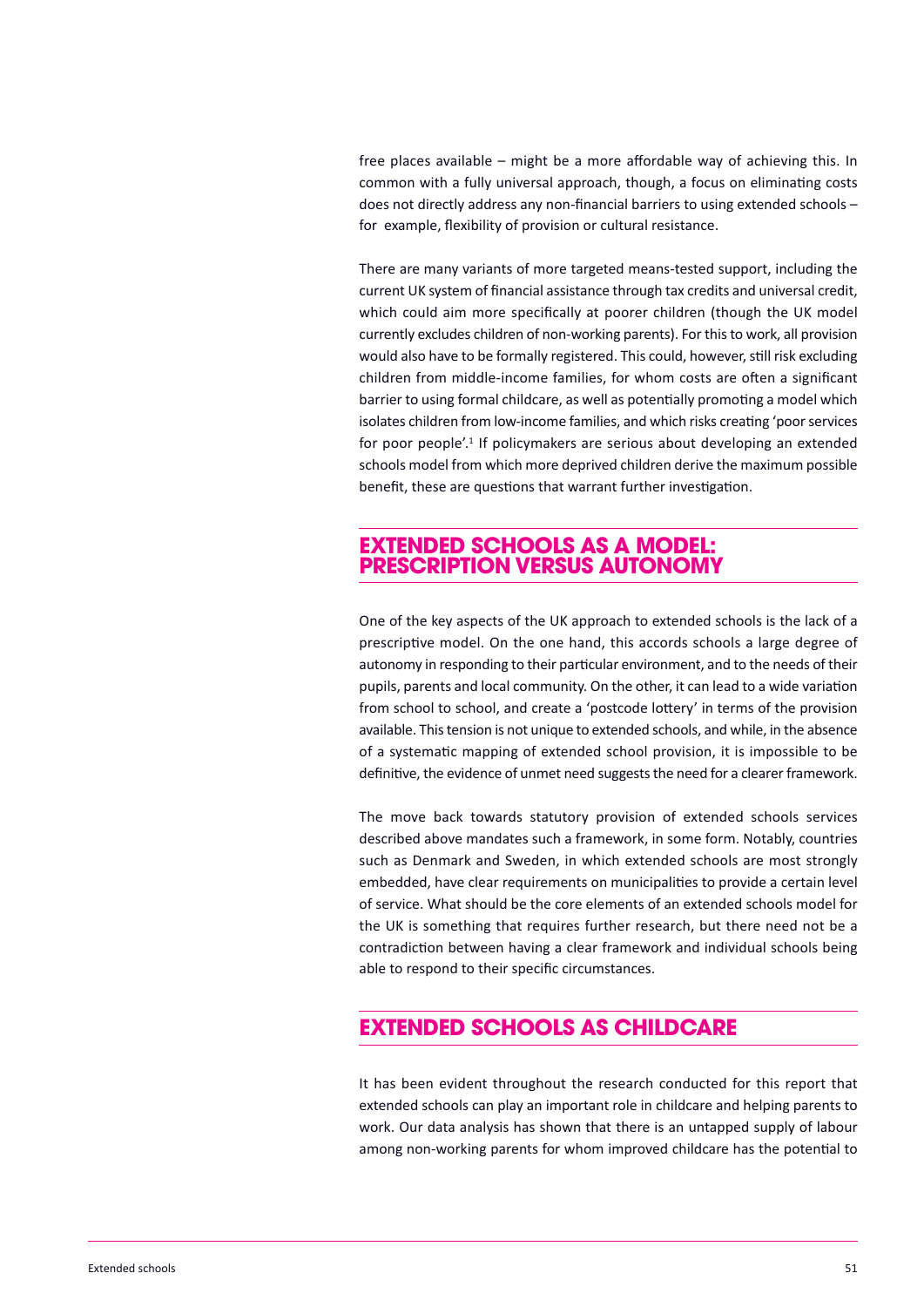free places available – might be a more affordable way of achieving this. In common with a fully universal approach, though, a focus on eliminating costs does not directly address any non-financial barriers to using extended schools – for example, flexibility of provision or cultural resistance.

There are many variants of more targeted means-tested support, including the current UK system of financial assistance through tax credits and universal credit, which could aim more specifically at poorer children (though the UK model currently excludes children of non-working parents). For this to work, all provision would also have to be formally registered. This could, however, still risk excluding children from middle-income families, for whom costs are often a significant barrier to using formal childcare, as well as potentially promoting a model which isolates children from low-income families, and which risks creating 'poor services for poor people'.[1] If policymakers are serious about developing an extended schools model from which more deprived children derive the maximum possible benefit, these are questions that warrant further investigation.

## EXTENDED SCHOOLS AS A MODEL: PRESCRIPTION VERSUS AUTONOMY

One of the key aspects of the UK approach to extended schools is the lack of a prescriptive model. On the one hand, this accords schools a large degree of autonomy in responding to their particular environment, and to the needs of their pupils, parents and local community. On the other, it can lead to a wide variation from school to school, and create a 'postcode lottery' in terms of the provision available. This tension is not unique to extended schools, and while, in the absence of a systematic mapping of extended school provision, it is impossible to be definitive, the evidence of unmet need suggests the need for a clearer framework.

The move back towards statutory provision of extended schools services described above mandates such a framework, in some form. Notably, countries such as Denmark and Sweden, in which extended schools are most strongly embedded, have clear requirements on municipalities to provide a certain level of service. What should be the core elements of an extended schools model for the UK is something that requires further research, but there need not be a contradiction between having a clear framework and individual schools being able to respond to their specific circumstances.

## EXTENDED SCHOOLS AS CHILDCARE

It has been evident throughout the research conducted for this report that extended schools can play an important role in childcare and helping parents to work. Our data analysis has shown that there is an untapped supply of labour among non-working parents for whom improved childcare has the potential to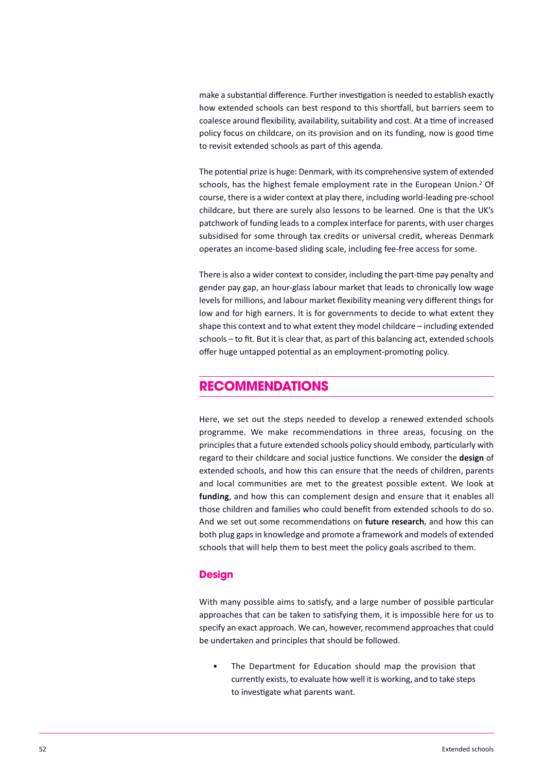make a substantial difference. Further investigation is needed to establish exactly how extended schools can best respond to this shortfall, but barriers seem to coalesce around flexibility, availability, suitability and cost. At a time of increased policy focus on childcare, on its provision and on its funding, now is good time to revisit extended schools as part of this agenda.

The potential prize is huge: Denmark, with its comprehensive system of extended schools, has the highest female employment rate in the European Union.[2] Of course, there is a wider context at play there, including world-leading pre-school childcare, but there are surely also lessons to be learned. One is that the UK's patchwork of funding leads to a complex interface for parents, with user charges subsidised for some through tax credits or universal credit, whereas Denmark operates an income-based sliding scale, including fee-free access for some.

There is also a wider context to consider, including the part-time pay penalty and gender pay gap, an hour-glass labour market that leads to chronically low wage levels for millions, and labour market flexibility meaning very different things for low and for high earners. It is for governments to decide to what extent they shape this context and to what extent they model childcare – including extended schools – to fit. But it is clear that, as part of this balancing act, extended schools offer huge untapped potential as an employment-promoting policy.

## RECOMMENDATIONS

Here, we set out the steps needed to develop a renewed extended schools programme. We make recommendations in three areas, focusing on the principles that a future extended schools policy should embody, particularly with regard to their childcare and social justice functions. We consider the **design** of extended schools, and how this can ensure that the needs of children, parents and local communities are met to the greatest possible extent. We look at **funding**, and how this can complement design and ensure that it enables all those children and families who could benefit from extended schools to do so. And we set out some recommendations on **future research**, and how this can both plug gaps in knowledge and promote a framework and models of extended schools that will help them to best meet the policy goals ascribed to them.

### Design

With many possible aims to satisfy, and a large number of possible particular approaches that can be taken to satisfying them, it is impossible here for us to specify an exact approach. We can, however, recommend approaches that could be undertaken and principles that should be followed.

- The Department for Education should map the provision that currently exists, to evaluate how well it is working, and to take steps to investigate what parents want.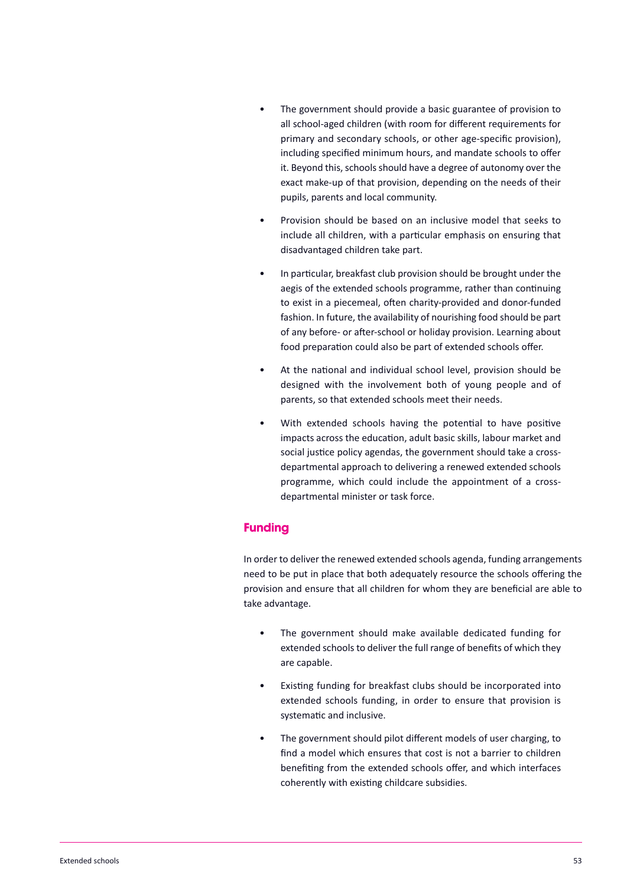- The government should provide a basic guarantee of provision to all school-aged children (with room for different requirements for primary and secondary schools, or other age-specific provision), including specified minimum hours, and mandate schools to offer it. Beyond this, schools should have a degree of autonomy over the exact make-up of that provision, depending on the needs of their pupils, parents and local community.
- Provision should be based on an inclusive model that seeks to include all children, with a particular emphasis on ensuring that disadvantaged children take part.
- In particular, breakfast club provision should be brought under the aegis of the extended schools programme, rather than continuing to exist in a piecemeal, often charity-provided and donor-funded fashion. In future, the availability of nourishing food should be part of any before- or after-school or holiday provision. Learning about food preparation could also be part of extended schools offer.
- At the national and individual school level, provision should be designed with the involvement both of young people and of parents, so that extended schools meet their needs.
- With extended schools having the potential to have positive impacts across the education, adult basic skills, labour market and social justice policy agendas, the government should take a cross-departmental approach to delivering a renewed extended schools programme, which could include the appointment of a cross-departmental minister or task force.

## Funding

In order to deliver the renewed extended schools agenda, funding arrangements need to be put in place that both adequately resource the schools offering the provision and ensure that all children for whom they are beneficial are able to take advantage.

- The government should make available dedicated funding for extended schools to deliver the full range of benefits of which they are capable.
- Existing funding for breakfast clubs should be incorporated into extended schools funding, in order to ensure that provision is systematic and inclusive.
- The government should pilot different models of user charging, to find a model which ensures that cost is not a barrier to children benefiting from the extended schools offer, and which interfaces coherently with existing childcare subsidies.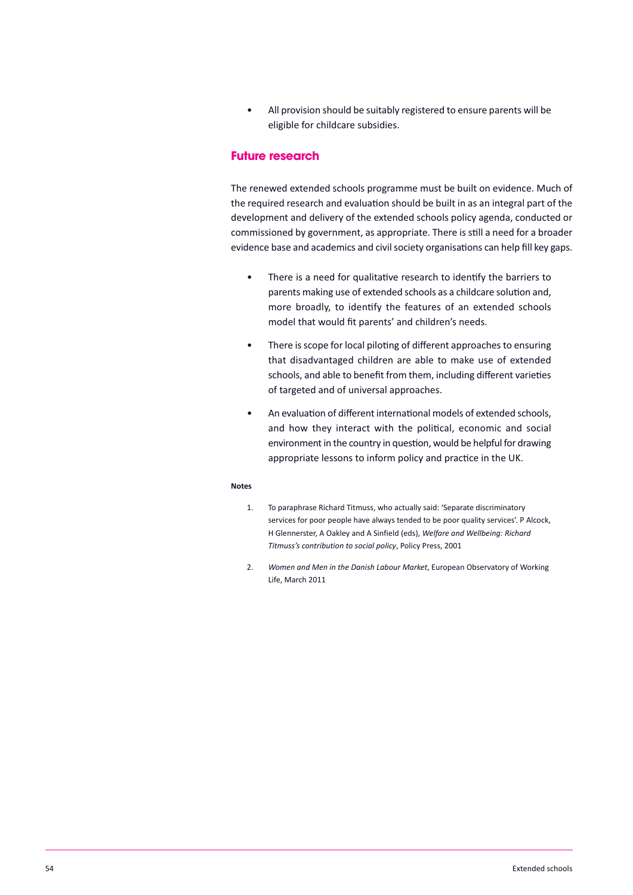- All provision should be suitably registered to ensure parents will be eligible for childcare subsidies.

## Future research

The renewed extended schools programme must be built on evidence. Much of the required research and evaluation should be built in as an integral part of the development and delivery of the extended schools policy agenda, conducted or commissioned by government, as appropriate. There is still a need for a broader evidence base and academics and civil society organisations can help fill key gaps.

- There is a need for qualitative research to identify the barriers to parents making use of extended schools as a childcare solution and, more broadly, to identify the features of an extended schools model that would fit parents' and children's needs.
- There is scope for local piloting of different approaches to ensuring that disadvantaged children are able to make use of extended schools, and able to benefit from them, including different varieties of targeted and of universal approaches.
- An evaluation of different international models of extended schools, and how they interact with the political, economic and social environment in the country in question, would be helpful for drawing appropriate lessons to inform policy and practice in the UK.

**Notes**

1. To paraphrase Richard Titmuss, who actually said: 'Separate discriminatory services for poor people have always tended to be poor quality services'. P Alcock, H Glennerster, A Oakley and A Sinfield (eds), *Welfare and Wellbeing: Richard Titmuss's contribution to social policy*, Policy Press, 2001
2. *Women and Men in the Danish Labour Market*, European Observatory of Working Life, March 2011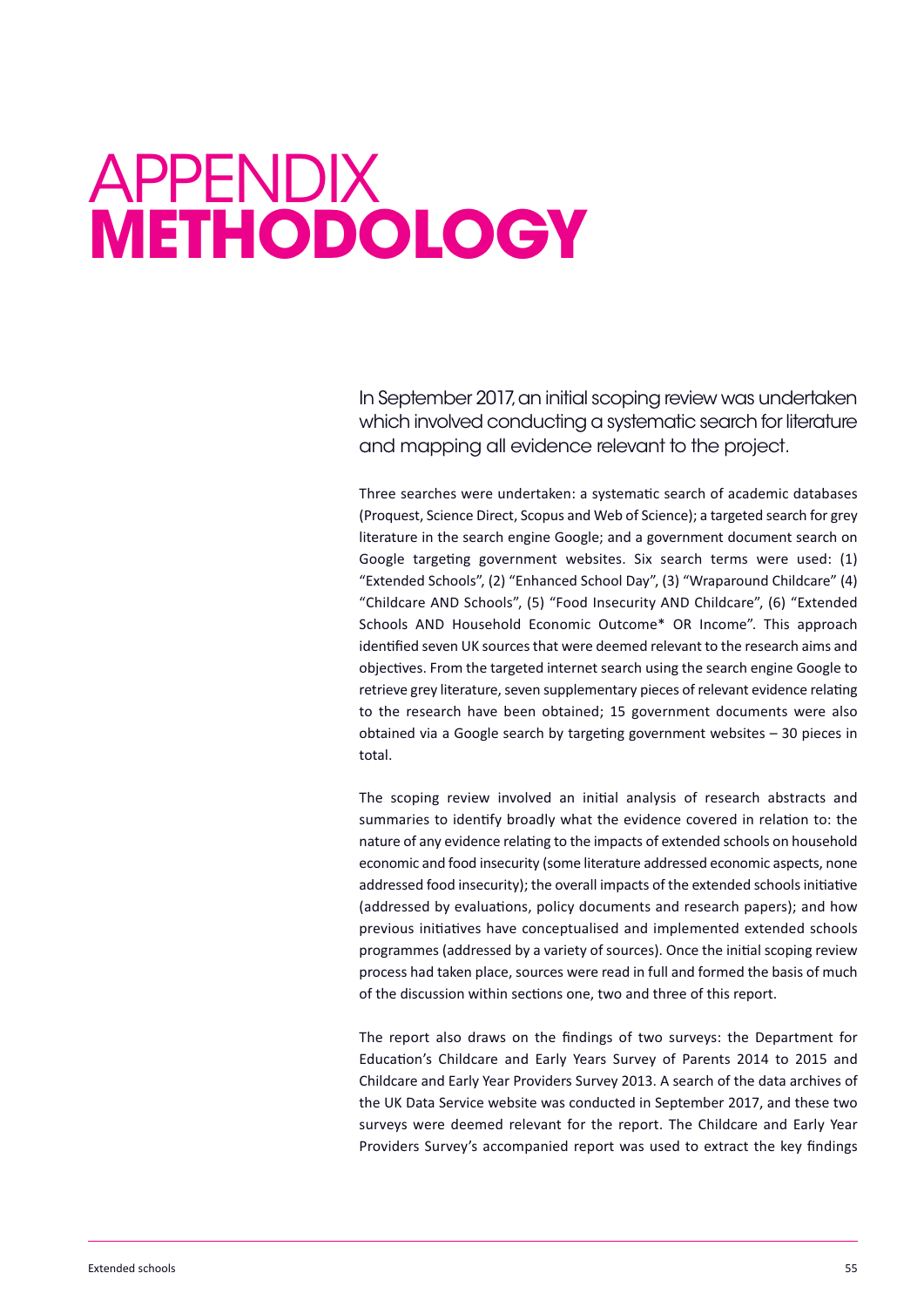# APPENDIX **METHODOLOGY**

In September 2017, an initial scoping review was undertaken which involved conducting a systematic search for literature and mapping all evidence relevant to the project.

Three searches were undertaken: a systematic search of academic databases (Proquest, Science Direct, Scopus and Web of Science); a targeted search for grey literature in the search engine Google; and a government document search on Google targeting government websites. Six search terms were used: (1) "Extended Schools", (2) "Enhanced School Day", (3) "Wraparound Childcare" (4) "Childcare AND Schools", (5) "Food Insecurity AND Childcare", (6) "Extended Schools AND Household Economic Outcome* OR Income". This approach identified seven UK sources that were deemed relevant to the research aims and objectives. From the targeted internet search using the search engine Google to retrieve grey literature, seven supplementary pieces of relevant evidence relating to the research have been obtained; 15 government documents were also obtained via a Google search by targeting government websites – 30 pieces in total.

The scoping review involved an initial analysis of research abstracts and summaries to identify broadly what the evidence covered in relation to: the nature of any evidence relating to the impacts of extended schools on household economic and food insecurity (some literature addressed economic aspects, none addressed food insecurity); the overall impacts of the extended schools initiative (addressed by evaluations, policy documents and research papers); and how previous initiatives have conceptualised and implemented extended schools programmes (addressed by a variety of sources). Once the initial scoping review process had taken place, sources were read in full and formed the basis of much of the discussion within sections one, two and three of this report.

The report also draws on the findings of two surveys: the Department for Education's Childcare and Early Years Survey of Parents 2014 to 2015 and Childcare and Early Year Providers Survey 2013. A search of the data archives of the UK Data Service website was conducted in September 2017, and these two surveys were deemed relevant for the report. The Childcare and Early Year Providers Survey's accompanied report was used to extract the key findings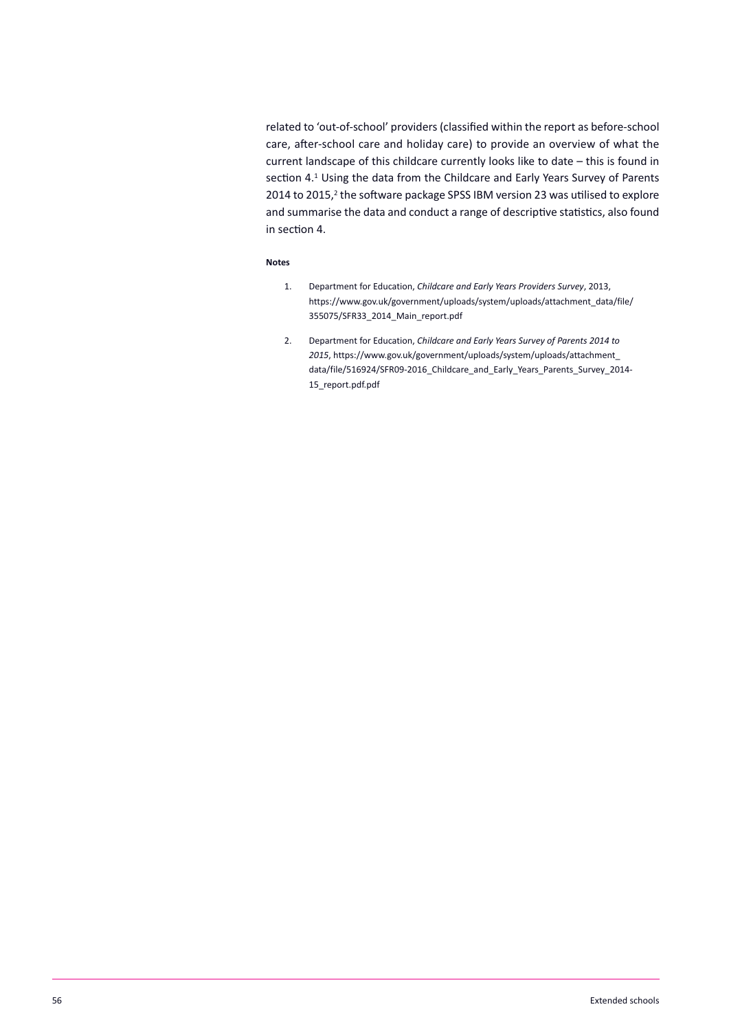related to 'out-of-school' providers (classified within the report as before-school care, after-school care and holiday care) to provide an overview of what the current landscape of this childcare currently looks like to date – this is found in section 4.[1] Using the data from the Childcare and Early Years Survey of Parents 2014 to 2015,[2] the software package SPSS IBM version 23 was utilised to explore and summarise the data and conduct a range of descriptive statistics, also found in section 4.

**Notes**

1. Department for Education, *Childcare and Early Years Providers Survey*, 2013, https://www.gov.uk/government/uploads/system/uploads/attachment_data/file/355075/SFR33_2014_Main_report.pdf

2. Department for Education, *Childcare and Early Years Survey of Parents 2014 to 2015*, https://www.gov.uk/government/uploads/system/uploads/attachment_data/file/516924/SFR09-2016_Childcare_and_Early_Years_Parents_Survey_2014-15_report.pdf.pdf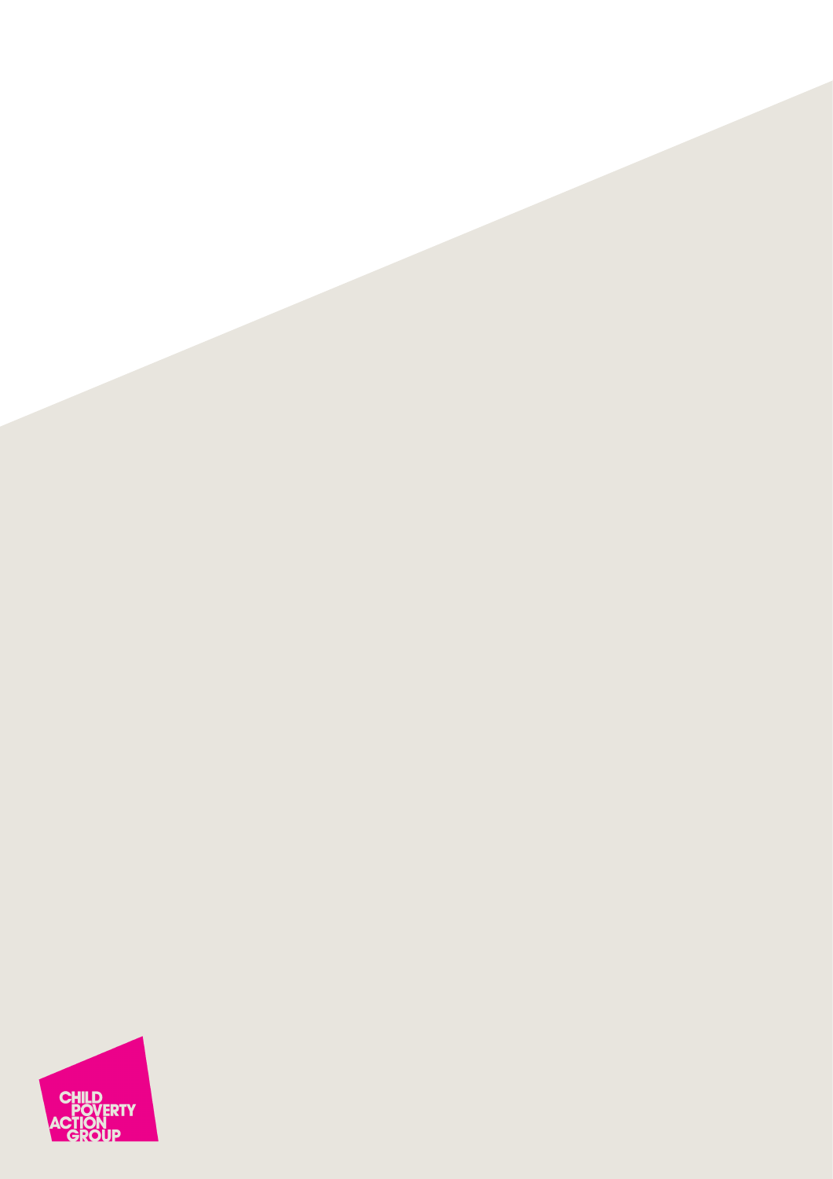CHILD
POVERTY
ACTION
GROUP